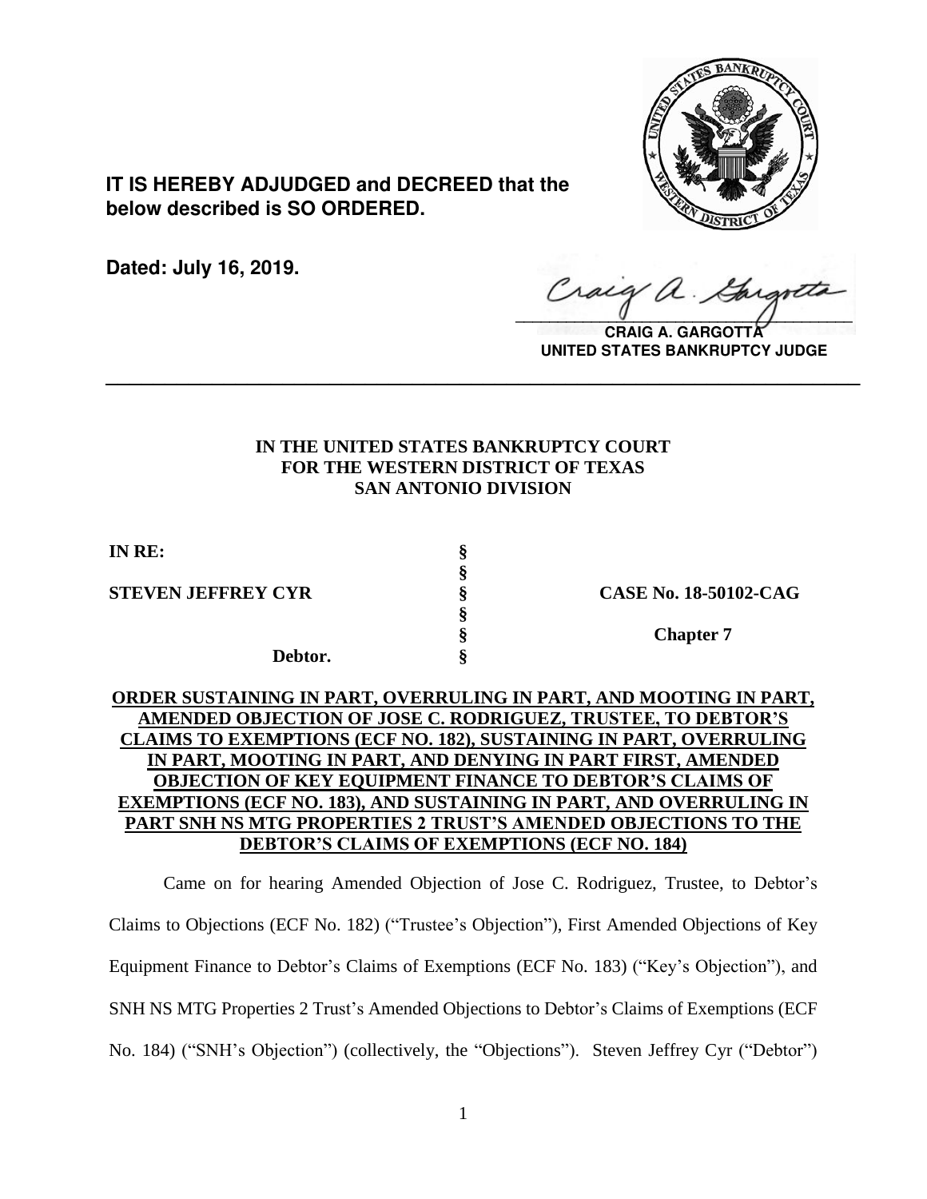**IT IS HEREBY ADJUDGED and DECREED that the below described is SO ORDERED.**

**Dated: July 16, 2019.**

**CRAIG A. GARGOTTA**
**UNITED STATES BANKRUPTCY JUDGE**

---

**IN THE UNITED STATES BANKRUPTCY COURT**
**FOR THE WESTERN DISTRICT OF TEXAS**
**SAN ANTONIO DIVISION**

| | | |
|---|---|---|
| **IN RE:** | § | |
| | § | |
| **STEVEN JEFFREY CYR** | § | **CASE No. 18-50102-CAG** |
| | § | |
| | § | **Chapter 7** |
| **Debtor.** | § | |

**ORDER SUSTAINING IN PART, OVERRULING IN PART, AND MOOTING IN PART, AMENDED OBJECTION OF JOSE C. RODRIGUEZ, TRUSTEE, TO DEBTOR'S CLAIMS TO EXEMPTIONS (ECF NO. 182), SUSTAINING IN PART, OVERRULING IN PART, MOOTING IN PART, AND DENYING IN PART FIRST, AMENDED OBJECTION OF KEY EQUIPMENT FINANCE TO DEBTOR'S CLAIMS OF EXEMPTIONS (ECF NO. 183), AND SUSTAINING IN PART, AND OVERRULING IN PART SNH NS MTG PROPERTIES 2 TRUST'S AMENDED OBJECTIONS TO THE DEBTOR'S CLAIMS OF EXEMPTIONS (ECF NO. 184)**

Came on for hearing Amended Objection of Jose C. Rodriguez, Trustee, to Debtor's Claims to Objections (ECF No. 182) ("Trustee's Objection"), First Amended Objections of Key Equipment Finance to Debtor's Claims of Exemptions (ECF No. 183) ("Key's Objection"), and SNH NS MTG Properties 2 Trust's Amended Objections to Debtor's Claims of Exemptions (ECF No. 184) ("SNH's Objection") (collectively, the "Objections"). Steven Jeffrey Cyr ("Debtor")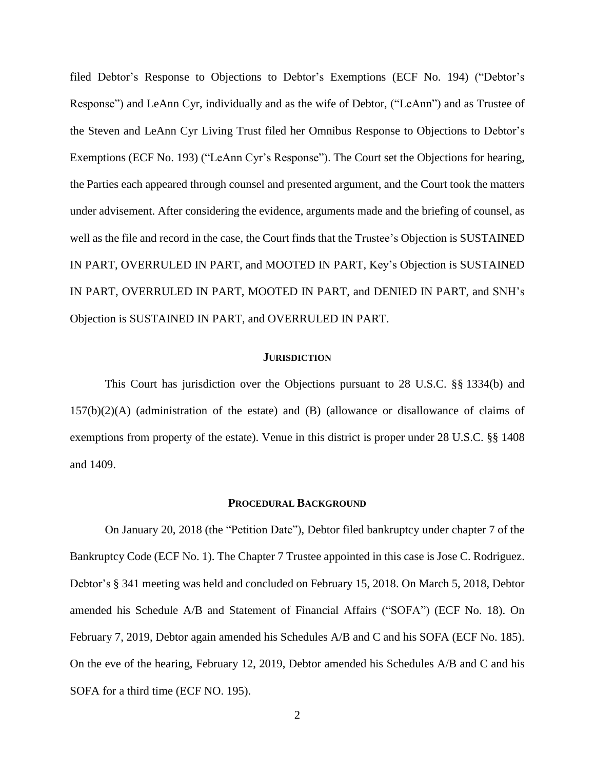filed Debtor's Response to Objections to Debtor's Exemptions (ECF No. 194) ("Debtor's Response") and LeAnn Cyr, individually and as the wife of Debtor, ("LeAnn") and as Trustee of the Steven and LeAnn Cyr Living Trust filed her Omnibus Response to Objections to Debtor's Exemptions (ECF No. 193) ("LeAnn Cyr's Response"). The Court set the Objections for hearing, the Parties each appeared through counsel and presented argument, and the Court took the matters under advisement. After considering the evidence, arguments made and the briefing of counsel, as well as the file and record in the case, the Court finds that the Trustee's Objection is SUSTAINED IN PART, OVERRULED IN PART, and MOOTED IN PART, Key's Objection is SUSTAINED IN PART, OVERRULED IN PART, MOOTED IN PART, and DENIED IN PART, and SNH's Objection is SUSTAINED IN PART, and OVERRULED IN PART.

## JURISDICTION

This Court has jurisdiction over the Objections pursuant to 28 U.S.C. §§ 1334(b) and 157(b)(2)(A) (administration of the estate) and (B) (allowance or disallowance of claims of exemptions from property of the estate). Venue in this district is proper under 28 U.S.C. §§ 1408 and 1409.

## PROCEDURAL BACKGROUND

On January 20, 2018 (the "Petition Date"), Debtor filed bankruptcy under chapter 7 of the Bankruptcy Code (ECF No. 1). The Chapter 7 Trustee appointed in this case is Jose C. Rodriguez. Debtor's § 341 meeting was held and concluded on February 15, 2018. On March 5, 2018, Debtor amended his Schedule A/B and Statement of Financial Affairs ("SOFA") (ECF No. 18). On February 7, 2019, Debtor again amended his Schedules A/B and C and his SOFA (ECF No. 185). On the eve of the hearing, February 12, 2019, Debtor amended his Schedules A/B and C and his SOFA for a third time (ECF NO. 195).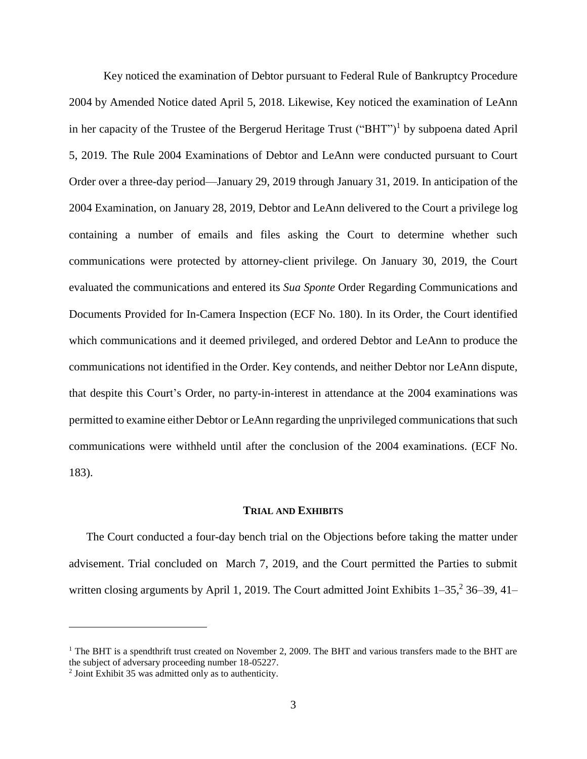Key noticed the examination of Debtor pursuant to Federal Rule of Bankruptcy Procedure 2004 by Amended Notice dated April 5, 2018. Likewise, Key noticed the examination of LeAnn in her capacity of the Trustee of the Bergerud Heritage Trust ("BHT")[1] by subpoena dated April 5, 2019. The Rule 2004 Examinations of Debtor and LeAnn were conducted pursuant to Court Order over a three-day period—January 29, 2019 through January 31, 2019. In anticipation of the 2004 Examination, on January 28, 2019, Debtor and LeAnn delivered to the Court a privilege log containing a number of emails and files asking the Court to determine whether such communications were protected by attorney-client privilege. On January 30, 2019, the Court evaluated the communications and entered its *Sua Sponte* Order Regarding Communications and Documents Provided for In-Camera Inspection (ECF No. 180). In its Order, the Court identified which communications and it deemed privileged, and ordered Debtor and LeAnn to produce the communications not identified in the Order. Key contends, and neither Debtor nor LeAnn dispute, that despite this Court's Order, no party-in-interest in attendance at the 2004 examinations was permitted to examine either Debtor or LeAnn regarding the unprivileged communications that such communications were withheld until after the conclusion of the 2004 examinations. (ECF No. 183).

## TRIAL AND EXHIBITS

The Court conducted a four-day bench trial on the Objections before taking the matter under advisement. Trial concluded on March 7, 2019, and the Court permitted the Parties to submit written closing arguments by April 1, 2019. The Court admitted Joint Exhibits 1–35,[2] 36–39, 41–

---

[1] The BHT is a spendthrift trust created on November 2, 2009. The BHT and various transfers made to the BHT are the subject of adversary proceeding number 18-05227.

[2] Joint Exhibit 35 was admitted only as to authenticity.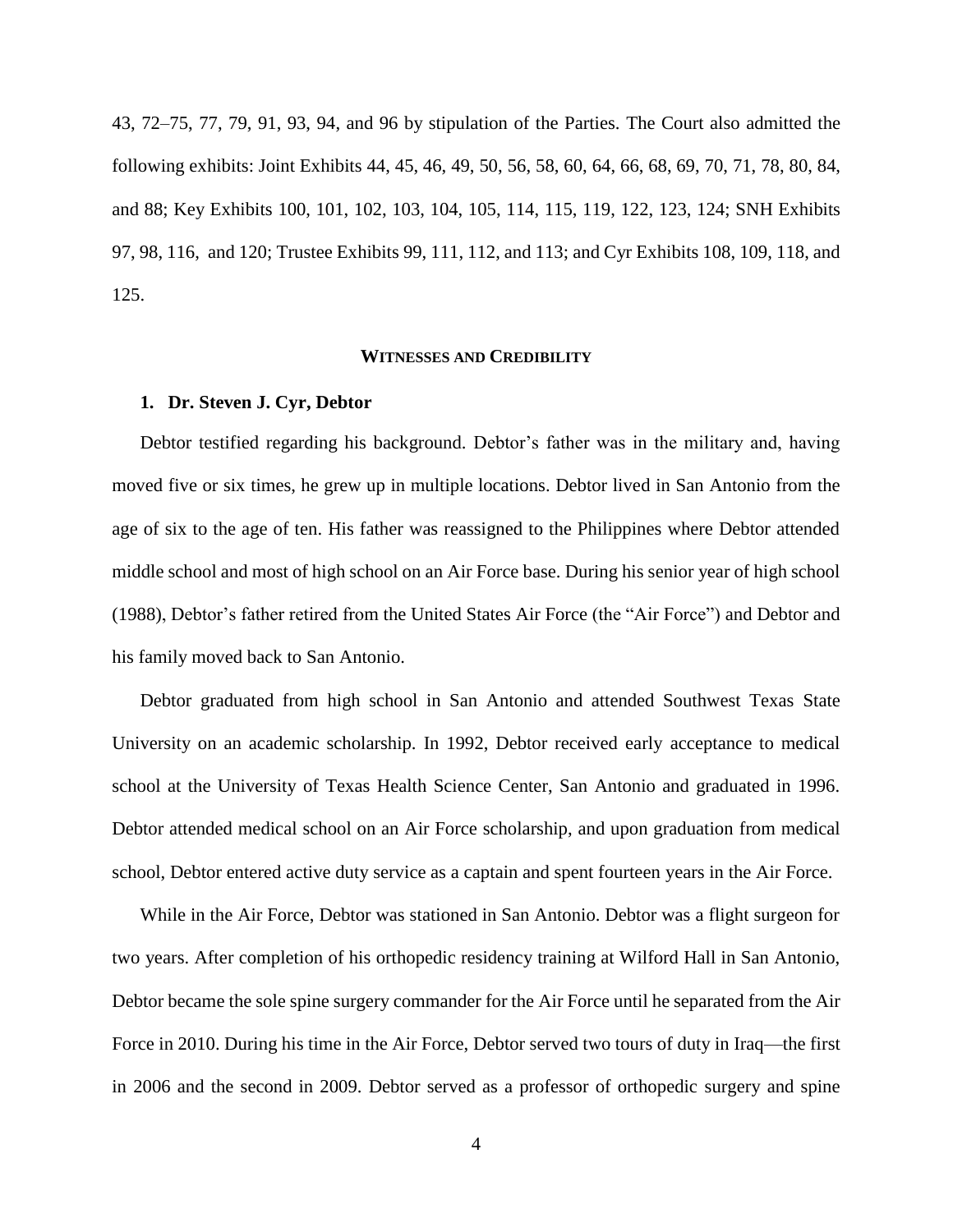43, 72–75, 77, 79, 91, 93, 94, and 96 by stipulation of the Parties. The Court also admitted the following exhibits: Joint Exhibits 44, 45, 46, 49, 50, 56, 58, 60, 64, 66, 68, 69, 70, 71, 78, 80, 84, and 88; Key Exhibits 100, 101, 102, 103, 104, 105, 114, 115, 119, 122, 123, 124; SNH Exhibits 97, 98, 116, and 120; Trustee Exhibits 99, 111, 112, and 113; and Cyr Exhibits 108, 109, 118, and 125.

## WITNESSES AND CREDIBILITY

### 1. Dr. Steven J. Cyr, Debtor

Debtor testified regarding his background. Debtor's father was in the military and, having moved five or six times, he grew up in multiple locations. Debtor lived in San Antonio from the age of six to the age of ten. His father was reassigned to the Philippines where Debtor attended middle school and most of high school on an Air Force base. During his senior year of high school (1988), Debtor's father retired from the United States Air Force (the "Air Force") and Debtor and his family moved back to San Antonio.

Debtor graduated from high school in San Antonio and attended Southwest Texas State University on an academic scholarship. In 1992, Debtor received early acceptance to medical school at the University of Texas Health Science Center, San Antonio and graduated in 1996. Debtor attended medical school on an Air Force scholarship, and upon graduation from medical school, Debtor entered active duty service as a captain and spent fourteen years in the Air Force.

While in the Air Force, Debtor was stationed in San Antonio. Debtor was a flight surgeon for two years. After completion of his orthopedic residency training at Wilford Hall in San Antonio, Debtor became the sole spine surgery commander for the Air Force until he separated from the Air Force in 2010. During his time in the Air Force, Debtor served two tours of duty in Iraq—the first in 2006 and the second in 2009. Debtor served as a professor of orthopedic surgery and spine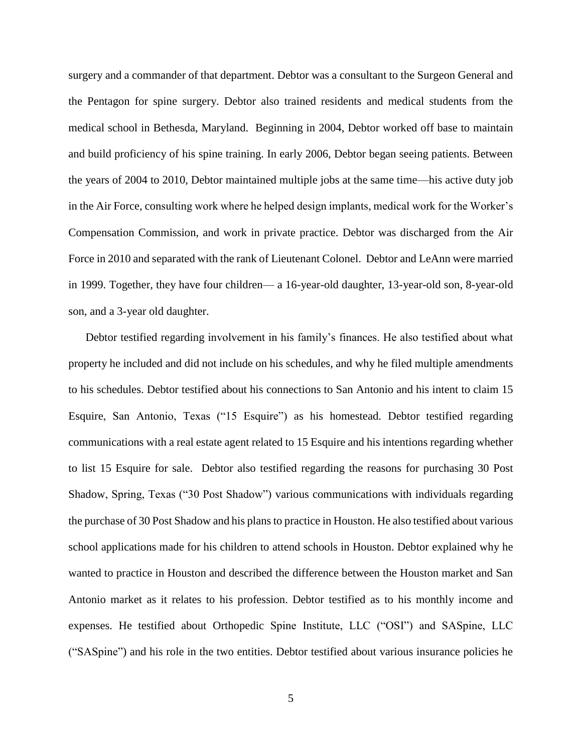surgery and a commander of that department. Debtor was a consultant to the Surgeon General and the Pentagon for spine surgery. Debtor also trained residents and medical students from the medical school in Bethesda, Maryland. Beginning in 2004, Debtor worked off base to maintain and build proficiency of his spine training. In early 2006, Debtor began seeing patients. Between the years of 2004 to 2010, Debtor maintained multiple jobs at the same time—his active duty job in the Air Force, consulting work where he helped design implants, medical work for the Worker's Compensation Commission, and work in private practice. Debtor was discharged from the Air Force in 2010 and separated with the rank of Lieutenant Colonel. Debtor and LeAnn were married in 1999. Together, they have four children— a 16-year-old daughter, 13-year-old son, 8-year-old son, and a 3-year old daughter.

Debtor testified regarding involvement in his family's finances. He also testified about what property he included and did not include on his schedules, and why he filed multiple amendments to his schedules. Debtor testified about his connections to San Antonio and his intent to claim 15 Esquire, San Antonio, Texas ("15 Esquire") as his homestead. Debtor testified regarding communications with a real estate agent related to 15 Esquire and his intentions regarding whether to list 15 Esquire for sale. Debtor also testified regarding the reasons for purchasing 30 Post Shadow, Spring, Texas ("30 Post Shadow") various communications with individuals regarding the purchase of 30 Post Shadow and his plans to practice in Houston. He also testified about various school applications made for his children to attend schools in Houston. Debtor explained why he wanted to practice in Houston and described the difference between the Houston market and San Antonio market as it relates to his profession. Debtor testified as to his monthly income and expenses. He testified about Orthopedic Spine Institute, LLC ("OSI") and SASpine, LLC ("SASpine") and his role in the two entities. Debtor testified about various insurance policies he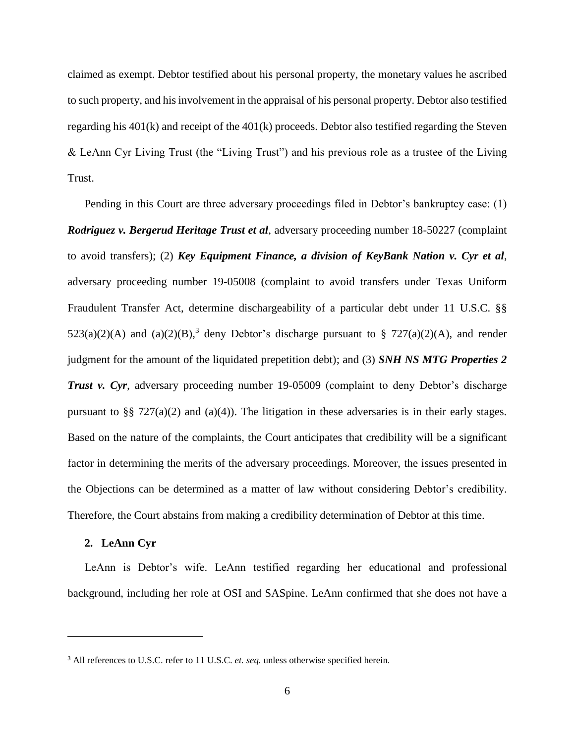claimed as exempt. Debtor testified about his personal property, the monetary values he ascribed to such property, and his involvement in the appraisal of his personal property. Debtor also testified regarding his 401(k) and receipt of the 401(k) proceeds. Debtor also testified regarding the Steven & LeAnn Cyr Living Trust (the "Living Trust") and his previous role as a trustee of the Living Trust.

Pending in this Court are three adversary proceedings filed in Debtor's bankruptcy case: (1) ***Rodriguez v. Bergerud Heritage Trust et al***, adversary proceeding number 18-50227 (complaint to avoid transfers); (2) ***Key Equipment Finance, a division of KeyBank Nation v. Cyr et al***, adversary proceeding number 19-05008 (complaint to avoid transfers under Texas Uniform Fraudulent Transfer Act, determine dischargeability of a particular debt under 11 U.S.C. §§ 523(a)(2)(A) and (a)(2)(B),[3] deny Debtor's discharge pursuant to § 727(a)(2)(A), and render judgment for the amount of the liquidated prepetition debt); and (3) ***SNH NS MTG Properties 2 Trust v. Cyr***, adversary proceeding number 19-05009 (complaint to deny Debtor's discharge pursuant to §§ 727(a)(2) and (a)(4)). The litigation in these adversaries is in their early stages. Based on the nature of the complaints, the Court anticipates that credibility will be a significant factor in determining the merits of the adversary proceedings. Moreover, the issues presented in the Objections can be determined as a matter of law without considering Debtor's credibility. Therefore, the Court abstains from making a credibility determination of Debtor at this time.

**2. LeAnn Cyr**

LeAnn is Debtor's wife. LeAnn testified regarding her educational and professional background, including her role at OSI and SASpine. LeAnn confirmed that she does not have a

---

[3] All references to U.S.C. refer to 11 U.S.C. *et. seq.* unless otherwise specified herein.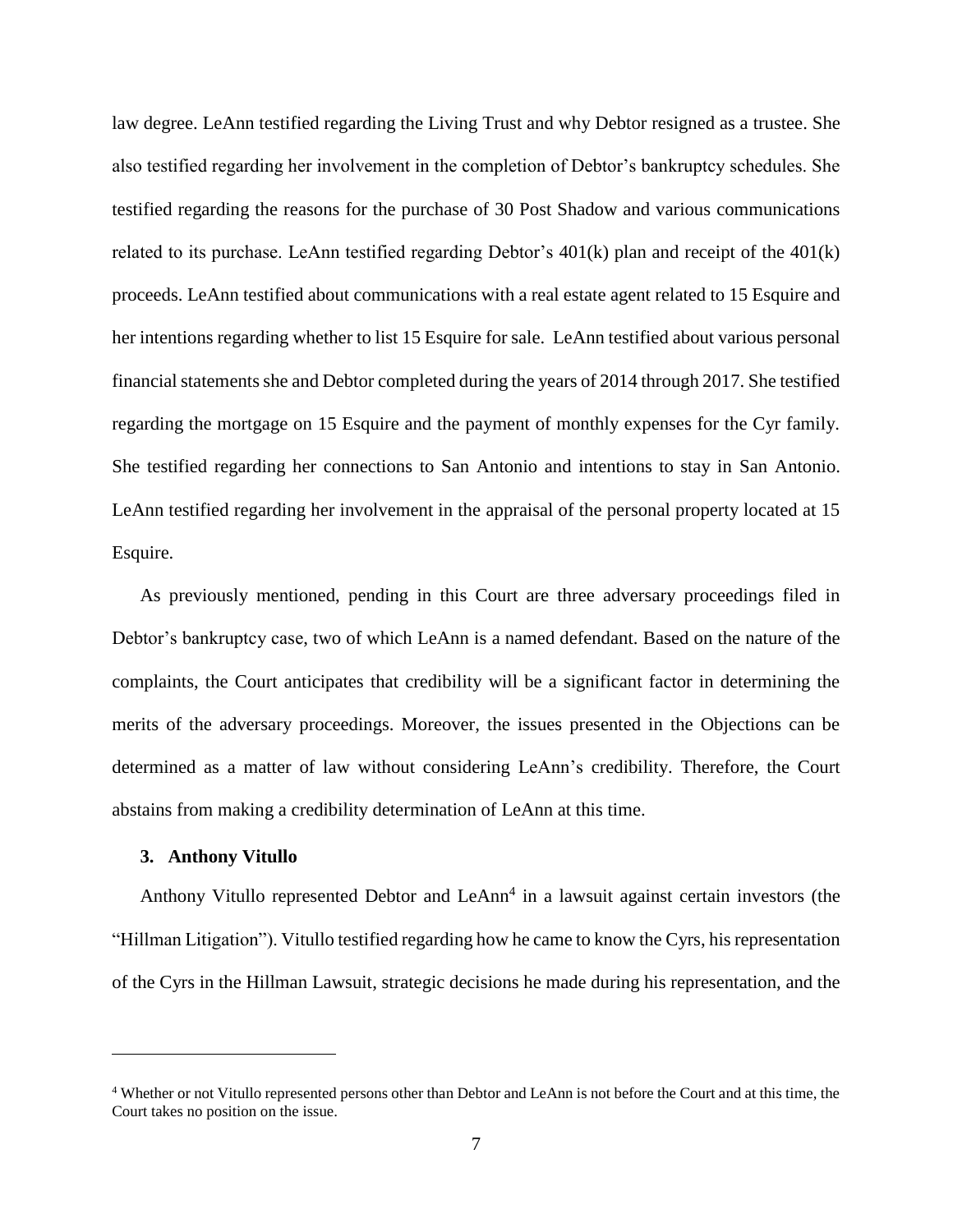law degree. LeAnn testified regarding the Living Trust and why Debtor resigned as a trustee. She also testified regarding her involvement in the completion of Debtor's bankruptcy schedules. She testified regarding the reasons for the purchase of 30 Post Shadow and various communications related to its purchase. LeAnn testified regarding Debtor's 401(k) plan and receipt of the 401(k) proceeds. LeAnn testified about communications with a real estate agent related to 15 Esquire and her intentions regarding whether to list 15 Esquire for sale. LeAnn testified about various personal financial statements she and Debtor completed during the years of 2014 through 2017. She testified regarding the mortgage on 15 Esquire and the payment of monthly expenses for the Cyr family. She testified regarding her connections to San Antonio and intentions to stay in San Antonio. LeAnn testified regarding her involvement in the appraisal of the personal property located at 15 Esquire.

As previously mentioned, pending in this Court are three adversary proceedings filed in Debtor's bankruptcy case, two of which LeAnn is a named defendant. Based on the nature of the complaints, the Court anticipates that credibility will be a significant factor in determining the merits of the adversary proceedings. Moreover, the issues presented in the Objections can be determined as a matter of law without considering LeAnn's credibility. Therefore, the Court abstains from making a credibility determination of LeAnn at this time.

### 3. Anthony Vitullo

Anthony Vitullo represented Debtor and LeAnn[4] in a lawsuit against certain investors (the "Hillman Litigation"). Vitullo testified regarding how he came to know the Cyrs, his representation of the Cyrs in the Hillman Lawsuit, strategic decisions he made during his representation, and the

---

[4] Whether or not Vitullo represented persons other than Debtor and LeAnn is not before the Court and at this time, the Court takes no position on the issue.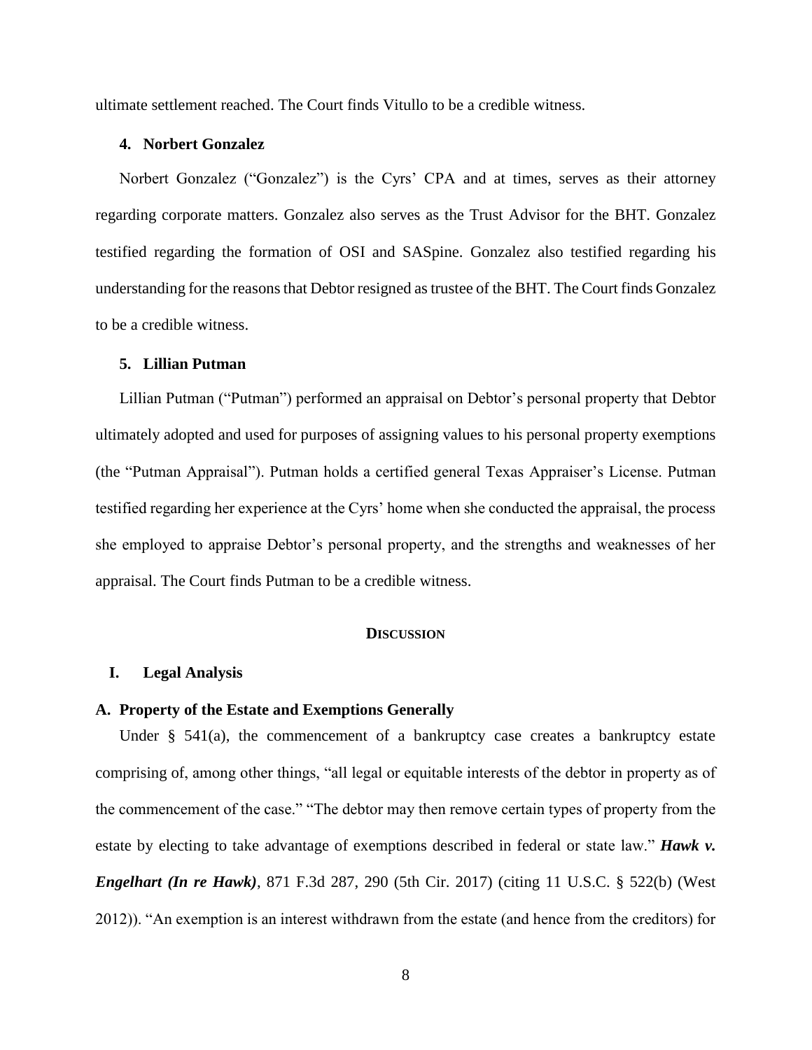ultimate settlement reached. The Court finds Vitullo to be a credible witness.

### 4. Norbert Gonzalez

Norbert Gonzalez ("Gonzalez") is the Cyrs' CPA and at times, serves as their attorney regarding corporate matters. Gonzalez also serves as the Trust Advisor for the BHT. Gonzalez testified regarding the formation of OSI and SASpine. Gonzalez also testified regarding his understanding for the reasons that Debtor resigned as trustee of the BHT. The Court finds Gonzalez to be a credible witness.

### 5. Lillian Putman

Lillian Putman ("Putman") performed an appraisal on Debtor's personal property that Debtor ultimately adopted and used for purposes of assigning values to his personal property exemptions (the "Putman Appraisal"). Putman holds a certified general Texas Appraiser's License. Putman testified regarding her experience at the Cyrs' home when she conducted the appraisal, the process she employed to appraise Debtor's personal property, and the strengths and weaknesses of her appraisal. The Court finds Putman to be a credible witness.

## Discussion

### I. Legal Analysis

### A. Property of the Estate and Exemptions Generally

Under § 541(a), the commencement of a bankruptcy case creates a bankruptcy estate comprising of, among other things, "all legal or equitable interests of the debtor in property as of the commencement of the case." "The debtor may then remove certain types of property from the estate by electing to take advantage of exemptions described in federal or state law." ***Hawk v. Engelhart (In re Hawk)***, 871 F.3d 287, 290 (5th Cir. 2017) (citing 11 U.S.C. § 522(b) (West 2012)). "An exemption is an interest withdrawn from the estate (and hence from the creditors) for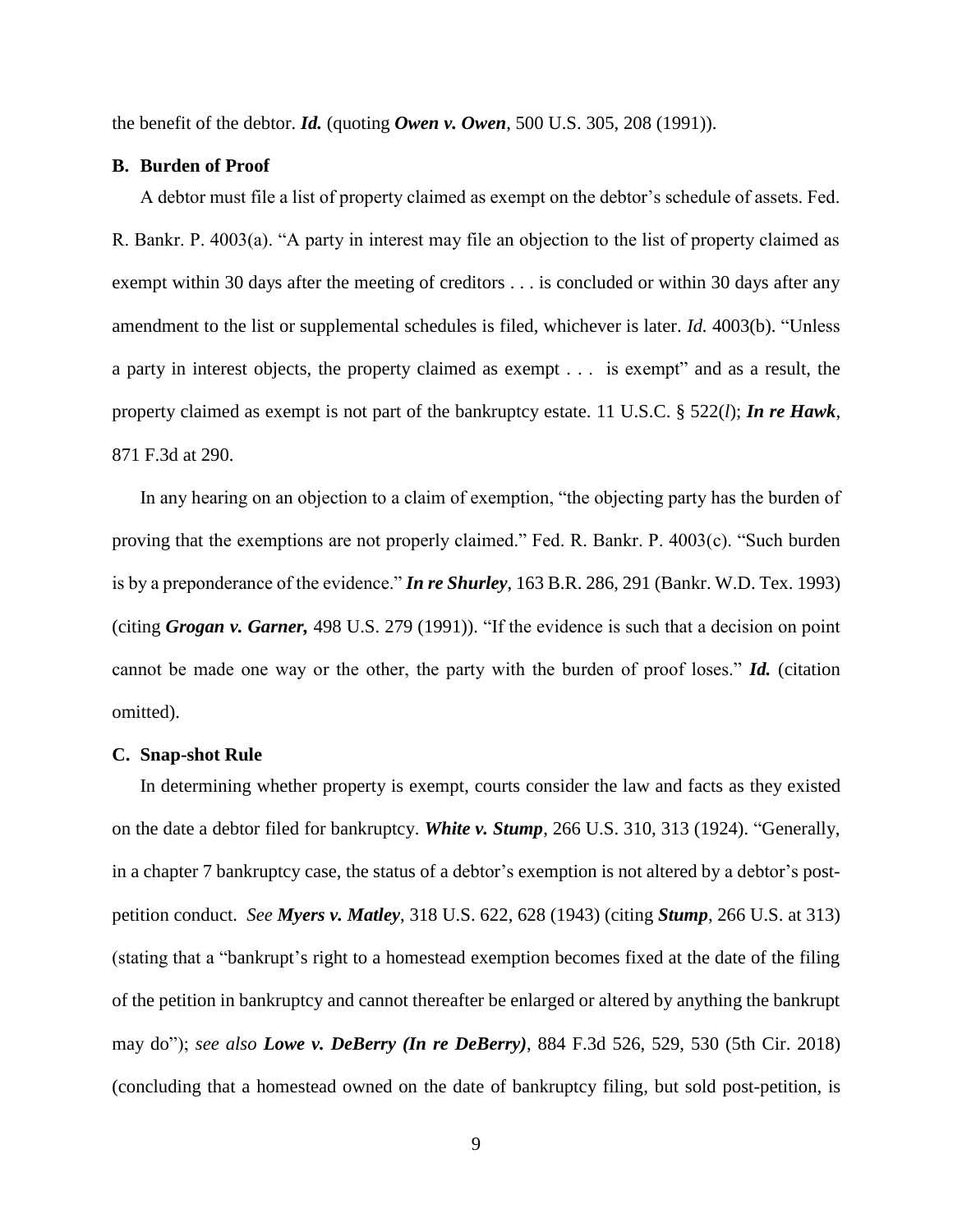the benefit of the debtor. ***Id.*** (quoting ***Owen v. Owen***, 500 U.S. 305, 208 (1991)).

### B. Burden of Proof

A debtor must file a list of property claimed as exempt on the debtor's schedule of assets. Fed. R. Bankr. P. 4003(a). "A party in interest may file an objection to the list of property claimed as exempt within 30 days after the meeting of creditors . . . is concluded or within 30 days after any amendment to the list or supplemental schedules is filed, whichever is later. *Id.* 4003(b). "Unless a party in interest objects, the property claimed as exempt . . . is exempt" and as a result, the property claimed as exempt is not part of the bankruptcy estate. 11 U.S.C. § 522(*l*); ***In re Hawk***, 871 F.3d at 290.

In any hearing on an objection to a claim of exemption, "the objecting party has the burden of proving that the exemptions are not properly claimed." Fed. R. Bankr. P. 4003(c). "Such burden is by a preponderance of the evidence." ***In re Shurley***, 163 B.R. 286, 291 (Bankr. W.D. Tex. 1993) (citing ***Grogan v. Garner,*** 498 U.S. 279 (1991)). "If the evidence is such that a decision on point cannot be made one way or the other, the party with the burden of proof loses." ***Id.*** (citation omitted).

### C. Snap-shot Rule

In determining whether property is exempt, courts consider the law and facts as they existed on the date a debtor filed for bankruptcy. ***White v. Stump***, 266 U.S. 310, 313 (1924). "Generally, in a chapter 7 bankruptcy case, the status of a debtor's exemption is not altered by a debtor's post-petition conduct. *See* ***Myers v. Matley***, 318 U.S. 622, 628 (1943) (citing ***Stump***, 266 U.S. at 313) (stating that a "bankrupt's right to a homestead exemption becomes fixed at the date of the filing of the petition in bankruptcy and cannot thereafter be enlarged or altered by anything the bankrupt may do"); *see also* ***Lowe v. DeBerry (In re DeBerry)***, 884 F.3d 526, 529, 530 (5th Cir. 2018) (concluding that a homestead owned on the date of bankruptcy filing, but sold post-petition, is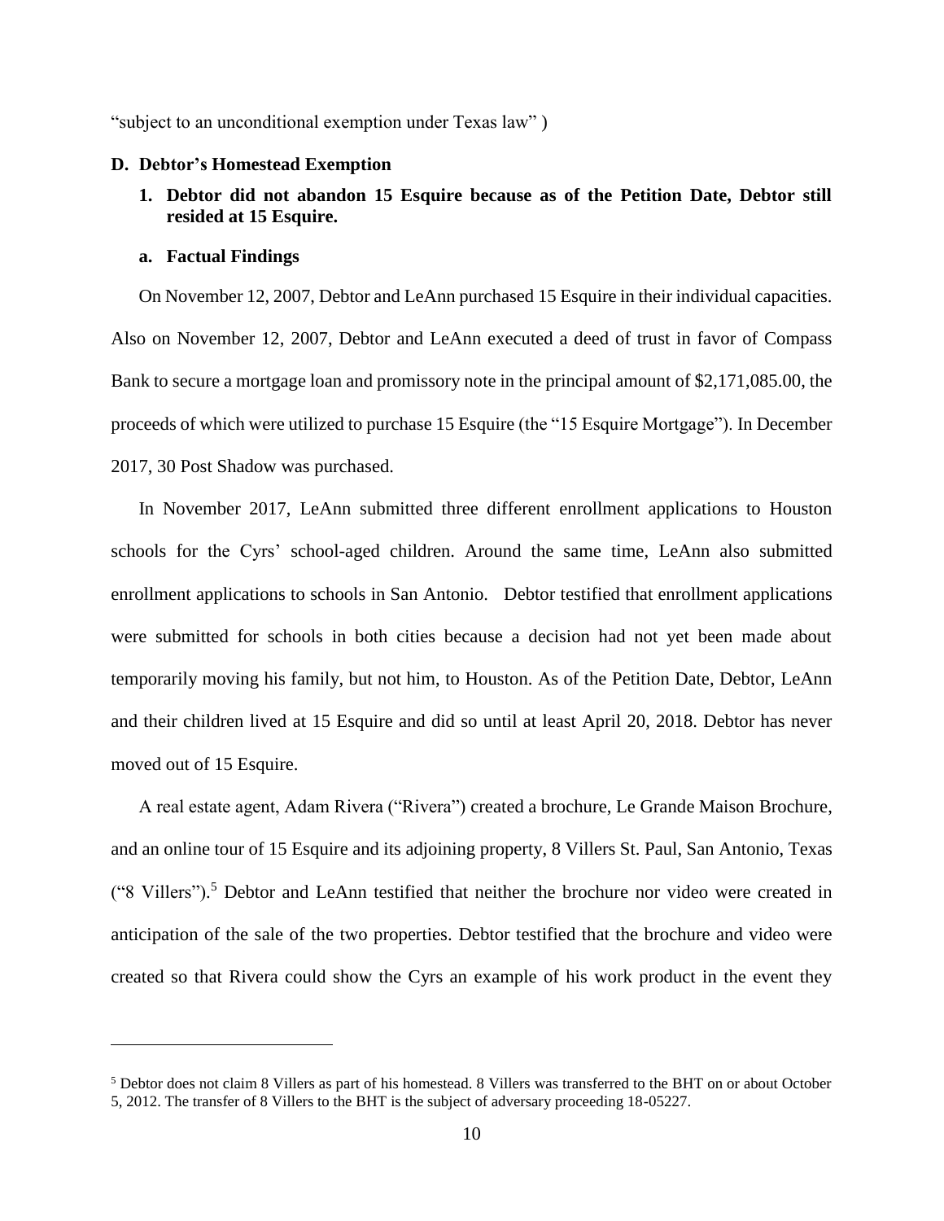"subject to an unconditional exemption under Texas law" )

### D. Debtor's Homestead Exemption

#### 1. Debtor did not abandon 15 Esquire because as of the Petition Date, Debtor still resided at 15 Esquire.

##### a. Factual Findings

On November 12, 2007, Debtor and LeAnn purchased 15 Esquire in their individual capacities. Also on November 12, 2007, Debtor and LeAnn executed a deed of trust in favor of Compass Bank to secure a mortgage loan and promissory note in the principal amount of $2,171,085.00, the proceeds of which were utilized to purchase 15 Esquire (the "15 Esquire Mortgage"). In December 2017, 30 Post Shadow was purchased.

In November 2017, LeAnn submitted three different enrollment applications to Houston schools for the Cyrs' school-aged children. Around the same time, LeAnn also submitted enrollment applications to schools in San Antonio. Debtor testified that enrollment applications were submitted for schools in both cities because a decision had not yet been made about temporarily moving his family, but not him, to Houston. As of the Petition Date, Debtor, LeAnn and their children lived at 15 Esquire and did so until at least April 20, 2018. Debtor has never moved out of 15 Esquire.

A real estate agent, Adam Rivera ("Rivera") created a brochure, Le Grande Maison Brochure, and an online tour of 15 Esquire and its adjoining property, 8 Villers St. Paul, San Antonio, Texas ("8 Villers").[5] Debtor and LeAnn testified that neither the brochure nor video were created in anticipation of the sale of the two properties. Debtor testified that the brochure and video were created so that Rivera could show the Cyrs an example of his work product in the event they

---

[5] Debtor does not claim 8 Villers as part of his homestead. 8 Villers was transferred to the BHT on or about October 5, 2012. The transfer of 8 Villers to the BHT is the subject of adversary proceeding 18-05227.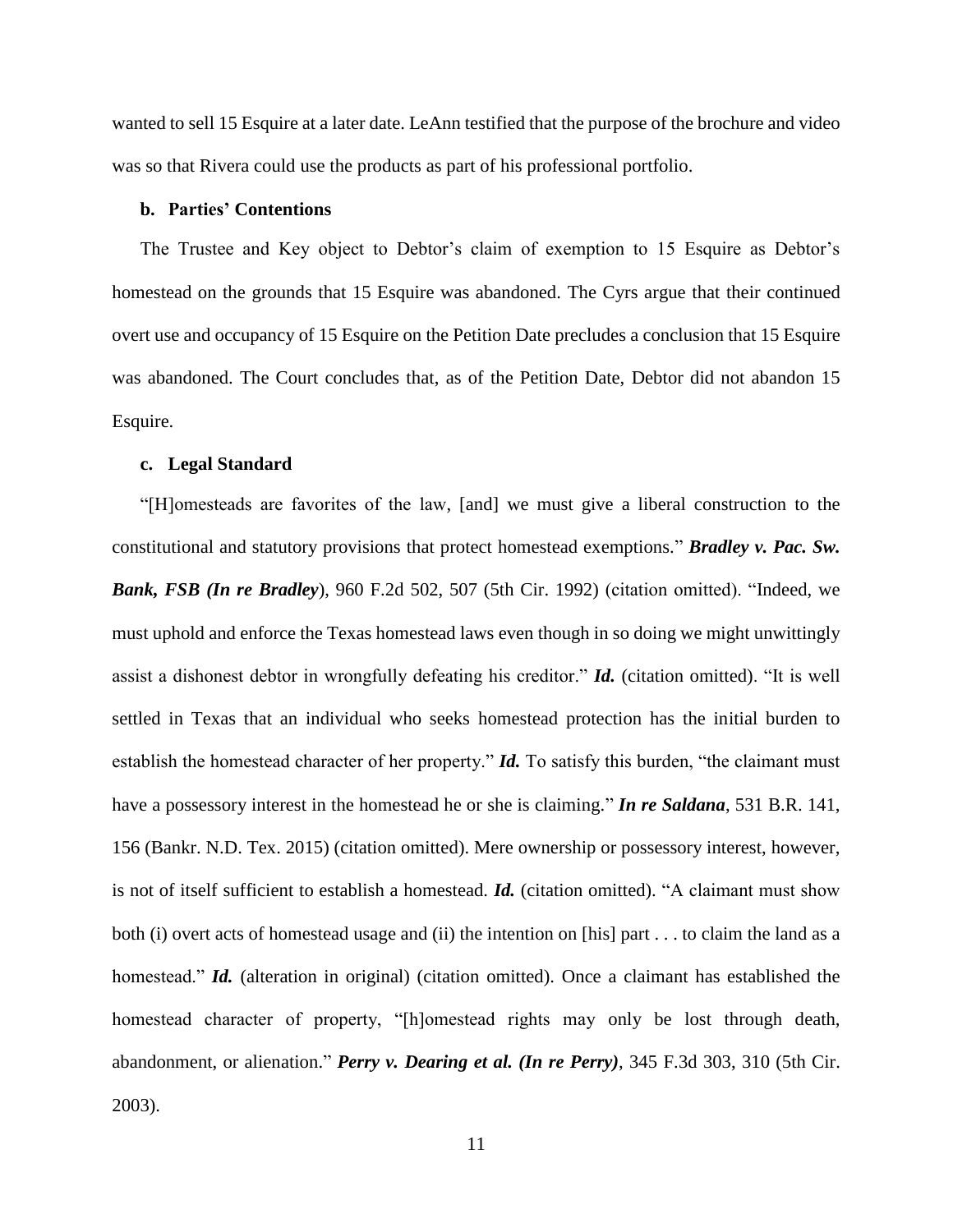wanted to sell 15 Esquire at a later date. LeAnn testified that the purpose of the brochure and video was so that Rivera could use the products as part of his professional portfolio.

**b. Parties' Contentions**

The Trustee and Key object to Debtor's claim of exemption to 15 Esquire as Debtor's homestead on the grounds that 15 Esquire was abandoned. The Cyrs argue that their continued overt use and occupancy of 15 Esquire on the Petition Date precludes a conclusion that 15 Esquire was abandoned. The Court concludes that, as of the Petition Date, Debtor did not abandon 15 Esquire.

**c. Legal Standard**

"[H]omesteads are favorites of the law, [and] we must give a liberal construction to the constitutional and statutory provisions that protect homestead exemptions." ***Bradley v. Pac. Sw. Bank, FSB (In re Bradley***), 960 F.2d 502, 507 (5th Cir. 1992) (citation omitted). "Indeed, we must uphold and enforce the Texas homestead laws even though in so doing we might unwittingly assist a dishonest debtor in wrongfully defeating his creditor." ***Id.*** (citation omitted). "It is well settled in Texas that an individual who seeks homestead protection has the initial burden to establish the homestead character of her property." ***Id.*** To satisfy this burden, "the claimant must have a possessory interest in the homestead he or she is claiming." ***In re Saldana***, 531 B.R. 141, 156 (Bankr. N.D. Tex. 2015) (citation omitted). Mere ownership or possessory interest, however, is not of itself sufficient to establish a homestead. ***Id.*** (citation omitted). "A claimant must show both (i) overt acts of homestead usage and (ii) the intention on [his] part . . . to claim the land as a homestead." ***Id.*** (alteration in original) (citation omitted). Once a claimant has established the homestead character of property, "[h]omestead rights may only be lost through death, abandonment, or alienation." ***Perry v. Dearing et al. (In re Perry)***, 345 F.3d 303, 310 (5th Cir. 2003).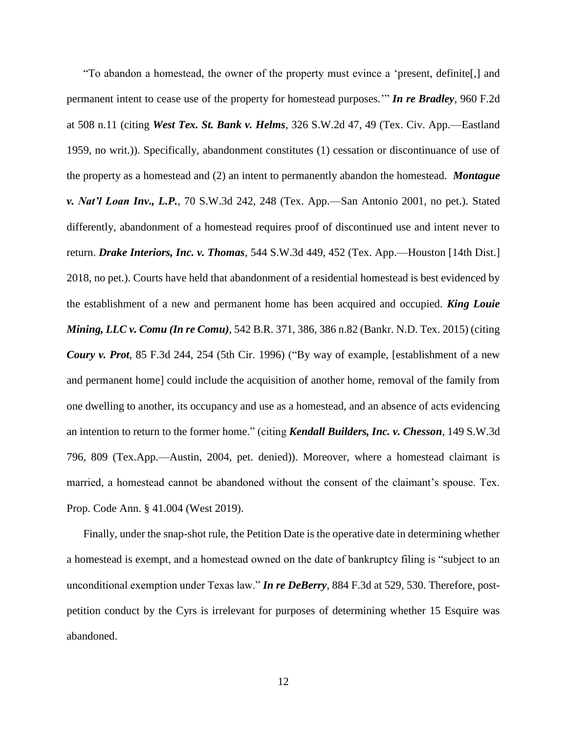"To abandon a homestead, the owner of the property must evince a 'present, definite[,] and permanent intent to cease use of the property for homestead purposes.'" ***In re Bradley***, 960 F.2d at 508 n.11 (citing ***West Tex. St. Bank v. Helms***, 326 S.W.2d 47, 49 (Tex. Civ. App.—Eastland 1959, no writ.)). Specifically, abandonment constitutes (1) cessation or discontinuance of use of the property as a homestead and (2) an intent to permanently abandon the homestead. ***Montague v. Nat'l Loan Inv., L.P.***, 70 S.W.3d 242, 248 (Tex. App.—San Antonio 2001, no pet.). Stated differently, abandonment of a homestead requires proof of discontinued use and intent never to return. ***Drake Interiors, Inc. v. Thomas***, 544 S.W.3d 449, 452 (Tex. App.—Houston [14th Dist.] 2018, no pet.). Courts have held that abandonment of a residential homestead is best evidenced by the establishment of a new and permanent home has been acquired and occupied. ***King Louie Mining, LLC v. Comu (In re Comu)***, 542 B.R. 371, 386, 386 n.82 (Bankr. N.D. Tex. 2015) (citing ***Coury v. Prot***, 85 F.3d 244, 254 (5th Cir. 1996) ("By way of example, [establishment of a new and permanent home] could include the acquisition of another home, removal of the family from one dwelling to another, its occupancy and use as a homestead, and an absence of acts evidencing an intention to return to the former home." (citing ***Kendall Builders, Inc. v. Chesson***, 149 S.W.3d 796, 809 (Tex.App.—Austin, 2004, pet. denied)). Moreover, where a homestead claimant is married, a homestead cannot be abandoned without the consent of the claimant's spouse. Tex. Prop. Code Ann. § 41.004 (West 2019).

Finally, under the snap-shot rule, the Petition Date is the operative date in determining whether a homestead is exempt, and a homestead owned on the date of bankruptcy filing is "subject to an unconditional exemption under Texas law." ***In re DeBerry***, 884 F.3d at 529, 530. Therefore, post-petition conduct by the Cyrs is irrelevant for purposes of determining whether 15 Esquire was abandoned.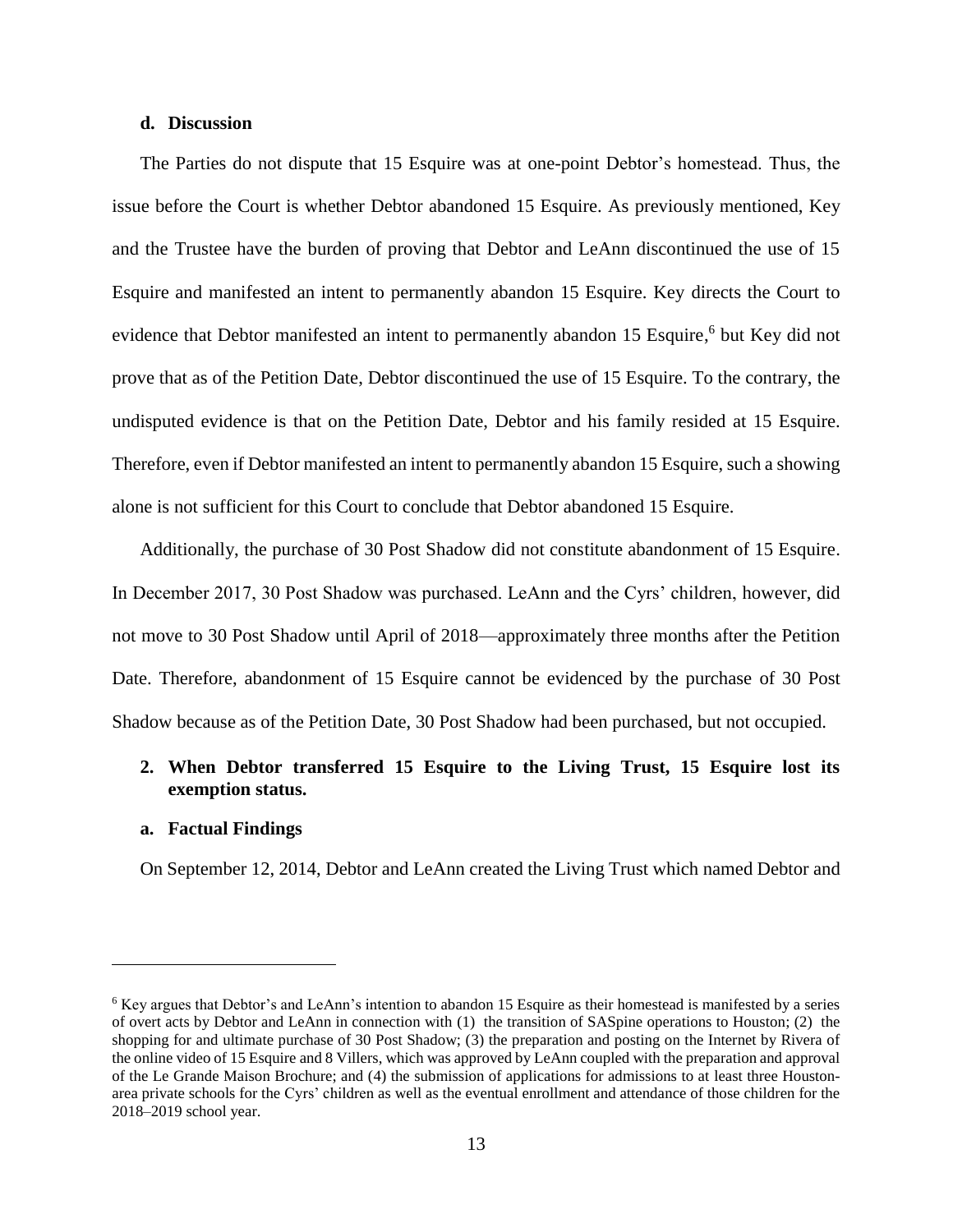### d. Discussion

The Parties do not dispute that 15 Esquire was at one-point Debtor's homestead. Thus, the issue before the Court is whether Debtor abandoned 15 Esquire. As previously mentioned, Key and the Trustee have the burden of proving that Debtor and LeAnn discontinued the use of 15 Esquire and manifested an intent to permanently abandon 15 Esquire. Key directs the Court to evidence that Debtor manifested an intent to permanently abandon 15 Esquire,[6] but Key did not prove that as of the Petition Date, Debtor discontinued the use of 15 Esquire. To the contrary, the undisputed evidence is that on the Petition Date, Debtor and his family resided at 15 Esquire. Therefore, even if Debtor manifested an intent to permanently abandon 15 Esquire, such a showing alone is not sufficient for this Court to conclude that Debtor abandoned 15 Esquire.

Additionally, the purchase of 30 Post Shadow did not constitute abandonment of 15 Esquire. In December 2017, 30 Post Shadow was purchased. LeAnn and the Cyrs' children, however, did not move to 30 Post Shadow until April of 2018—approximately three months after the Petition Date. Therefore, abandonment of 15 Esquire cannot be evidenced by the purchase of 30 Post Shadow because as of the Petition Date, 30 Post Shadow had been purchased, but not occupied.

## 2. When Debtor transferred 15 Esquire to the Living Trust, 15 Esquire lost its exemption status.

### a. Factual Findings

On September 12, 2014, Debtor and LeAnn created the Living Trust which named Debtor and

---

[6] Key argues that Debtor's and LeAnn's intention to abandon 15 Esquire as their homestead is manifested by a series of overt acts by Debtor and LeAnn in connection with (1) the transition of SASpine operations to Houston; (2) the shopping for and ultimate purchase of 30 Post Shadow; (3) the preparation and posting on the Internet by Rivera of the online video of 15 Esquire and 8 Villers, which was approved by LeAnn coupled with the preparation and approval of the Le Grande Maison Brochure; and (4) the submission of applications for admissions to at least three Houston-area private schools for the Cyrs' children as well as the eventual enrollment and attendance of those children for the 2018–2019 school year.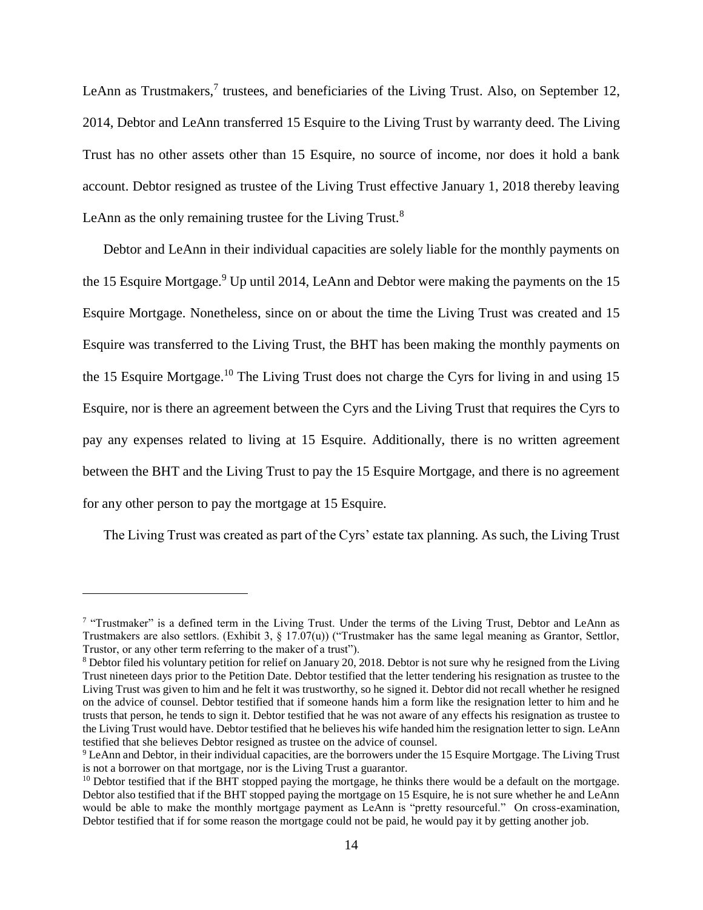LeAnn as Trustmakers,[7] trustees, and beneficiaries of the Living Trust. Also, on September 12, 2014, Debtor and LeAnn transferred 15 Esquire to the Living Trust by warranty deed. The Living Trust has no other assets other than 15 Esquire, no source of income, nor does it hold a bank account. Debtor resigned as trustee of the Living Trust effective January 1, 2018 thereby leaving LeAnn as the only remaining trustee for the Living Trust.[8]

Debtor and LeAnn in their individual capacities are solely liable for the monthly payments on the 15 Esquire Mortgage.[9] Up until 2014, LeAnn and Debtor were making the payments on the 15 Esquire Mortgage. Nonetheless, since on or about the time the Living Trust was created and 15 Esquire was transferred to the Living Trust, the BHT has been making the monthly payments on the 15 Esquire Mortgage.[10] The Living Trust does not charge the Cyrs for living in and using 15 Esquire, nor is there an agreement between the Cyrs and the Living Trust that requires the Cyrs to pay any expenses related to living at 15 Esquire. Additionally, there is no written agreement between the BHT and the Living Trust to pay the 15 Esquire Mortgage, and there is no agreement for any other person to pay the mortgage at 15 Esquire.

The Living Trust was created as part of the Cyrs' estate tax planning. As such, the Living Trust

---

[7] "Trustmaker" is a defined term in the Living Trust. Under the terms of the Living Trust, Debtor and LeAnn as Trustmakers are also settlors. (Exhibit 3, § 17.07(u)) ("Trustmaker has the same legal meaning as Grantor, Settlor, Trustor, or any other term referring to the maker of a trust").

[8] Debtor filed his voluntary petition for relief on January 20, 2018. Debtor is not sure why he resigned from the Living Trust nineteen days prior to the Petition Date. Debtor testified that the letter tendering his resignation as trustee to the Living Trust was given to him and he felt it was trustworthy, so he signed it. Debtor did not recall whether he resigned on the advice of counsel. Debtor testified that if someone hands him a form like the resignation letter to him and he trusts that person, he tends to sign it. Debtor testified that he was not aware of any effects his resignation as trustee to the Living Trust would have. Debtor testified that he believes his wife handed him the resignation letter to sign. LeAnn testified that she believes Debtor resigned as trustee on the advice of counsel.

[9] LeAnn and Debtor, in their individual capacities, are the borrowers under the 15 Esquire Mortgage. The Living Trust is not a borrower on that mortgage, nor is the Living Trust a guarantor.

[10] Debtor testified that if the BHT stopped paying the mortgage, he thinks there would be a default on the mortgage. Debtor also testified that if the BHT stopped paying the mortgage on 15 Esquire, he is not sure whether he and LeAnn would be able to make the monthly mortgage payment as LeAnn is "pretty resourceful." On cross-examination, Debtor testified that if for some reason the mortgage could not be paid, he would pay it by getting another job.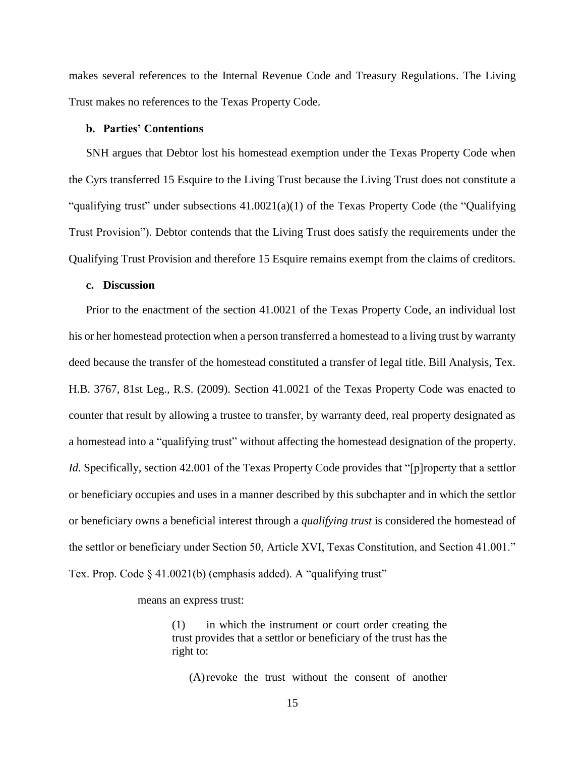makes several references to the Internal Revenue Code and Treasury Regulations. The Living Trust makes no references to the Texas Property Code.

**b. Parties' Contentions**

SNH argues that Debtor lost his homestead exemption under the Texas Property Code when the Cyrs transferred 15 Esquire to the Living Trust because the Living Trust does not constitute a "qualifying trust" under subsections 41.0021(a)(1) of the Texas Property Code (the "Qualifying Trust Provision"). Debtor contends that the Living Trust does satisfy the requirements under the Qualifying Trust Provision and therefore 15 Esquire remains exempt from the claims of creditors.

**c. Discussion**

Prior to the enactment of the section 41.0021 of the Texas Property Code, an individual lost his or her homestead protection when a person transferred a homestead to a living trust by warranty deed because the transfer of the homestead constituted a transfer of legal title. Bill Analysis, Tex. H.B. 3767, 81st Leg., R.S. (2009). Section 41.0021 of the Texas Property Code was enacted to counter that result by allowing a trustee to transfer, by warranty deed, real property designated as a homestead into a "qualifying trust" without affecting the homestead designation of the property. *Id.* Specifically, section 42.001 of the Texas Property Code provides that "[p]roperty that a settlor or beneficiary occupies and uses in a manner described by this subchapter and in which the settlor or beneficiary owns a beneficial interest through a *qualifying trust* is considered the homestead of the settlor or beneficiary under Section 50, Article XVI, Texas Constitution, and Section 41.001." Tex. Prop. Code § 41.0021(b) (emphasis added). A "qualifying trust"

> means an express trust:
>
> > (1) in which the instrument or court order creating the trust provides that a settlor or beneficiary of the trust has the right to:
> >
> > > (A) revoke the trust without the consent of another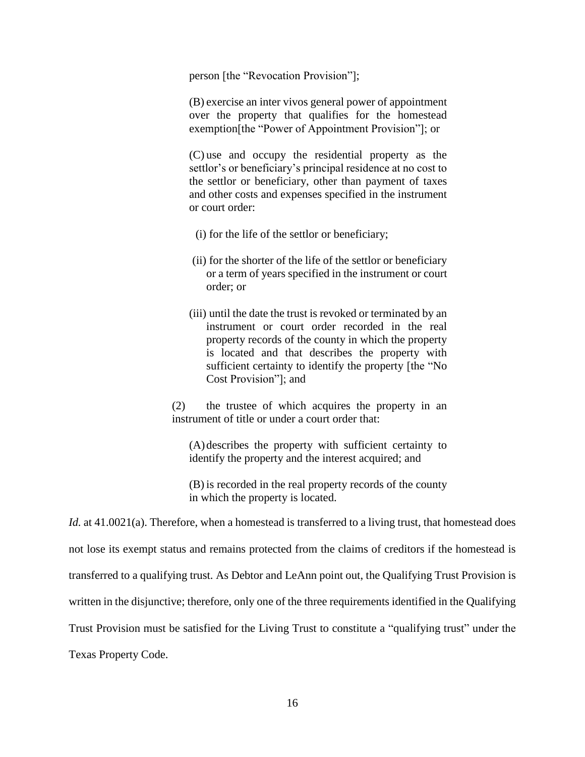> person [the "Revocation Provision"];
>
> (B) exercise an inter vivos general power of appointment over the property that qualifies for the homestead exemption[the "Power of Appointment Provision"]; or
>
> (C) use and occupy the residential property as the settlor's or beneficiary's principal residence at no cost to the settlor or beneficiary, other than payment of taxes and other costs and expenses specified in the instrument or court order:
>
> (i) for the life of the settlor or beneficiary;
>
> (ii) for the shorter of the life of the settlor or beneficiary or a term of years specified in the instrument or court order; or
>
> (iii) until the date the trust is revoked or terminated by an instrument or court order recorded in the real property records of the county in which the property is located and that describes the property with sufficient certainty to identify the property [the "No Cost Provision"]; and
>
> (2) the trustee of which acquires the property in an instrument of title or under a court order that:
>
> (A) describes the property with sufficient certainty to identify the property and the interest acquired; and
>
> (B) is recorded in the real property records of the county in which the property is located.

*Id.* at 41.0021(a). Therefore, when a homestead is transferred to a living trust, that homestead does not lose its exempt status and remains protected from the claims of creditors if the homestead is transferred to a qualifying trust. As Debtor and LeAnn point out, the Qualifying Trust Provision is written in the disjunctive; therefore, only one of the three requirements identified in the Qualifying Trust Provision must be satisfied for the Living Trust to constitute a "qualifying trust" under the Texas Property Code.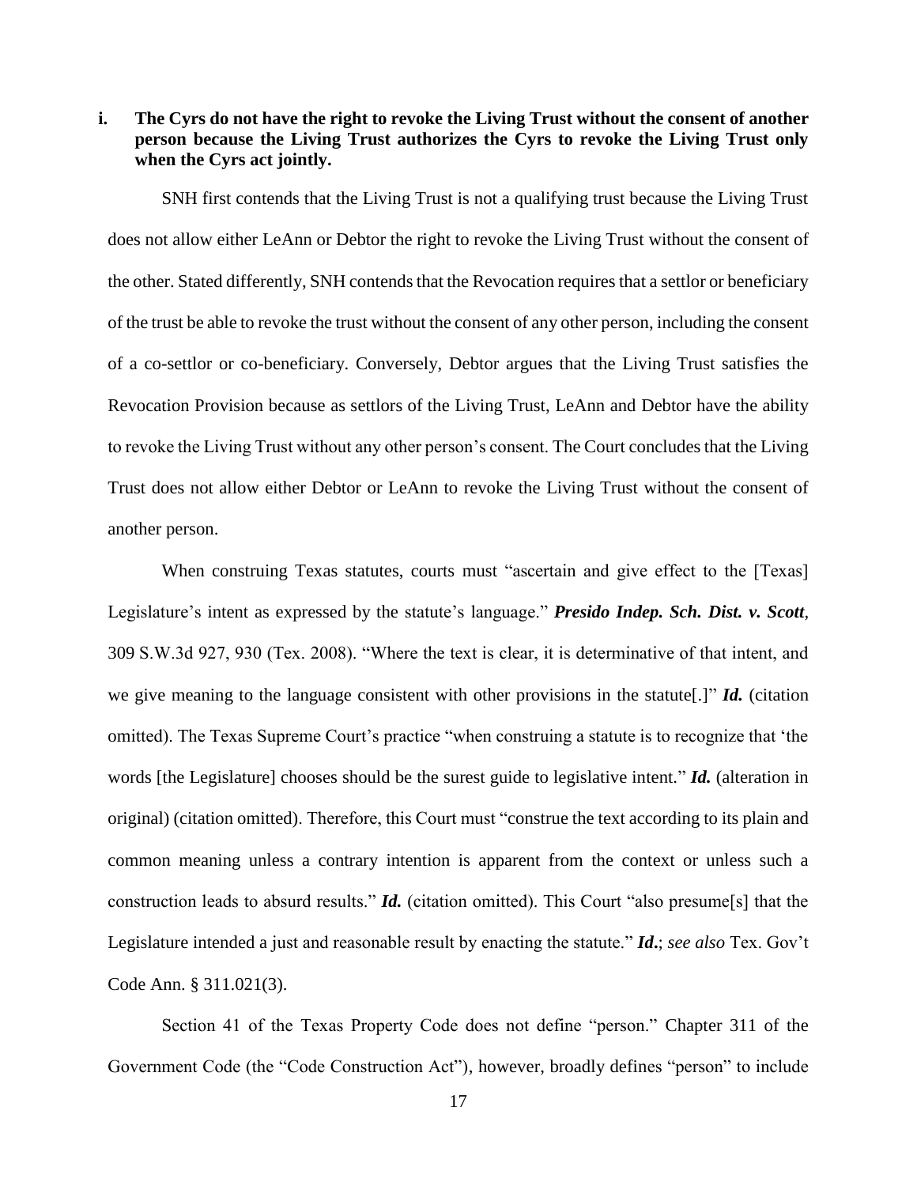**i. The Cyrs do not have the right to revoke the Living Trust without the consent of another person because the Living Trust authorizes the Cyrs to revoke the Living Trust only when the Cyrs act jointly.**

SNH first contends that the Living Trust is not a qualifying trust because the Living Trust does not allow either LeAnn or Debtor the right to revoke the Living Trust without the consent of the other. Stated differently, SNH contends that the Revocation requires that a settlor or beneficiary of the trust be able to revoke the trust without the consent of any other person, including the consent of a co-settlor or co-beneficiary. Conversely, Debtor argues that the Living Trust satisfies the Revocation Provision because as settlors of the Living Trust, LeAnn and Debtor have the ability to revoke the Living Trust without any other person's consent. The Court concludes that the Living Trust does not allow either Debtor or LeAnn to revoke the Living Trust without the consent of another person.

When construing Texas statutes, courts must "ascertain and give effect to the [Texas] Legislature's intent as expressed by the statute's language." ***Presido Indep. Sch. Dist. v. Scott***, 309 S.W.3d 927, 930 (Tex. 2008). "Where the text is clear, it is determinative of that intent, and we give meaning to the language consistent with other provisions in the statute[.]" ***Id.*** (citation omitted). The Texas Supreme Court's practice "when construing a statute is to recognize that 'the words [the Legislature] chooses should be the surest guide to legislative intent." ***Id.*** (alteration in original) (citation omitted). Therefore, this Court must "construe the text according to its plain and common meaning unless a contrary intention is apparent from the context or unless such a construction leads to absurd results." ***Id.*** (citation omitted). This Court "also presume[s] that the Legislature intended a just and reasonable result by enacting the statute." ***Id.***; *see also* Tex. Gov't Code Ann. § 311.021(3).

Section 41 of the Texas Property Code does not define "person." Chapter 311 of the Government Code (the "Code Construction Act"), however, broadly defines "person" to include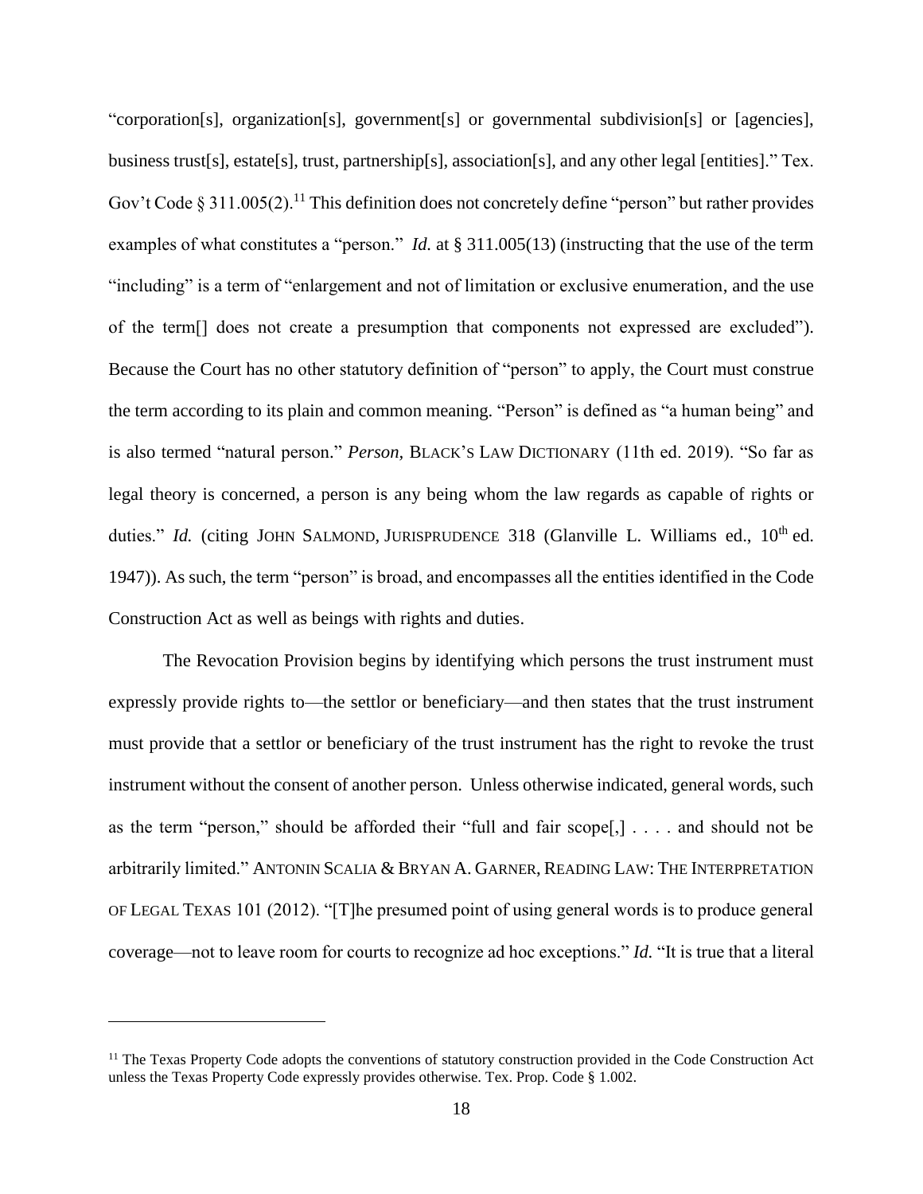"corporation[s], organization[s], government[s] or governmental subdivision[s] or [agencies], business trust[s], estate[s], trust, partnership[s], association[s], and any other legal [entities]." Tex. Gov't Code § 311.005(2).[11] This definition does not concretely define "person" but rather provides examples of what constitutes a "person." *Id.* at § 311.005(13) (instructing that the use of the term "including" is a term of "enlargement and not of limitation or exclusive enumeration, and the use of the term[] does not create a presumption that components not expressed are excluded"). Because the Court has no other statutory definition of "person" to apply, the Court must construe the term according to its plain and common meaning. "Person" is defined as "a human being" and is also termed "natural person." *Person,* BLACK'S LAW DICTIONARY (11th ed. 2019). "So far as legal theory is concerned, a person is any being whom the law regards as capable of rights or duties." *Id.* (citing JOHN SALMOND, JURISPRUDENCE 318 (Glanville L. Williams ed., 10th ed. 1947)). As such, the term "person" is broad, and encompasses all the entities identified in the Code Construction Act as well as beings with rights and duties.

The Revocation Provision begins by identifying which persons the trust instrument must expressly provide rights to—the settlor or beneficiary—and then states that the trust instrument must provide that a settlor or beneficiary of the trust instrument has the right to revoke the trust instrument without the consent of another person. Unless otherwise indicated, general words, such as the term "person," should be afforded their "full and fair scope[,] . . . . and should not be arbitrarily limited." ANTONIN SCALIA & BRYAN A. GARNER, READING LAW: THE INTERPRETATION OF LEGAL TEXAS 101 (2012). "[T]he presumed point of using general words is to produce general coverage—not to leave room for courts to recognize ad hoc exceptions." *Id.* "It is true that a literal

---

[11] The Texas Property Code adopts the conventions of statutory construction provided in the Code Construction Act unless the Texas Property Code expressly provides otherwise. Tex. Prop. Code § 1.002.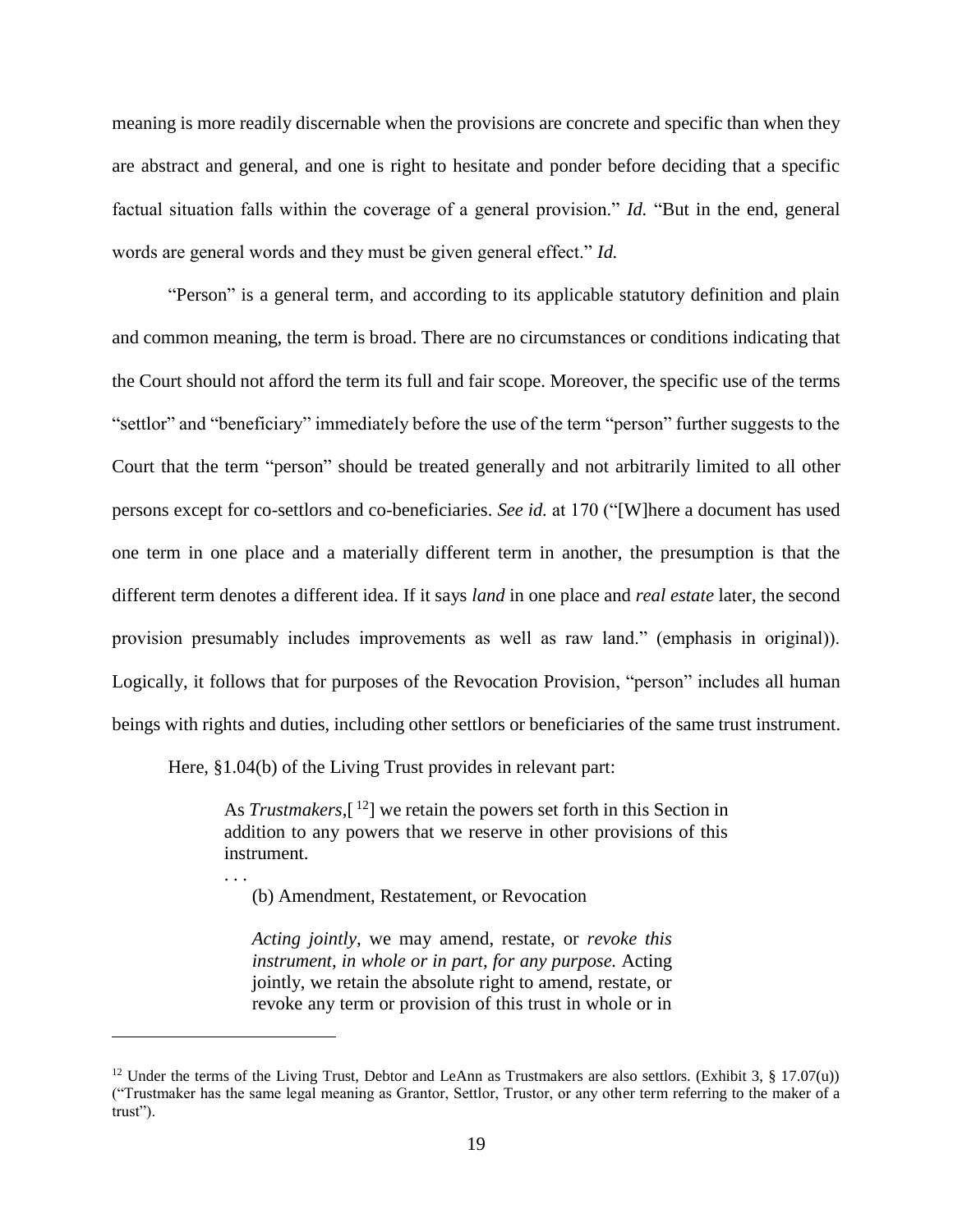meaning is more readily discernable when the provisions are concrete and specific than when they are abstract and general, and one is right to hesitate and ponder before deciding that a specific factual situation falls within the coverage of a general provision." *Id.* "But in the end, general words are general words and they must be given general effect." *Id.*

"Person" is a general term, and according to its applicable statutory definition and plain and common meaning, the term is broad. There are no circumstances or conditions indicating that the Court should not afford the term its full and fair scope. Moreover, the specific use of the terms "settlor" and "beneficiary" immediately before the use of the term "person" further suggests to the Court that the term "person" should be treated generally and not arbitrarily limited to all other persons except for co-settlors and co-beneficiaries. *See id.* at 170 ("[W]here a document has used one term in one place and a materially different term in another, the presumption is that the different term denotes a different idea. If it says *land* in one place and *real estate* later, the second provision presumably includes improvements as well as raw land." (emphasis in original)). Logically, it follows that for purposes of the Revocation Provision, "person" includes all human beings with rights and duties, including other settlors or beneficiaries of the same trust instrument.

Here, §1.04(b) of the Living Trust provides in relevant part:

> As *Trustmakers*,[12] we retain the powers set forth in this Section in addition to any powers that we reserve in other provisions of this instrument.
>
> . . .
>
> (b) Amendment, Restatement, or Revocation
>
> *Acting jointly*, we may amend, restate, or *revoke this instrument, in whole or in part, for any purpose.* Acting jointly, we retain the absolute right to amend, restate, or revoke any term or provision of this trust in whole or in

[12] Under the terms of the Living Trust, Debtor and LeAnn as Trustmakers are also settlors. (Exhibit 3, § 17.07(u)) ("Trustmaker has the same legal meaning as Grantor, Settlor, Trustor, or any other term referring to the maker of a trust").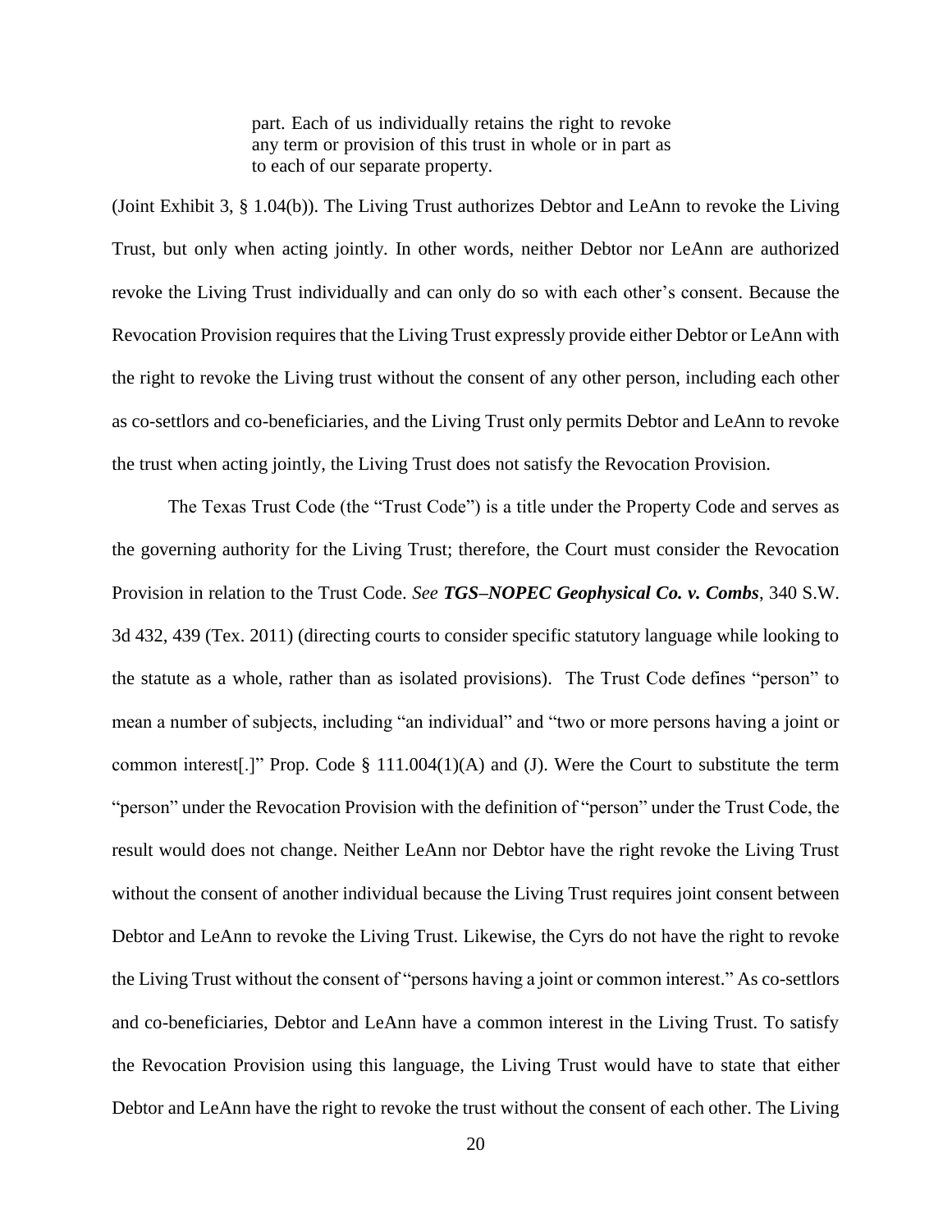> part. Each of us individually retains the right to revoke any term or provision of this trust in whole or in part as to each of our separate property.

(Joint Exhibit 3, § 1.04(b)). The Living Trust authorizes Debtor and LeAnn to revoke the Living Trust, but only when acting jointly. In other words, neither Debtor nor LeAnn are authorized revoke the Living Trust individually and can only do so with each other's consent. Because the Revocation Provision requires that the Living Trust expressly provide either Debtor or LeAnn with the right to revoke the Living trust without the consent of any other person, including each other as co-settlors and co-beneficiaries, and the Living Trust only permits Debtor and LeAnn to revoke the trust when acting jointly, the Living Trust does not satisfy the Revocation Provision.

The Texas Trust Code (the "Trust Code") is a title under the Property Code and serves as the governing authority for the Living Trust; therefore, the Court must consider the Revocation Provision in relation to the Trust Code. *See* ***TGS–NOPEC Geophysical Co. v. Combs***, 340 S.W. 3d 432, 439 (Tex. 2011) (directing courts to consider specific statutory language while looking to the statute as a whole, rather than as isolated provisions). The Trust Code defines "person" to mean a number of subjects, including "an individual" and "two or more persons having a joint or common interest[.]" Prop. Code § 111.004(1)(A) and (J). Were the Court to substitute the term "person" under the Revocation Provision with the definition of "person" under the Trust Code, the result would does not change. Neither LeAnn nor Debtor have the right revoke the Living Trust without the consent of another individual because the Living Trust requires joint consent between Debtor and LeAnn to revoke the Living Trust. Likewise, the Cyrs do not have the right to revoke the Living Trust without the consent of "persons having a joint or common interest." As co-settlors and co-beneficiaries, Debtor and LeAnn have a common interest in the Living Trust. To satisfy the Revocation Provision using this language, the Living Trust would have to state that either Debtor and LeAnn have the right to revoke the trust without the consent of each other. The Living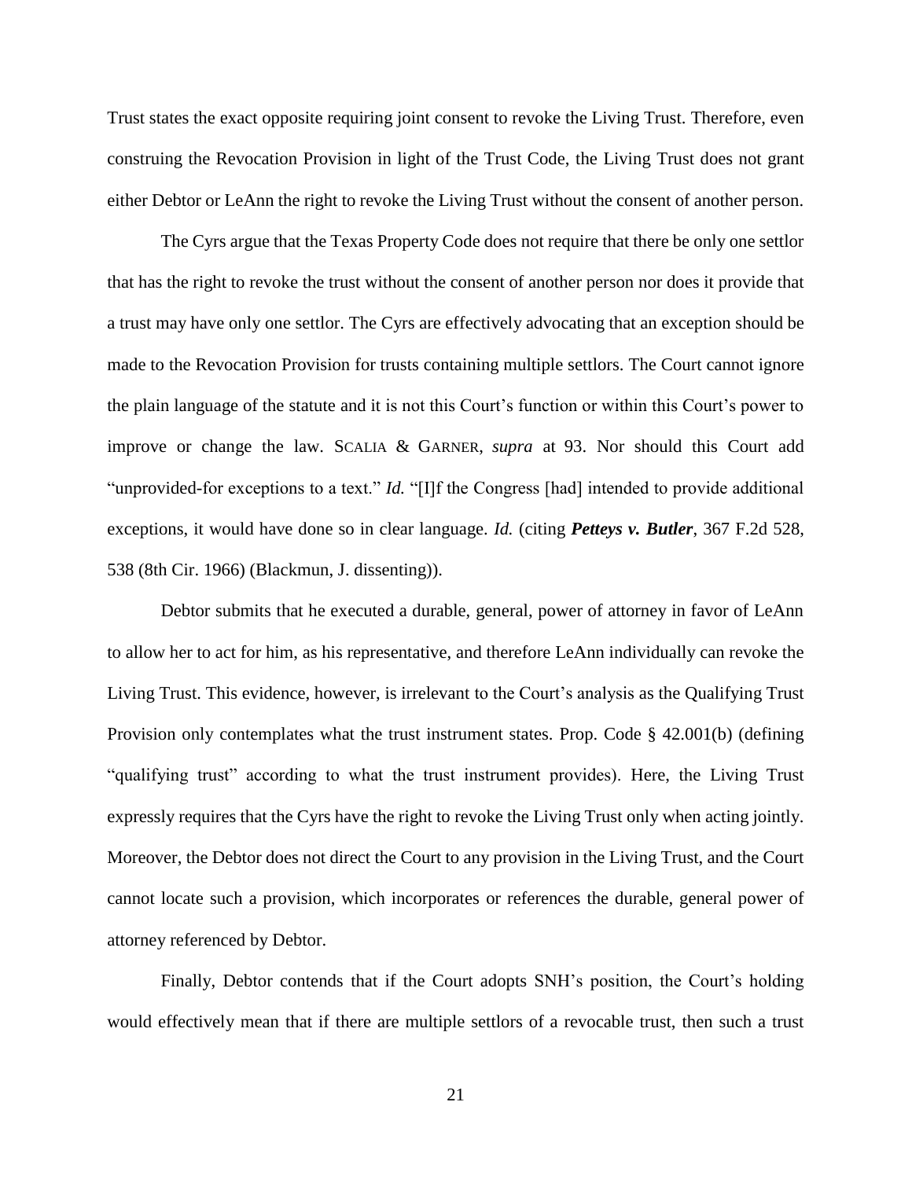Trust states the exact opposite requiring joint consent to revoke the Living Trust. Therefore, even construing the Revocation Provision in light of the Trust Code, the Living Trust does not grant either Debtor or LeAnn the right to revoke the Living Trust without the consent of another person.

The Cyrs argue that the Texas Property Code does not require that there be only one settlor that has the right to revoke the trust without the consent of another person nor does it provide that a trust may have only one settlor. The Cyrs are effectively advocating that an exception should be made to the Revocation Provision for trusts containing multiple settlors. The Court cannot ignore the plain language of the statute and it is not this Court's function or within this Court's power to improve or change the law. SCALIA & GARNER, *supra* at 93. Nor should this Court add "unprovided-for exceptions to a text." *Id.* "[I]f the Congress [had] intended to provide additional exceptions, it would have done so in clear language. *Id.* (citing ***Petteys v. Butler***, 367 F.2d 528, 538 (8th Cir. 1966) (Blackmun, J. dissenting)).

Debtor submits that he executed a durable, general, power of attorney in favor of LeAnn to allow her to act for him, as his representative, and therefore LeAnn individually can revoke the Living Trust. This evidence, however, is irrelevant to the Court's analysis as the Qualifying Trust Provision only contemplates what the trust instrument states. Prop. Code § 42.001(b) (defining "qualifying trust" according to what the trust instrument provides). Here, the Living Trust expressly requires that the Cyrs have the right to revoke the Living Trust only when acting jointly. Moreover, the Debtor does not direct the Court to any provision in the Living Trust, and the Court cannot locate such a provision, which incorporates or references the durable, general power of attorney referenced by Debtor.

Finally, Debtor contends that if the Court adopts SNH's position, the Court's holding would effectively mean that if there are multiple settlors of a revocable trust, then such a trust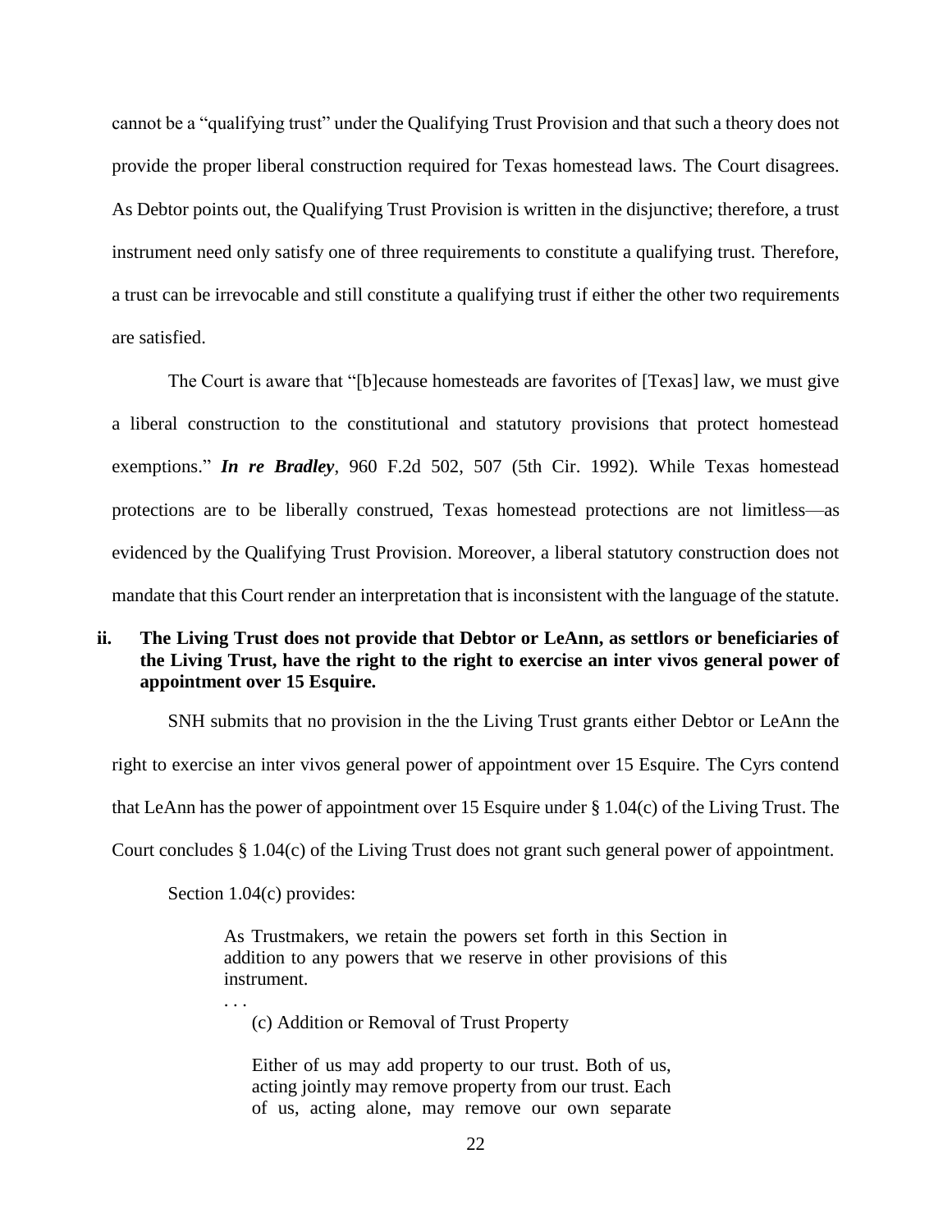cannot be a "qualifying trust" under the Qualifying Trust Provision and that such a theory does not provide the proper liberal construction required for Texas homestead laws. The Court disagrees. As Debtor points out, the Qualifying Trust Provision is written in the disjunctive; therefore, a trust instrument need only satisfy one of three requirements to constitute a qualifying trust. Therefore, a trust can be irrevocable and still constitute a qualifying trust if either the other two requirements are satisfied.

The Court is aware that "[b]ecause homesteads are favorites of [Texas] law, we must give a liberal construction to the constitutional and statutory provisions that protect homestead exemptions." ***In re Bradley***, 960 F.2d 502, 507 (5th Cir. 1992). While Texas homestead protections are to be liberally construed, Texas homestead protections are not limitless—as evidenced by the Qualifying Trust Provision. Moreover, a liberal statutory construction does not mandate that this Court render an interpretation that is inconsistent with the language of the statute.

### ii. The Living Trust does not provide that Debtor or LeAnn, as settlors or beneficiaries of the Living Trust, have the right to the right to exercise an inter vivos general power of appointment over 15 Esquire.

SNH submits that no provision in the the Living Trust grants either Debtor or LeAnn the right to exercise an inter vivos general power of appointment over 15 Esquire. The Cyrs contend that LeAnn has the power of appointment over 15 Esquire under § 1.04(c) of the Living Trust. The Court concludes § 1.04(c) of the Living Trust does not grant such general power of appointment.

Section 1.04(c) provides:

> As Trustmakers, we retain the powers set forth in this Section in addition to any powers that we reserve in other provisions of this instrument.
>
> . . .
>
> (c) Addition or Removal of Trust Property
>
> Either of us may add property to our trust. Both of us, acting jointly may remove property from our trust. Each of us, acting alone, may remove our own separate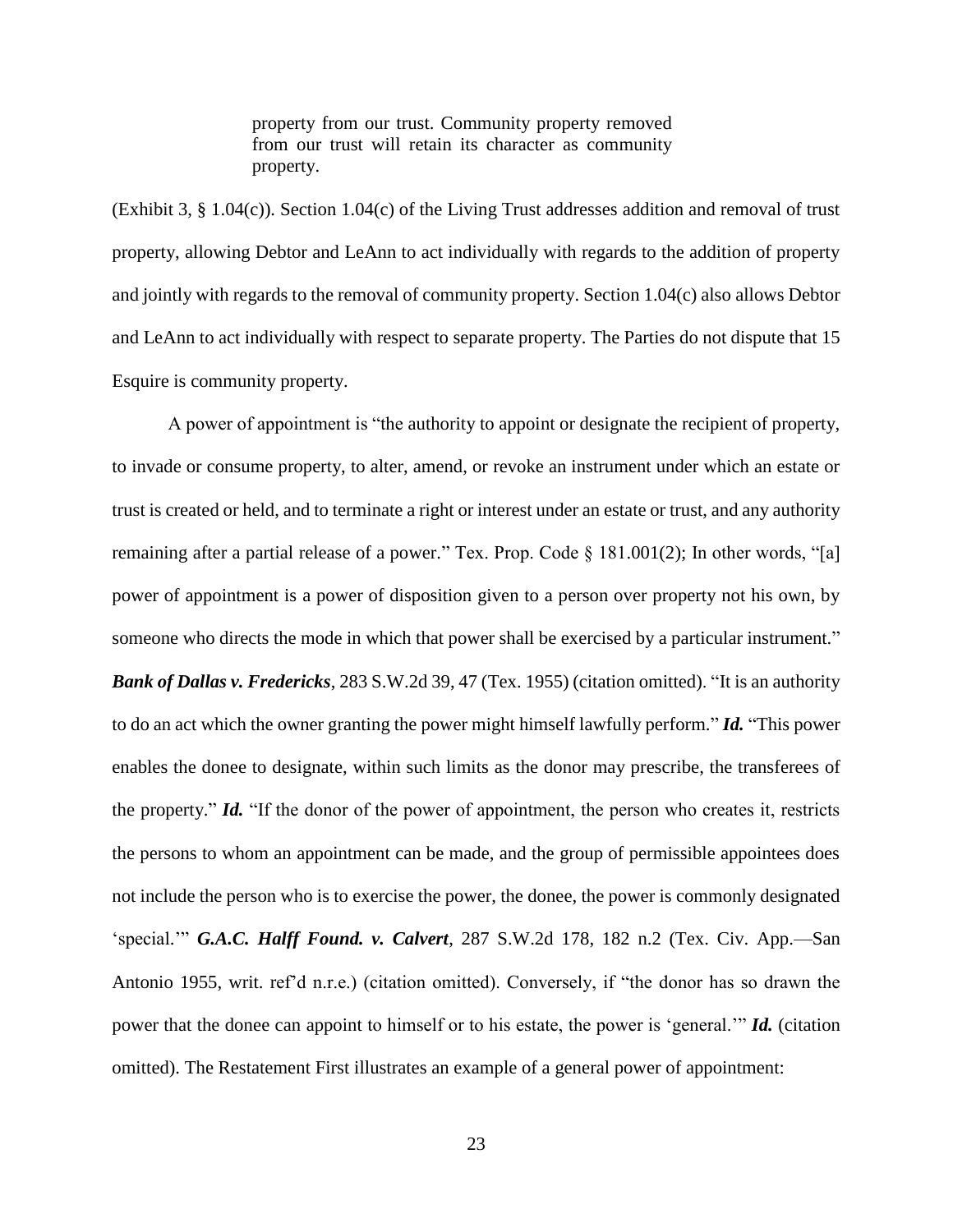> property from our trust. Community property removed from our trust will retain its character as community property.

(Exhibit 3, § 1.04(c)). Section 1.04(c) of the Living Trust addresses addition and removal of trust property, allowing Debtor and LeAnn to act individually with regards to the addition of property and jointly with regards to the removal of community property. Section 1.04(c) also allows Debtor and LeAnn to act individually with respect to separate property. The Parties do not dispute that 15 Esquire is community property.

A power of appointment is "the authority to appoint or designate the recipient of property, to invade or consume property, to alter, amend, or revoke an instrument under which an estate or trust is created or held, and to terminate a right or interest under an estate or trust, and any authority remaining after a partial release of a power." Tex. Prop. Code § 181.001(2); In other words, "[a] power of appointment is a power of disposition given to a person over property not his own, by someone who directs the mode in which that power shall be exercised by a particular instrument." ***Bank of Dallas v. Fredericks***, 283 S.W.2d 39, 47 (Tex. 1955) (citation omitted). "It is an authority to do an act which the owner granting the power might himself lawfully perform." ***Id.*** "This power enables the donee to designate, within such limits as the donor may prescribe, the transferees of the property." ***Id.*** "If the donor of the power of appointment, the person who creates it, restricts the persons to whom an appointment can be made, and the group of permissible appointees does not include the person who is to exercise the power, the donee, the power is commonly designated 'special.'" ***G.A.C. Halff Found. v. Calvert***, 287 S.W.2d 178, 182 n.2 (Tex. Civ. App.—San Antonio 1955, writ. ref'd n.r.e.) (citation omitted). Conversely, if "the donor has so drawn the power that the donee can appoint to himself or to his estate, the power is 'general.'" ***Id.*** (citation omitted). The Restatement First illustrates an example of a general power of appointment: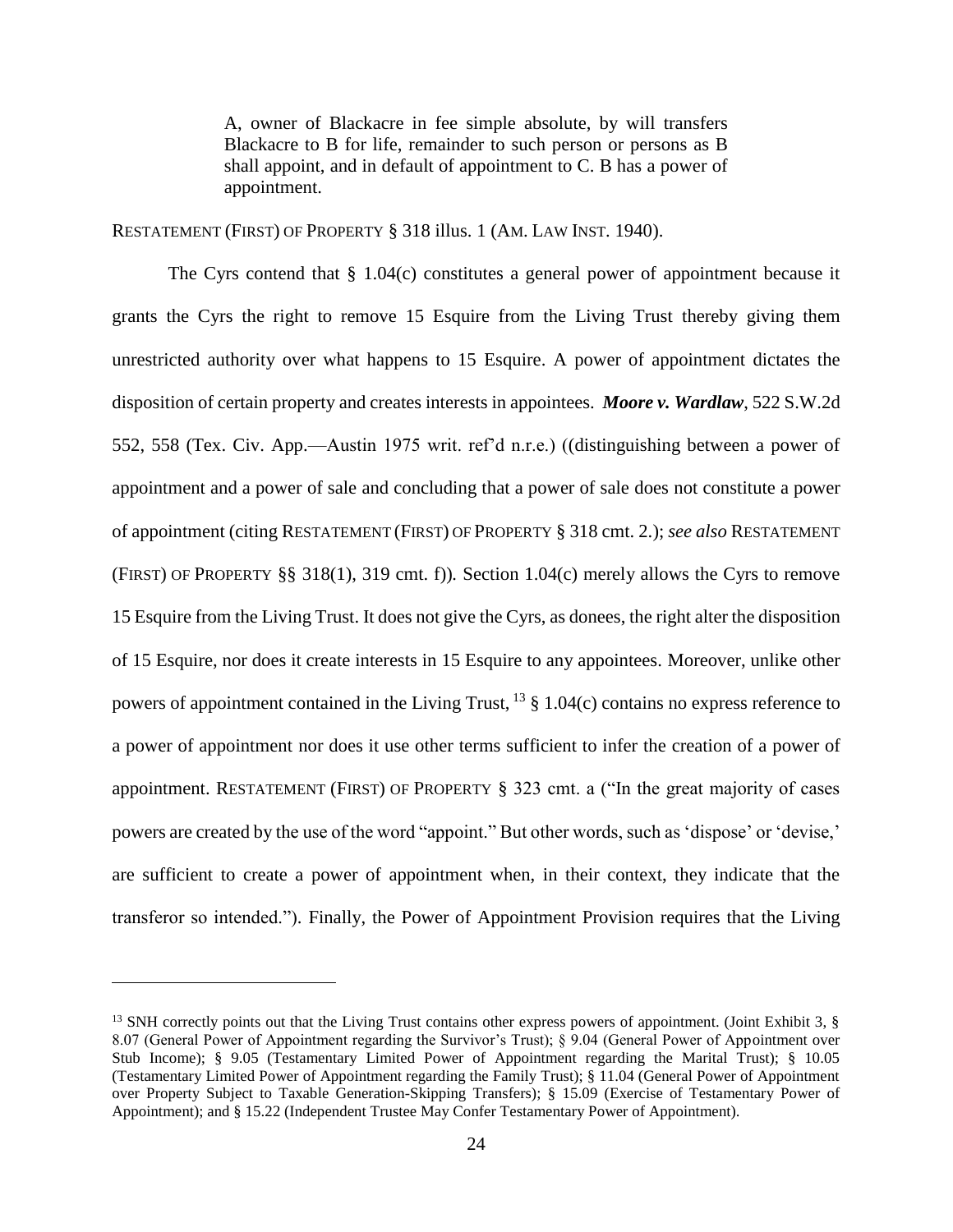> A, owner of Blackacre in fee simple absolute, by will transfers Blackacre to B for life, remainder to such person or persons as B shall appoint, and in default of appointment to C. B has a power of appointment.

RESTATEMENT (FIRST) OF PROPERTY § 318 illus. 1 (AM. LAW INST. 1940).

The Cyrs contend that § 1.04(c) constitutes a general power of appointment because it grants the Cyrs the right to remove 15 Esquire from the Living Trust thereby giving them unrestricted authority over what happens to 15 Esquire. A power of appointment dictates the disposition of certain property and creates interests in appointees. ***Moore v. Wardlaw***, 522 S.W.2d 552, 558 (Tex. Civ. App.—Austin 1975 writ. ref'd n.r.e.) ((distinguishing between a power of appointment and a power of sale and concluding that a power of sale does not constitute a power of appointment (citing RESTATEMENT (FIRST) OF PROPERTY § 318 cmt. 2.); *see also* RESTATEMENT (FIRST) OF PROPERTY §§ 318(1), 319 cmt. f)). Section 1.04(c) merely allows the Cyrs to remove 15 Esquire from the Living Trust. It does not give the Cyrs, as donees, the right alter the disposition of 15 Esquire, nor does it create interests in 15 Esquire to any appointees. Moreover, unlike other powers of appointment contained in the Living Trust, [13] § 1.04(c) contains no express reference to a power of appointment nor does it use other terms sufficient to infer the creation of a power of appointment. RESTATEMENT (FIRST) OF PROPERTY § 323 cmt. a ("In the great majority of cases powers are created by the use of the word "appoint." But other words, such as 'dispose' or 'devise,' are sufficient to create a power of appointment when, in their context, they indicate that the transferor so intended."). Finally, the Power of Appointment Provision requires that the Living

---

[13] SNH correctly points out that the Living Trust contains other express powers of appointment. (Joint Exhibit 3, § 8.07 (General Power of Appointment regarding the Survivor's Trust); § 9.04 (General Power of Appointment over Stub Income); § 9.05 (Testamentary Limited Power of Appointment regarding the Marital Trust); § 10.05 (Testamentary Limited Power of Appointment regarding the Family Trust); § 11.04 (General Power of Appointment over Property Subject to Taxable Generation-Skipping Transfers); § 15.09 (Exercise of Testamentary Power of Appointment); and § 15.22 (Independent Trustee May Confer Testamentary Power of Appointment).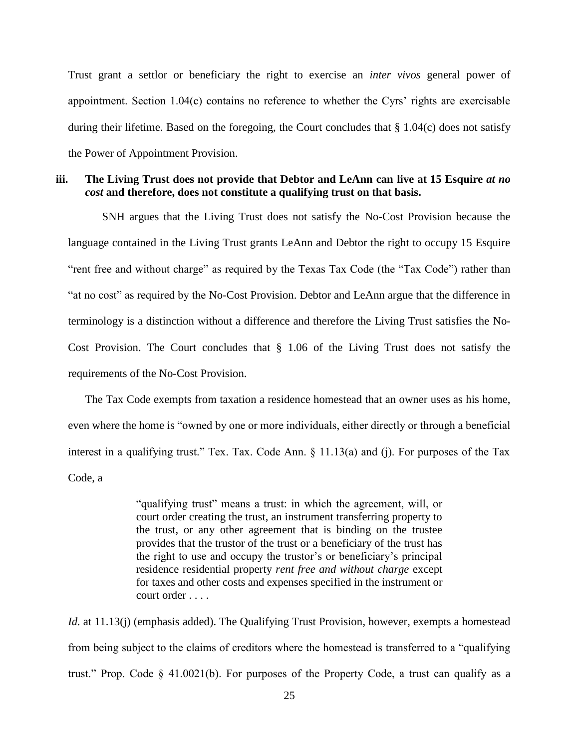Trust grant a settlor or beneficiary the right to exercise an *inter vivos* general power of appointment. Section 1.04(c) contains no reference to whether the Cyrs' rights are exercisable during their lifetime. Based on the foregoing, the Court concludes that § 1.04(c) does not satisfy the Power of Appointment Provision.

**iii. The Living Trust does not provide that Debtor and LeAnn can live at 15 Esquire *at no cost* and therefore, does not constitute a qualifying trust on that basis.**

SNH argues that the Living Trust does not satisfy the No-Cost Provision because the language contained in the Living Trust grants LeAnn and Debtor the right to occupy 15 Esquire "rent free and without charge" as required by the Texas Tax Code (the "Tax Code") rather than "at no cost" as required by the No-Cost Provision. Debtor and LeAnn argue that the difference in terminology is a distinction without a difference and therefore the Living Trust satisfies the No-Cost Provision. The Court concludes that § 1.06 of the Living Trust does not satisfy the requirements of the No-Cost Provision.

The Tax Code exempts from taxation a residence homestead that an owner uses as his home, even where the home is "owned by one or more individuals, either directly or through a beneficial interest in a qualifying trust." Tex. Tax. Code Ann. § 11.13(a) and (j). For purposes of the Tax Code, a

> "qualifying trust" means a trust: in which the agreement, will, or court order creating the trust, an instrument transferring property to the trust, or any other agreement that is binding on the trustee provides that the trustor of the trust or a beneficiary of the trust has the right to use and occupy the trustor's or beneficiary's principal residence residential property *rent free and without charge* except for taxes and other costs and expenses specified in the instrument or court order . . . .

*Id.* at 11.13(j) (emphasis added). The Qualifying Trust Provision, however, exempts a homestead from being subject to the claims of creditors where the homestead is transferred to a "qualifying trust." Prop. Code § 41.0021(b). For purposes of the Property Code, a trust can qualify as a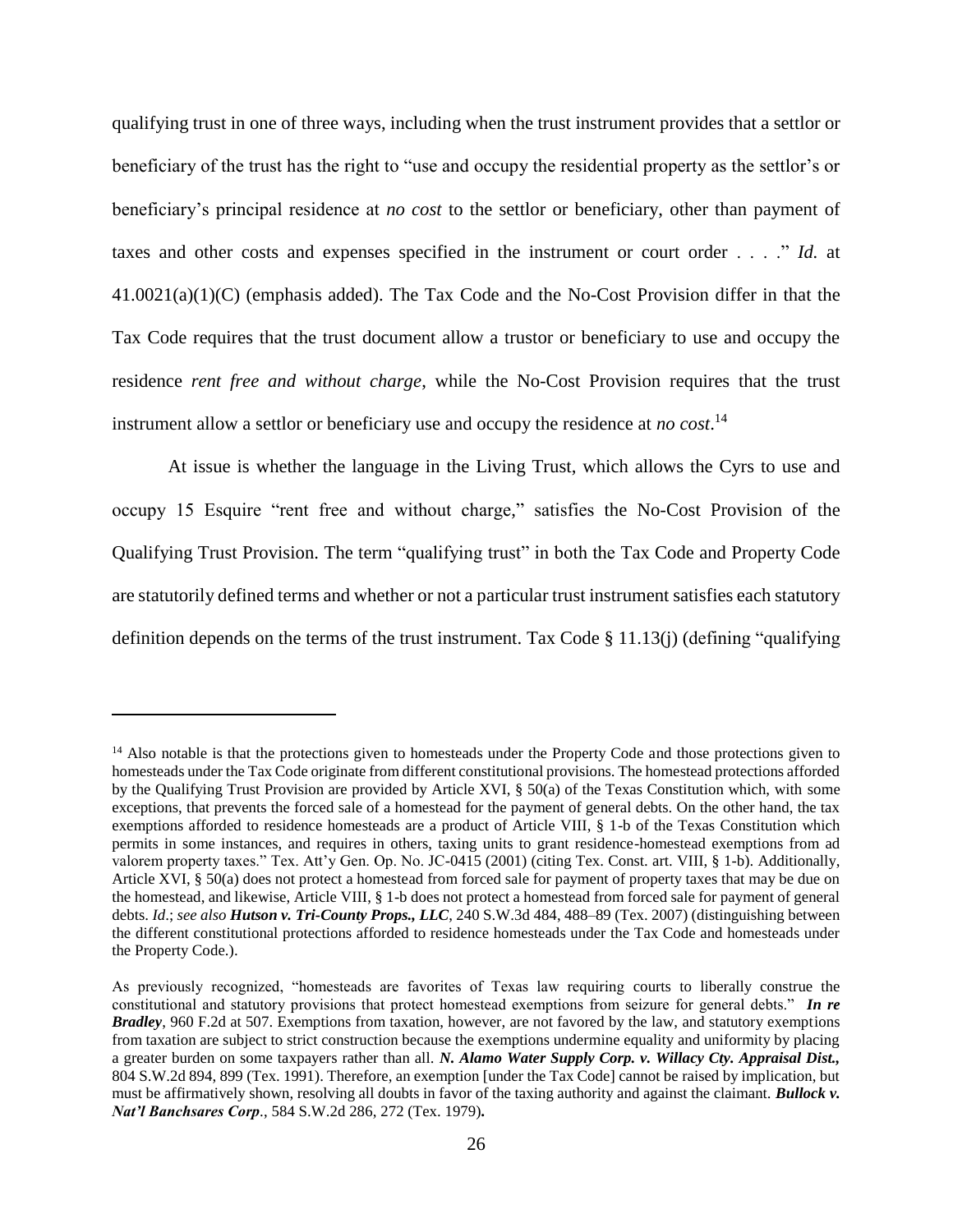qualifying trust in one of three ways, including when the trust instrument provides that a settlor or beneficiary of the trust has the right to "use and occupy the residential property as the settlor's or beneficiary's principal residence at *no cost* to the settlor or beneficiary, other than payment of taxes and other costs and expenses specified in the instrument or court order . . . ." *Id.* at 41.0021(a)(1)(C) (emphasis added). The Tax Code and the No-Cost Provision differ in that the Tax Code requires that the trust document allow a trustor or beneficiary to use and occupy the residence *rent free and without charge*, while the No-Cost Provision requires that the trust instrument allow a settlor or beneficiary use and occupy the residence at *no cost*.[14]

At issue is whether the language in the Living Trust, which allows the Cyrs to use and occupy 15 Esquire "rent free and without charge," satisfies the No-Cost Provision of the Qualifying Trust Provision. The term "qualifying trust" in both the Tax Code and Property Code are statutorily defined terms and whether or not a particular trust instrument satisfies each statutory definition depends on the terms of the trust instrument. Tax Code § 11.13(j) (defining "qualifying

---

[14] Also notable is that the protections given to homesteads under the Property Code and those protections given to homesteads under the Tax Code originate from different constitutional provisions. The homestead protections afforded by the Qualifying Trust Provision are provided by Article XVI, § 50(a) of the Texas Constitution which, with some exceptions, that prevents the forced sale of a homestead for the payment of general debts. On the other hand, the tax exemptions afforded to residence homesteads are a product of Article VIII, § 1-b of the Texas Constitution which permits in some instances, and requires in others, taxing units to grant residence-homestead exemptions from ad valorem property taxes." Tex. Att'y Gen. Op. No. JC-0415 (2001) (citing Tex. Const. art. VIII, § 1-b). Additionally, Article XVI, § 50(a) does not protect a homestead from forced sale for payment of property taxes that may be due on the homestead, and likewise, Article VIII, § 1-b does not protect a homestead from forced sale for payment of general debts. *Id*.; *see also* ***Hutson v. Tri-County Props., LLC***, 240 S.W.3d 484, 488–89 (Tex. 2007) (distinguishing between the different constitutional protections afforded to residence homesteads under the Tax Code and homesteads under the Property Code.).

As previously recognized, "homesteads are favorites of Texas law requiring courts to liberally construe the constitutional and statutory provisions that protect homestead exemptions from seizure for general debts." ***In re Bradley***, 960 F.2d at 507. Exemptions from taxation, however, are not favored by the law, and statutory exemptions from taxation are subject to strict construction because the exemptions undermine equality and uniformity by placing a greater burden on some taxpayers rather than all. ***N. Alamo Water Supply Corp. v. Willacy Cty. Appraisal Dist.,*** 804 S.W.2d 894, 899 (Tex. 1991). Therefore, an exemption [under the Tax Code] cannot be raised by implication, but must be affirmatively shown, resolving all doubts in favor of the taxing authority and against the claimant. ***Bullock v. Nat'l Banchsares Corp***., 584 S.W.2d 286, 272 (Tex. 1979)**.**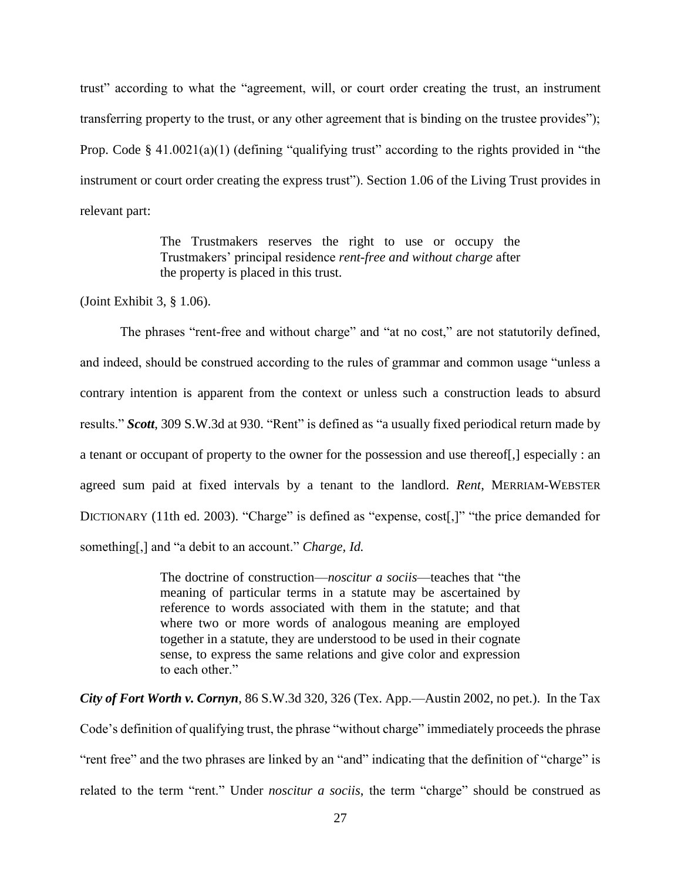trust" according to what the "agreement, will, or court order creating the trust, an instrument transferring property to the trust, or any other agreement that is binding on the trustee provides"); Prop. Code § 41.0021(a)(1) (defining "qualifying trust" according to the rights provided in "the instrument or court order creating the express trust"). Section 1.06 of the Living Trust provides in relevant part:

> The Trustmakers reserves the right to use or occupy the Trustmakers' principal residence *rent-free and without charge* after the property is placed in this trust.

(Joint Exhibit 3, § 1.06).

The phrases "rent-free and without charge" and "at no cost," are not statutorily defined, and indeed, should be construed according to the rules of grammar and common usage "unless a contrary intention is apparent from the context or unless such a construction leads to absurd results." ***Scott***, 309 S.W.3d at 930. "Rent" is defined as "a usually fixed periodical return made by a tenant or occupant of property to the owner for the possession and use thereof[,] especially : an agreed sum paid at fixed intervals by a tenant to the landlord. *Rent*, MERRIAM-WEBSTER DICTIONARY (11th ed. 2003). "Charge" is defined as "expense, cost[,]" "the price demanded for something[,] and "a debit to an account." *Charge*, *Id.*

> The doctrine of construction—*noscitur a sociis*—teaches that "the meaning of particular terms in a statute may be ascertained by reference to words associated with them in the statute; and that where two or more words of analogous meaning are employed together in a statute, they are understood to be used in their cognate sense, to express the same relations and give color and expression to each other."

***City of Fort Worth v. Cornyn***, 86 S.W.3d 320, 326 (Tex. App.—Austin 2002, no pet.). In the Tax Code's definition of qualifying trust, the phrase "without charge" immediately proceeds the phrase "rent free" and the two phrases are linked by an "and" indicating that the definition of "charge" is related to the term "rent." Under *noscitur a sociis*, the term "charge" should be construed as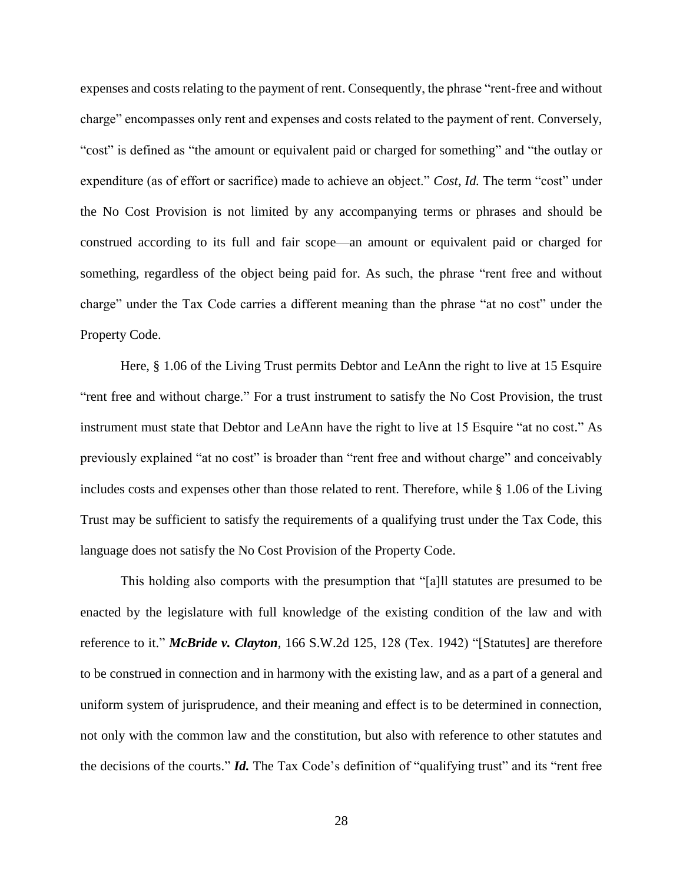expenses and costs relating to the payment of rent. Consequently, the phrase "rent-free and without charge" encompasses only rent and expenses and costs related to the payment of rent. Conversely, "cost" is defined as "the amount or equivalent paid or charged for something" and "the outlay or expenditure (as of effort or sacrifice) made to achieve an object." *Cost*, *Id.* The term "cost" under the No Cost Provision is not limited by any accompanying terms or phrases and should be construed according to its full and fair scope—an amount or equivalent paid or charged for something, regardless of the object being paid for. As such, the phrase "rent free and without charge" under the Tax Code carries a different meaning than the phrase "at no cost" under the Property Code.

Here, § 1.06 of the Living Trust permits Debtor and LeAnn the right to live at 15 Esquire "rent free and without charge." For a trust instrument to satisfy the No Cost Provision, the trust instrument must state that Debtor and LeAnn have the right to live at 15 Esquire "at no cost." As previously explained "at no cost" is broader than "rent free and without charge" and conceivably includes costs and expenses other than those related to rent. Therefore, while § 1.06 of the Living Trust may be sufficient to satisfy the requirements of a qualifying trust under the Tax Code, this language does not satisfy the No Cost Provision of the Property Code.

This holding also comports with the presumption that "[a]ll statutes are presumed to be enacted by the legislature with full knowledge of the existing condition of the law and with reference to it." ***McBride v. Clayton***, 166 S.W.2d 125, 128 (Tex. 1942) "[Statutes] are therefore to be construed in connection and in harmony with the existing law, and as a part of a general and uniform system of jurisprudence, and their meaning and effect is to be determined in connection, not only with the common law and the constitution, but also with reference to other statutes and the decisions of the courts." ***Id.*** The Tax Code's definition of "qualifying trust" and its "rent free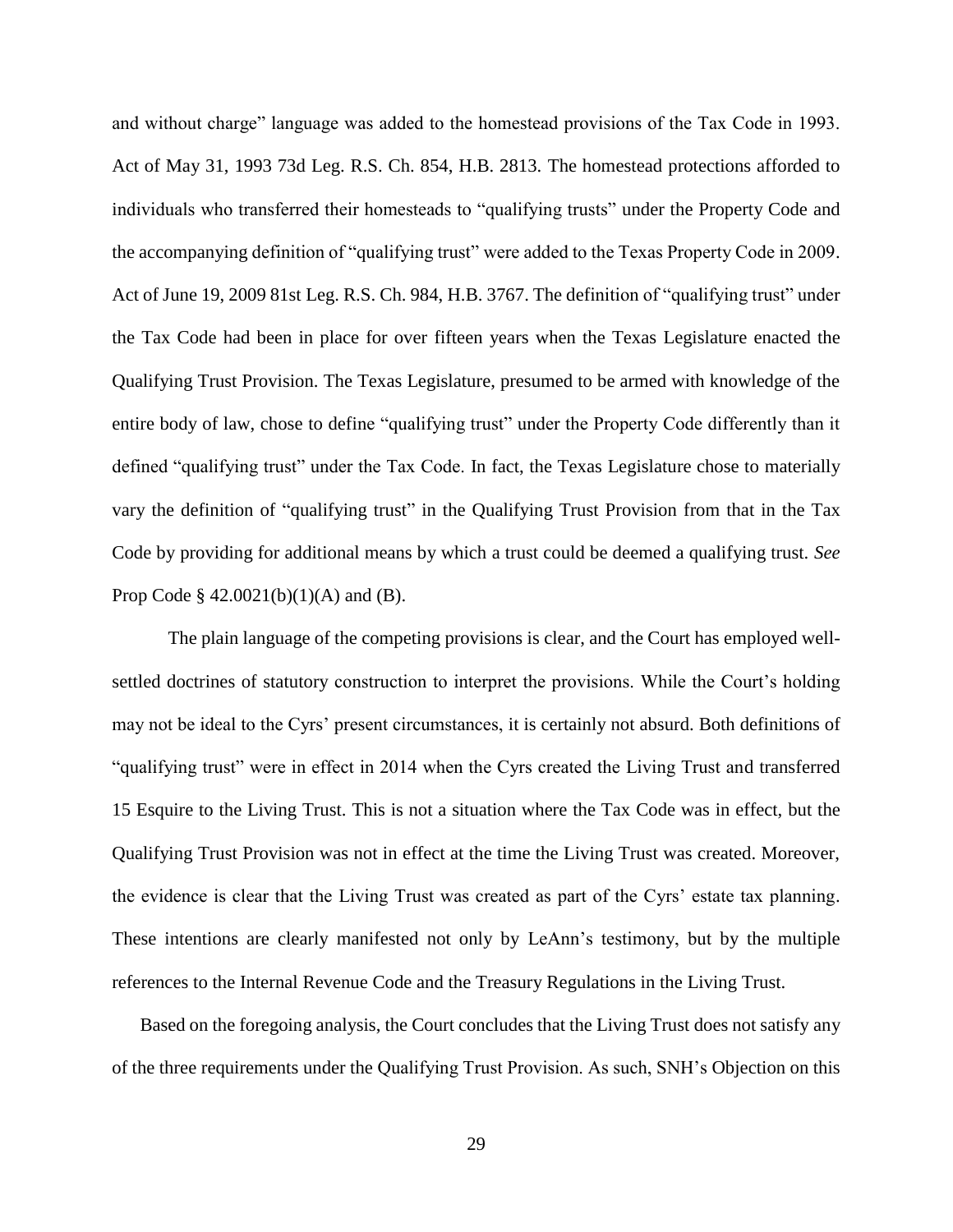and without charge" language was added to the homestead provisions of the Tax Code in 1993. Act of May 31, 1993 73d Leg. R.S. Ch. 854, H.B. 2813. The homestead protections afforded to individuals who transferred their homesteads to "qualifying trusts" under the Property Code and the accompanying definition of "qualifying trust" were added to the Texas Property Code in 2009. Act of June 19, 2009 81st Leg. R.S. Ch. 984, H.B. 3767. The definition of "qualifying trust" under the Tax Code had been in place for over fifteen years when the Texas Legislature enacted the Qualifying Trust Provision. The Texas Legislature, presumed to be armed with knowledge of the entire body of law, chose to define "qualifying trust" under the Property Code differently than it defined "qualifying trust" under the Tax Code. In fact, the Texas Legislature chose to materially vary the definition of "qualifying trust" in the Qualifying Trust Provision from that in the Tax Code by providing for additional means by which a trust could be deemed a qualifying trust. *See* Prop Code § 42.0021(b)(1)(A) and (B).

The plain language of the competing provisions is clear, and the Court has employed well-settled doctrines of statutory construction to interpret the provisions. While the Court's holding may not be ideal to the Cyrs' present circumstances, it is certainly not absurd. Both definitions of "qualifying trust" were in effect in 2014 when the Cyrs created the Living Trust and transferred 15 Esquire to the Living Trust. This is not a situation where the Tax Code was in effect, but the Qualifying Trust Provision was not in effect at the time the Living Trust was created. Moreover, the evidence is clear that the Living Trust was created as part of the Cyrs' estate tax planning. These intentions are clearly manifested not only by LeAnn's testimony, but by the multiple references to the Internal Revenue Code and the Treasury Regulations in the Living Trust.

Based on the foregoing analysis, the Court concludes that the Living Trust does not satisfy any of the three requirements under the Qualifying Trust Provision. As such, SNH's Objection on this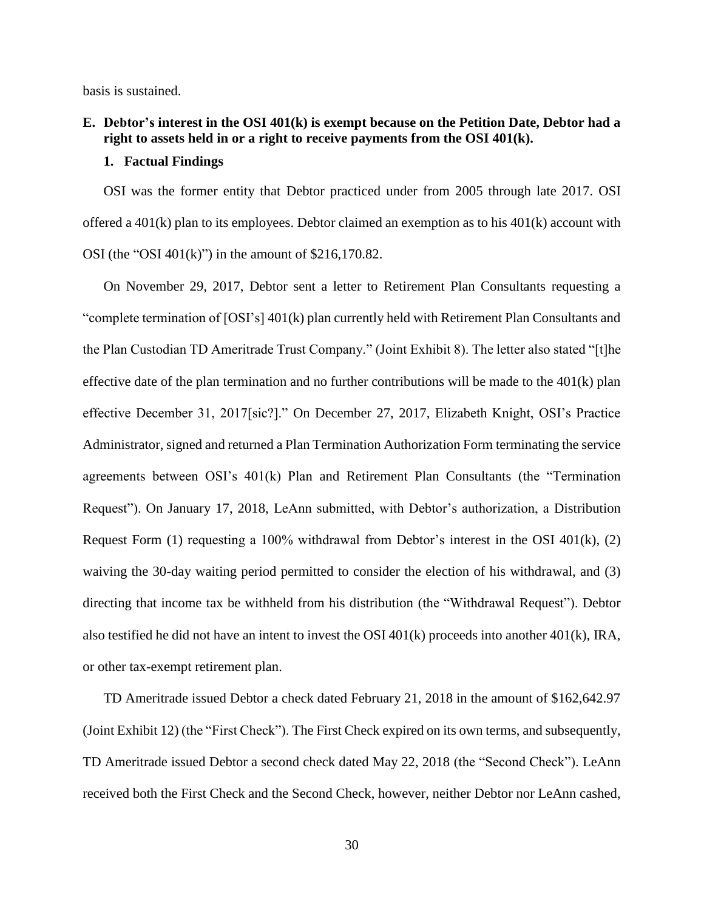basis is sustained.

### E. Debtor's interest in the OSI 401(k) is exempt because on the Petition Date, Debtor had a right to assets held in or a right to receive payments from the OSI 401(k).

#### 1. Factual Findings

OSI was the former entity that Debtor practiced under from 2005 through late 2017. OSI offered a 401(k) plan to its employees. Debtor claimed an exemption as to his 401(k) account with OSI (the "OSI 401(k)") in the amount of $216,170.82.

On November 29, 2017, Debtor sent a letter to Retirement Plan Consultants requesting a "complete termination of [OSI's] 401(k) plan currently held with Retirement Plan Consultants and the Plan Custodian TD Ameritrade Trust Company." (Joint Exhibit 8). The letter also stated "[t]he effective date of the plan termination and no further contributions will be made to the 401(k) plan effective December 31, 2017[sic?]." On December 27, 2017, Elizabeth Knight, OSI's Practice Administrator, signed and returned a Plan Termination Authorization Form terminating the service agreements between OSI's 401(k) Plan and Retirement Plan Consultants (the "Termination Request"). On January 17, 2018, LeAnn submitted, with Debtor's authorization, a Distribution Request Form (1) requesting a 100% withdrawal from Debtor's interest in the OSI 401(k), (2) waiving the 30-day waiting period permitted to consider the election of his withdrawal, and (3) directing that income tax be withheld from his distribution (the "Withdrawal Request"). Debtor also testified he did not have an intent to invest the OSI 401(k) proceeds into another 401(k), IRA, or other tax-exempt retirement plan.

TD Ameritrade issued Debtor a check dated February 21, 2018 in the amount of $162,642.97 (Joint Exhibit 12) (the "First Check"). The First Check expired on its own terms, and subsequently, TD Ameritrade issued Debtor a second check dated May 22, 2018 (the "Second Check"). LeAnn received both the First Check and the Second Check, however, neither Debtor nor LeAnn cashed,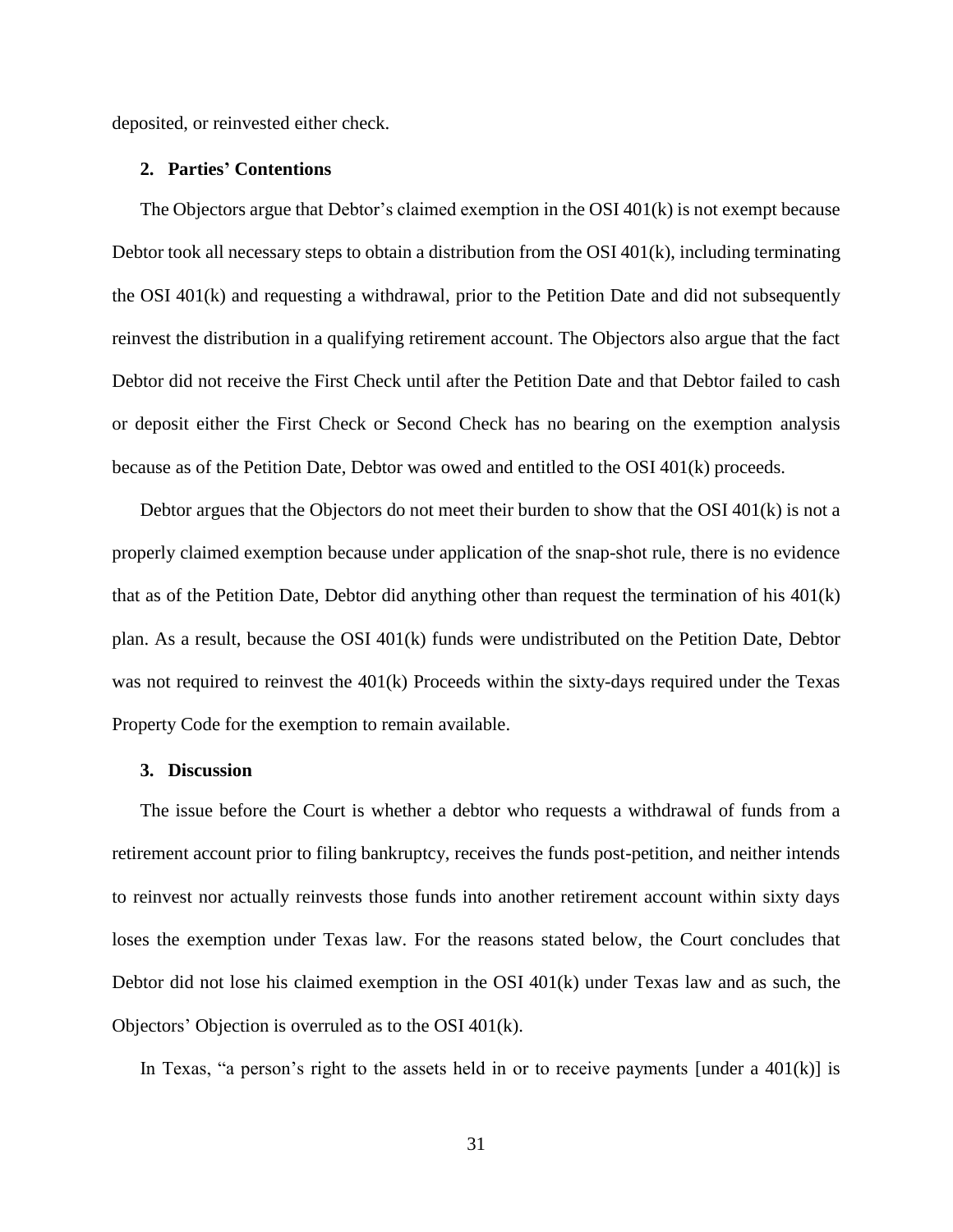deposited, or reinvested either check.

### 2. Parties' Contentions

The Objectors argue that Debtor's claimed exemption in the OSI 401(k) is not exempt because Debtor took all necessary steps to obtain a distribution from the OSI 401(k), including terminating the OSI 401(k) and requesting a withdrawal, prior to the Petition Date and did not subsequently reinvest the distribution in a qualifying retirement account. The Objectors also argue that the fact Debtor did not receive the First Check until after the Petition Date and that Debtor failed to cash or deposit either the First Check or Second Check has no bearing on the exemption analysis because as of the Petition Date, Debtor was owed and entitled to the OSI 401(k) proceeds.

Debtor argues that the Objectors do not meet their burden to show that the OSI 401(k) is not a properly claimed exemption because under application of the snap-shot rule, there is no evidence that as of the Petition Date, Debtor did anything other than request the termination of his 401(k) plan. As a result, because the OSI 401(k) funds were undistributed on the Petition Date, Debtor was not required to reinvest the 401(k) Proceeds within the sixty-days required under the Texas Property Code for the exemption to remain available.

### 3. Discussion

The issue before the Court is whether a debtor who requests a withdrawal of funds from a retirement account prior to filing bankruptcy, receives the funds post-petition, and neither intends to reinvest nor actually reinvests those funds into another retirement account within sixty days loses the exemption under Texas law. For the reasons stated below, the Court concludes that Debtor did not lose his claimed exemption in the OSI 401(k) under Texas law and as such, the Objectors' Objection is overruled as to the OSI 401(k).

In Texas, "a person's right to the assets held in or to receive payments [under a 401(k)] is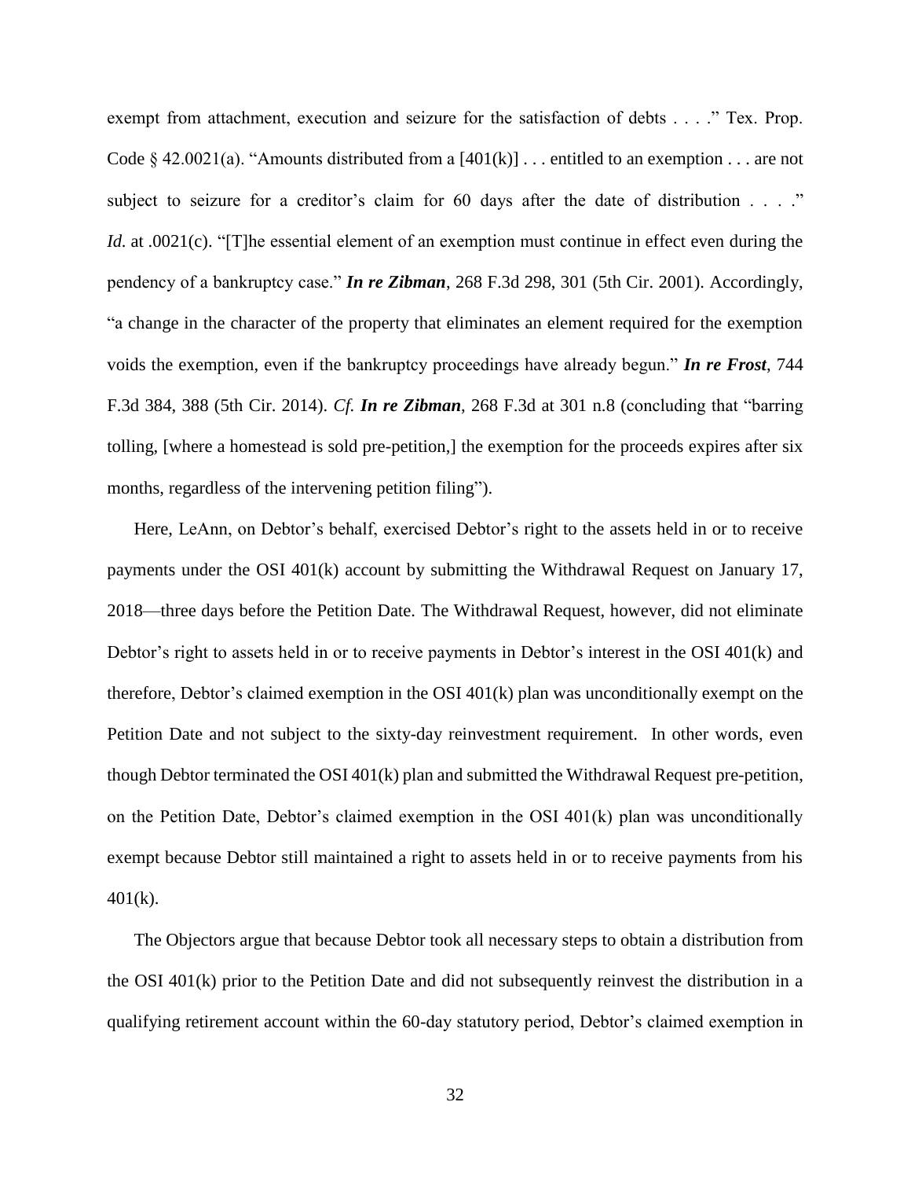exempt from attachment, execution and seizure for the satisfaction of debts . . . ." Tex. Prop. Code § 42.0021(a). "Amounts distributed from a [401(k)] . . . entitled to an exemption . . . are not subject to seizure for a creditor's claim for 60 days after the date of distribution . . . ." *Id.* at .0021(c). "[T]he essential element of an exemption must continue in effect even during the pendency of a bankruptcy case." ***In re Zibman***, 268 F.3d 298, 301 (5th Cir. 2001). Accordingly, "a change in the character of the property that eliminates an element required for the exemption voids the exemption, even if the bankruptcy proceedings have already begun." ***In re Frost***, 744 F.3d 384, 388 (5th Cir. 2014). *Cf.* ***In re Zibman***, 268 F.3d at 301 n.8 (concluding that "barring tolling, [where a homestead is sold pre-petition,] the exemption for the proceeds expires after six months, regardless of the intervening petition filing").

Here, LeAnn, on Debtor's behalf, exercised Debtor's right to the assets held in or to receive payments under the OSI 401(k) account by submitting the Withdrawal Request on January 17, 2018—three days before the Petition Date. The Withdrawal Request, however, did not eliminate Debtor's right to assets held in or to receive payments in Debtor's interest in the OSI 401(k) and therefore, Debtor's claimed exemption in the OSI 401(k) plan was unconditionally exempt on the Petition Date and not subject to the sixty-day reinvestment requirement. In other words, even though Debtor terminated the OSI 401(k) plan and submitted the Withdrawal Request pre-petition, on the Petition Date, Debtor's claimed exemption in the OSI 401(k) plan was unconditionally exempt because Debtor still maintained a right to assets held in or to receive payments from his 401(k).

The Objectors argue that because Debtor took all necessary steps to obtain a distribution from the OSI 401(k) prior to the Petition Date and did not subsequently reinvest the distribution in a qualifying retirement account within the 60-day statutory period, Debtor's claimed exemption in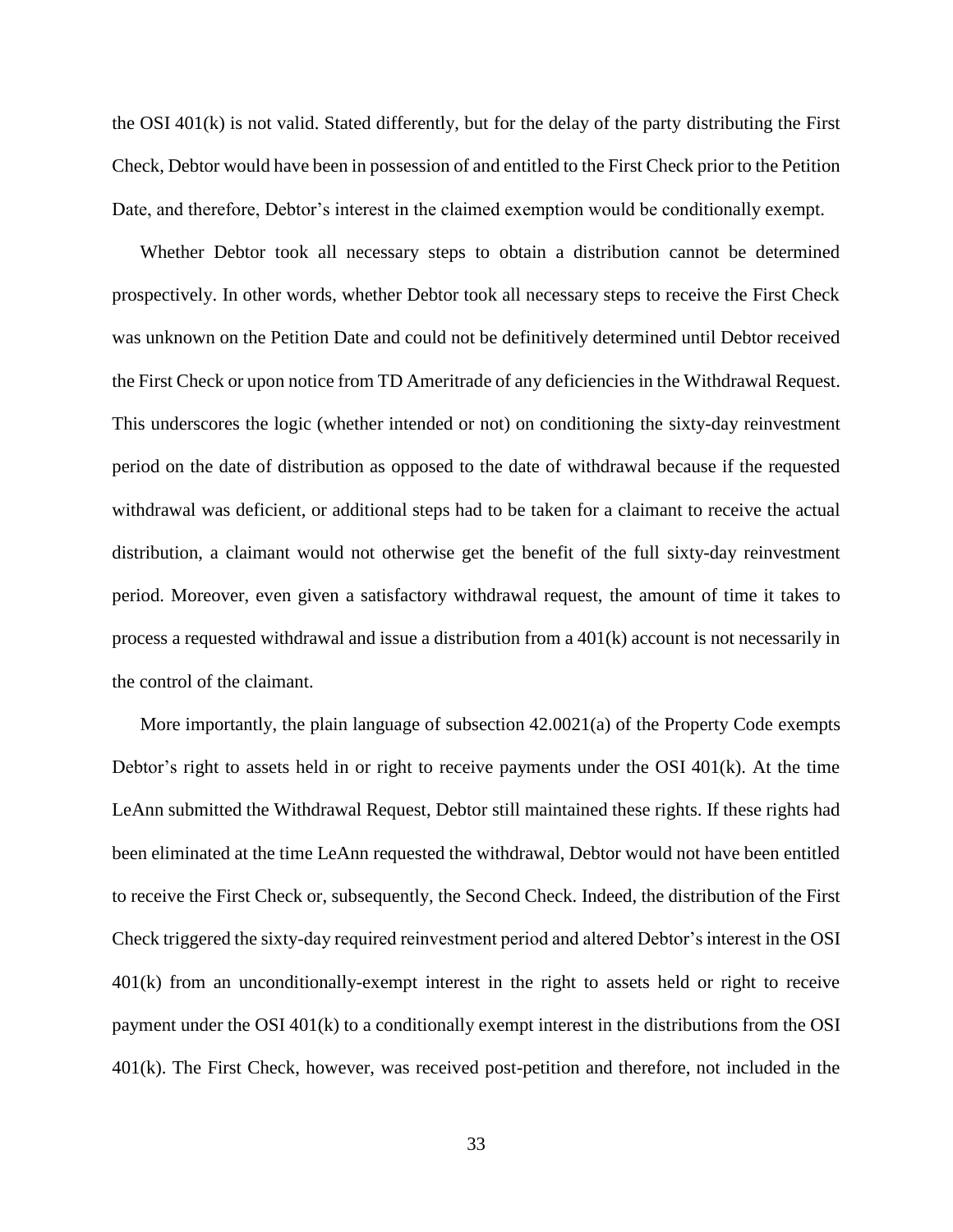the OSI 401(k) is not valid. Stated differently, but for the delay of the party distributing the First Check, Debtor would have been in possession of and entitled to the First Check prior to the Petition Date, and therefore, Debtor's interest in the claimed exemption would be conditionally exempt.

Whether Debtor took all necessary steps to obtain a distribution cannot be determined prospectively. In other words, whether Debtor took all necessary steps to receive the First Check was unknown on the Petition Date and could not be definitively determined until Debtor received the First Check or upon notice from TD Ameritrade of any deficiencies in the Withdrawal Request. This underscores the logic (whether intended or not) on conditioning the sixty-day reinvestment period on the date of distribution as opposed to the date of withdrawal because if the requested withdrawal was deficient, or additional steps had to be taken for a claimant to receive the actual distribution, a claimant would not otherwise get the benefit of the full sixty-day reinvestment period. Moreover, even given a satisfactory withdrawal request, the amount of time it takes to process a requested withdrawal and issue a distribution from a 401(k) account is not necessarily in the control of the claimant.

More importantly, the plain language of subsection 42.0021(a) of the Property Code exempts Debtor's right to assets held in or right to receive payments under the OSI 401(k). At the time LeAnn submitted the Withdrawal Request, Debtor still maintained these rights. If these rights had been eliminated at the time LeAnn requested the withdrawal, Debtor would not have been entitled to receive the First Check or, subsequently, the Second Check. Indeed, the distribution of the First Check triggered the sixty-day required reinvestment period and altered Debtor's interest in the OSI 401(k) from an unconditionally-exempt interest in the right to assets held or right to receive payment under the OSI 401(k) to a conditionally exempt interest in the distributions from the OSI 401(k). The First Check, however, was received post-petition and therefore, not included in the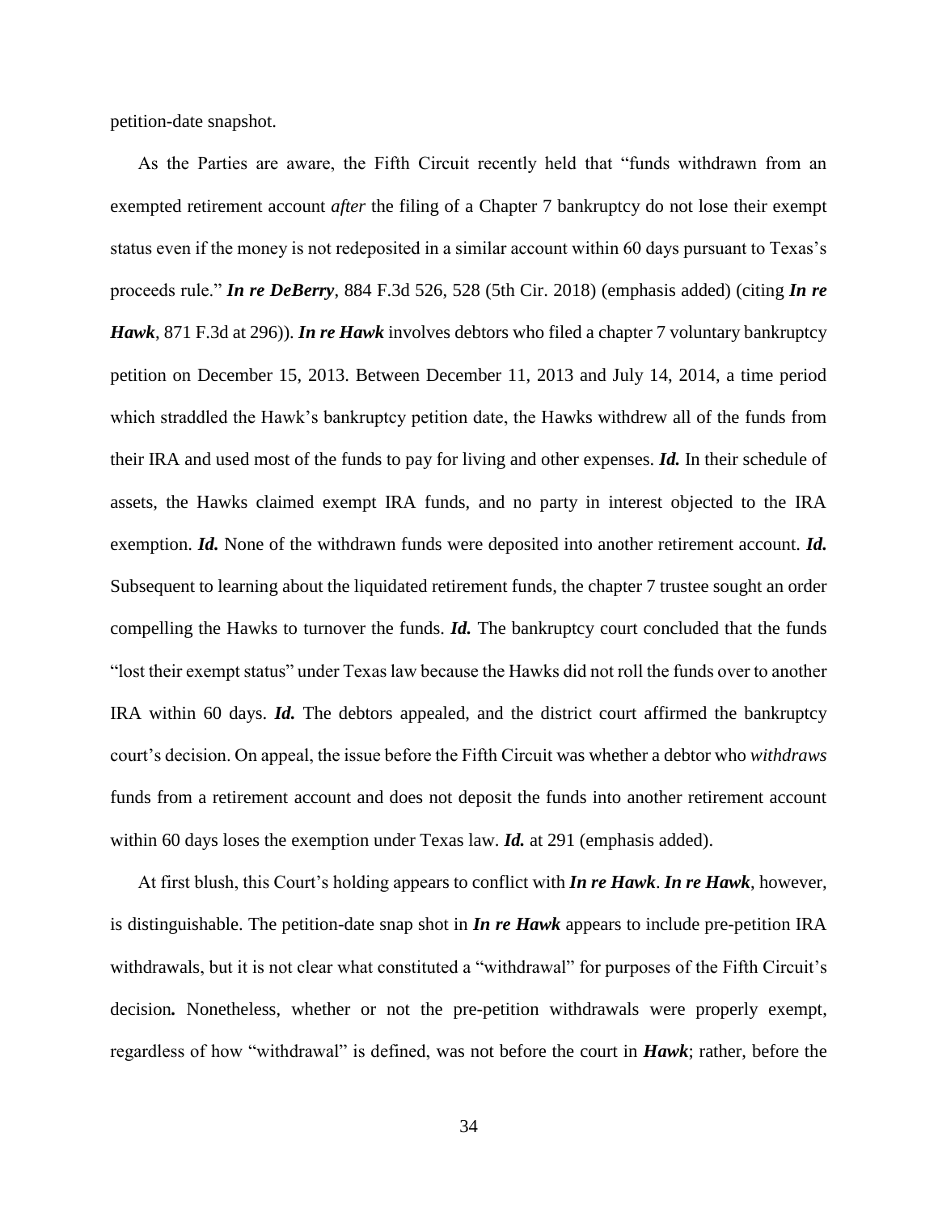petition-date snapshot.

As the Parties are aware, the Fifth Circuit recently held that "funds withdrawn from an exempted retirement account *after* the filing of a Chapter 7 bankruptcy do not lose their exempt status even if the money is not redeposited in a similar account within 60 days pursuant to Texas's proceeds rule." ***In re DeBerry***, 884 F.3d 526, 528 (5th Cir. 2018) (emphasis added) (citing ***In re Hawk***, 871 F.3d at 296)). ***In re Hawk*** involves debtors who filed a chapter 7 voluntary bankruptcy petition on December 15, 2013. Between December 11, 2013 and July 14, 2014, a time period which straddled the Hawk's bankruptcy petition date, the Hawks withdrew all of the funds from their IRA and used most of the funds to pay for living and other expenses. ***Id.*** In their schedule of assets, the Hawks claimed exempt IRA funds, and no party in interest objected to the IRA exemption. ***Id.*** None of the withdrawn funds were deposited into another retirement account. ***Id.*** Subsequent to learning about the liquidated retirement funds, the chapter 7 trustee sought an order compelling the Hawks to turnover the funds. ***Id.*** The bankruptcy court concluded that the funds "lost their exempt status" under Texas law because the Hawks did not roll the funds over to another IRA within 60 days. ***Id.*** The debtors appealed, and the district court affirmed the bankruptcy court's decision. On appeal, the issue before the Fifth Circuit was whether a debtor who *withdraws* funds from a retirement account and does not deposit the funds into another retirement account within 60 days loses the exemption under Texas law. ***Id.*** at 291 (emphasis added).

At first blush, this Court's holding appears to conflict with ***In re Hawk***. ***In re Hawk***, however, is distinguishable. The petition-date snap shot in ***In re Hawk*** appears to include pre-petition IRA withdrawals, but it is not clear what constituted a "withdrawal" for purposes of the Fifth Circuit's decision**.** Nonetheless, whether or not the pre-petition withdrawals were properly exempt, regardless of how "withdrawal" is defined, was not before the court in ***Hawk***; rather, before the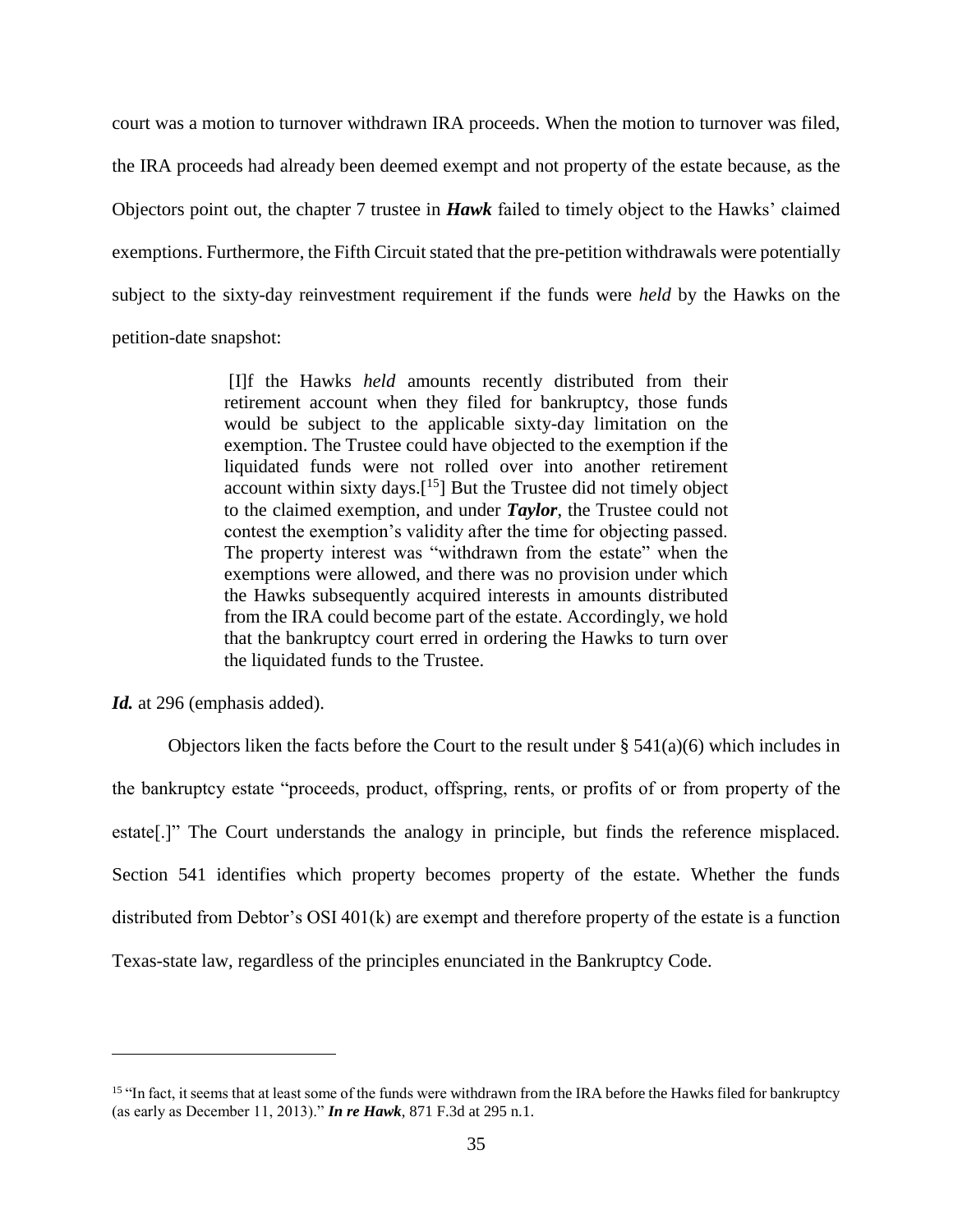court was a motion to turnover withdrawn IRA proceeds. When the motion to turnover was filed, the IRA proceeds had already been deemed exempt and not property of the estate because, as the Objectors point out, the chapter 7 trustee in ***Hawk*** failed to timely object to the Hawks' claimed exemptions. Furthermore, the Fifth Circuit stated that the pre-petition withdrawals were potentially subject to the sixty-day reinvestment requirement if the funds were *held* by the Hawks on the petition-date snapshot:

> [I]f the Hawks *held* amounts recently distributed from their retirement account when they filed for bankruptcy, those funds would be subject to the applicable sixty-day limitation on the exemption. The Trustee could have objected to the exemption if the liquidated funds were not rolled over into another retirement account within sixty days.[15] But the Trustee did not timely object to the claimed exemption, and under ***Taylor***, the Trustee could not contest the exemption's validity after the time for objecting passed. The property interest was "withdrawn from the estate" when the exemptions were allowed, and there was no provision under which the Hawks subsequently acquired interests in amounts distributed from the IRA could become part of the estate. Accordingly, we hold that the bankruptcy court erred in ordering the Hawks to turn over the liquidated funds to the Trustee.

***Id.*** at 296 (emphasis added).

Objectors liken the facts before the Court to the result under § 541(a)(6) which includes in the bankruptcy estate "proceeds, product, offspring, rents, or profits of or from property of the estate[.]" The Court understands the analogy in principle, but finds the reference misplaced. Section 541 identifies which property becomes property of the estate. Whether the funds distributed from Debtor's OSI 401(k) are exempt and therefore property of the estate is a function Texas-state law, regardless of the principles enunciated in the Bankruptcy Code.

---

[15] "In fact, it seems that at least some of the funds were withdrawn from the IRA before the Hawks filed for bankruptcy (as early as December 11, 2013)." ***In re Hawk***, 871 F.3d at 295 n.1.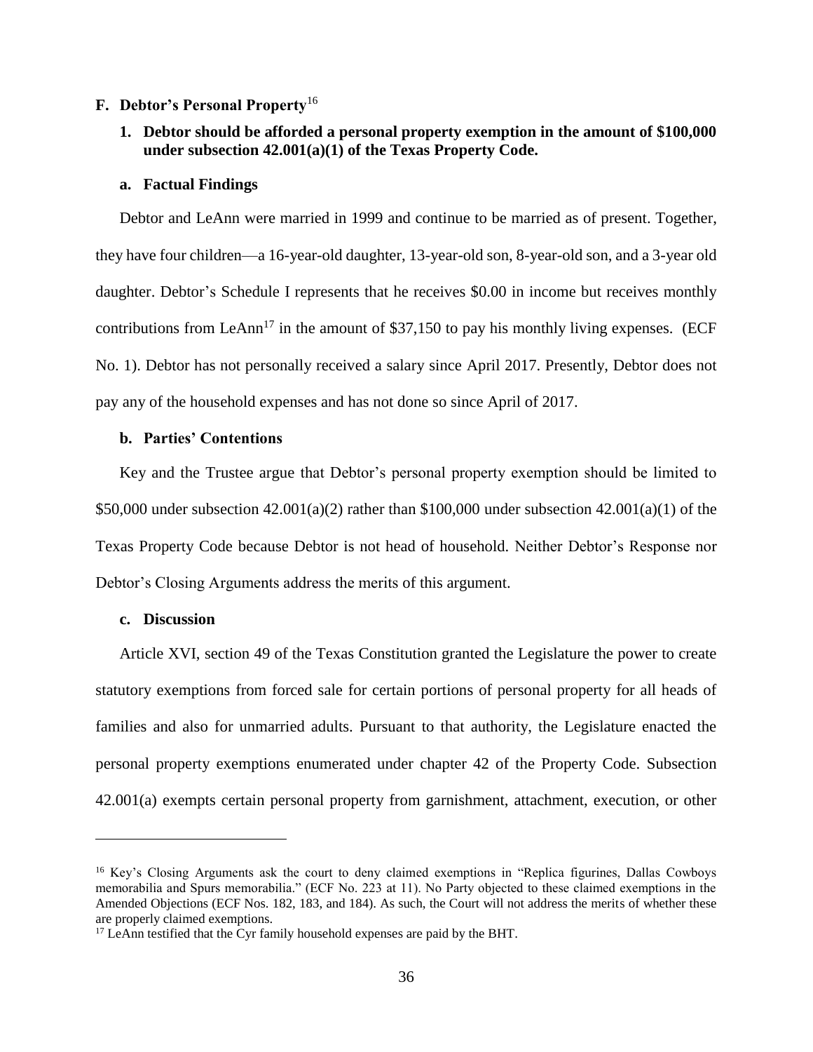### F. Debtor's Personal Property[16]

#### 1. Debtor should be afforded a personal property exemption in the amount of $100,000 under subsection 42.001(a)(1) of the Texas Property Code.

##### a. Factual Findings

Debtor and LeAnn were married in 1999 and continue to be married as of present. Together, they have four children—a 16-year-old daughter, 13-year-old son, 8-year-old son, and a 3-year old daughter. Debtor's Schedule I represents that he receives $0.00 in income but receives monthly contributions from LeAnn[17] in the amount of $37,150 to pay his monthly living expenses. (ECF No. 1). Debtor has not personally received a salary since April 2017. Presently, Debtor does not pay any of the household expenses and has not done so since April of 2017.

##### b. Parties' Contentions

Key and the Trustee argue that Debtor's personal property exemption should be limited to $50,000 under subsection 42.001(a)(2) rather than $100,000 under subsection 42.001(a)(1) of the Texas Property Code because Debtor is not head of household. Neither Debtor's Response nor Debtor's Closing Arguments address the merits of this argument.

##### c. Discussion

Article XVI, section 49 of the Texas Constitution granted the Legislature the power to create statutory exemptions from forced sale for certain portions of personal property for all heads of families and also for unmarried adults. Pursuant to that authority, the Legislature enacted the personal property exemptions enumerated under chapter 42 of the Property Code. Subsection 42.001(a) exempts certain personal property from garnishment, attachment, execution, or other

---

[16] Key's Closing Arguments ask the court to deny claimed exemptions in "Replica figurines, Dallas Cowboys memorabilia and Spurs memorabilia." (ECF No. 223 at 11). No Party objected to these claimed exemptions in the Amended Objections (ECF Nos. 182, 183, and 184). As such, the Court will not address the merits of whether these are properly claimed exemptions.

[17] LeAnn testified that the Cyr family household expenses are paid by the BHT.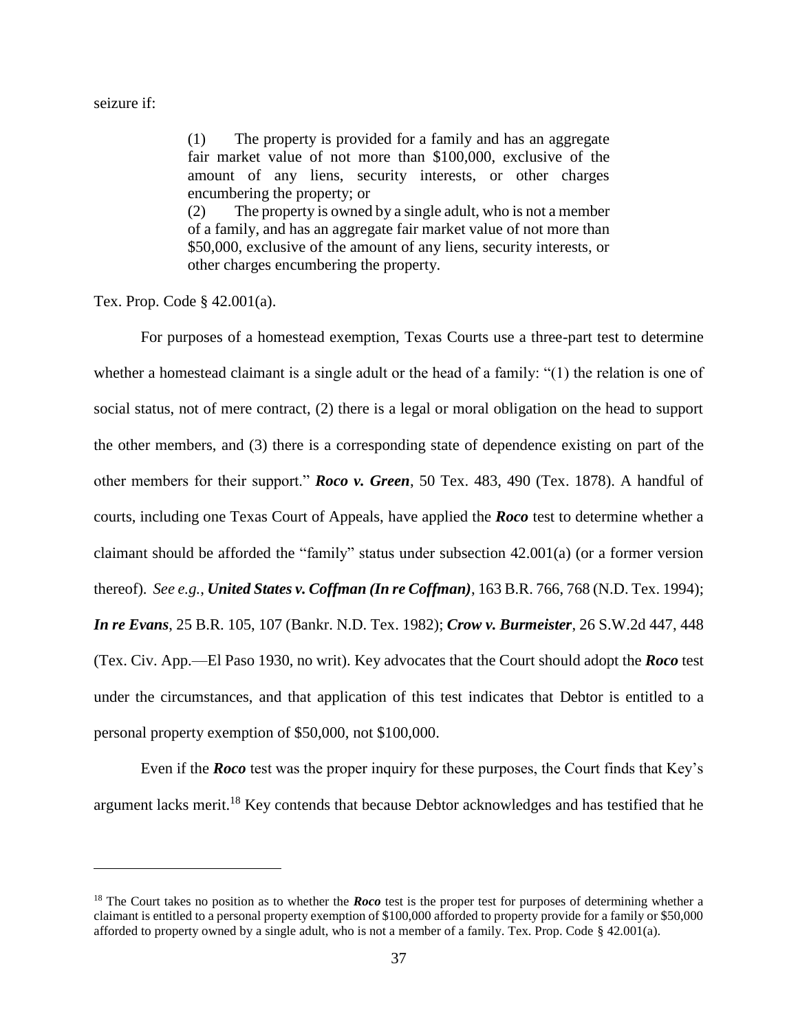seizure if:

> (1) The property is provided for a family and has an aggregate fair market value of not more than $100,000, exclusive of the amount of any liens, security interests, or other charges encumbering the property; or
> (2) The property is owned by a single adult, who is not a member of a family, and has an aggregate fair market value of not more than $50,000, exclusive of the amount of any liens, security interests, or other charges encumbering the property.

Tex. Prop. Code § 42.001(a).

For purposes of a homestead exemption, Texas Courts use a three-part test to determine whether a homestead claimant is a single adult or the head of a family: "(1) the relation is one of social status, not of mere contract, (2) there is a legal or moral obligation on the head to support the other members, and (3) there is a corresponding state of dependence existing on part of the other members for their support." ***Roco v. Green***, 50 Tex. 483, 490 (Tex. 1878). A handful of courts, including one Texas Court of Appeals, have applied the ***Roco*** test to determine whether a claimant should be afforded the "family" status under subsection 42.001(a) (or a former version thereof). *See e.g.*, ***United States v. Coffman (In re Coffman)***, 163 B.R. 766, 768 (N.D. Tex. 1994); ***In re Evans***, 25 B.R. 105, 107 (Bankr. N.D. Tex. 1982); ***Crow v. Burmeister***, 26 S.W.2d 447, 448 (Tex. Civ. App.—El Paso 1930, no writ). Key advocates that the Court should adopt the ***Roco*** test under the circumstances, and that application of this test indicates that Debtor is entitled to a personal property exemption of $50,000, not $100,000.

Even if the ***Roco*** test was the proper inquiry for these purposes, the Court finds that Key's argument lacks merit.[18] Key contends that because Debtor acknowledges and has testified that he

---

[18] The Court takes no position as to whether the ***Roco*** test is the proper test for purposes of determining whether a claimant is entitled to a personal property exemption of $100,000 afforded to property provide for a family or $50,000 afforded to property owned by a single adult, who is not a member of a family. Tex. Prop. Code § 42.001(a).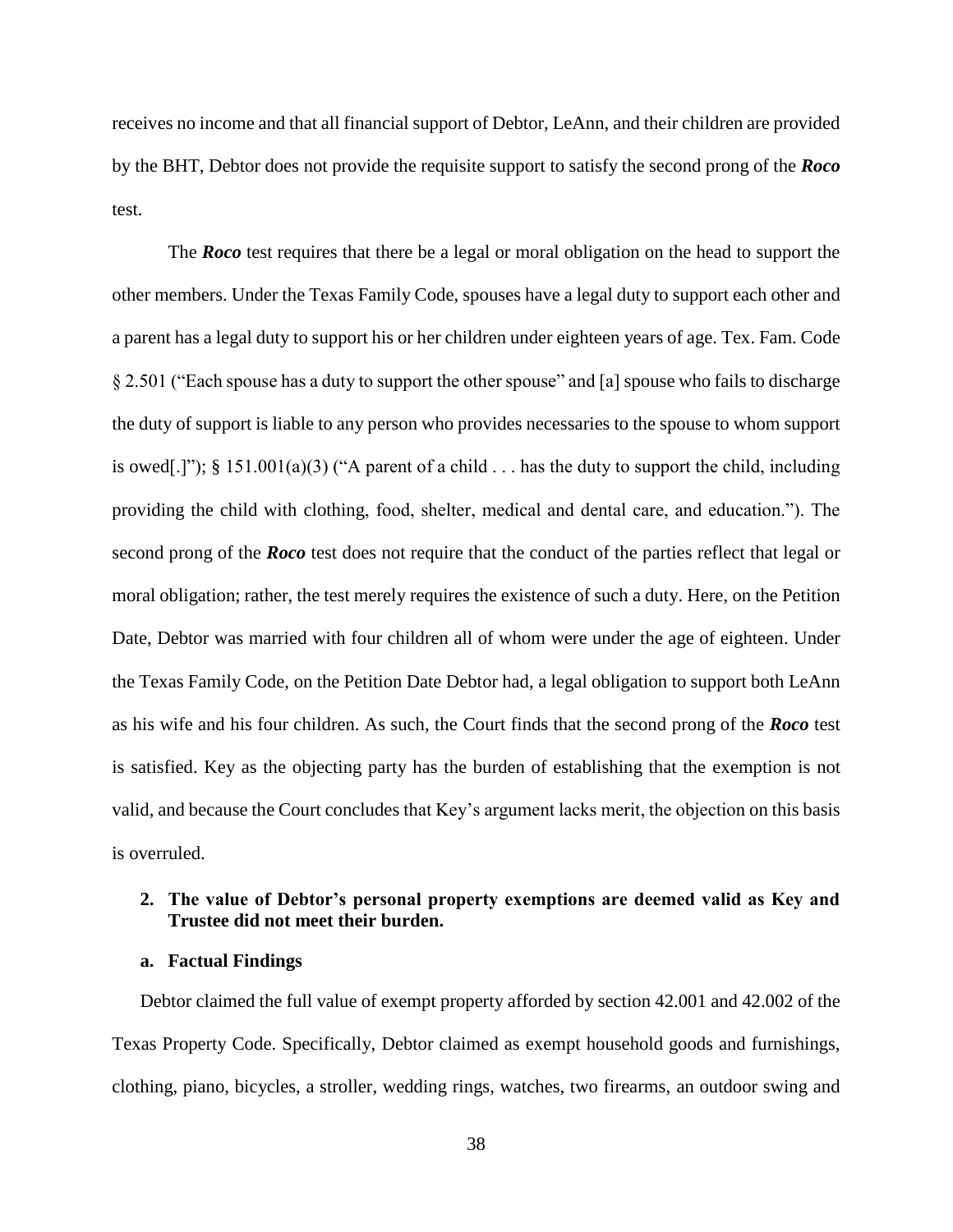receives no income and that all financial support of Debtor, LeAnn, and their children are provided by the BHT, Debtor does not provide the requisite support to satisfy the second prong of the ***Roco*** test.

The ***Roco*** test requires that there be a legal or moral obligation on the head to support the other members. Under the Texas Family Code, spouses have a legal duty to support each other and a parent has a legal duty to support his or her children under eighteen years of age. Tex. Fam. Code § 2.501 ("Each spouse has a duty to support the other spouse" and [a] spouse who fails to discharge the duty of support is liable to any person who provides necessaries to the spouse to whom support is owed[.]"); § 151.001(a)(3) ("A parent of a child . . . has the duty to support the child, including providing the child with clothing, food, shelter, medical and dental care, and education."). The second prong of the ***Roco*** test does not require that the conduct of the parties reflect that legal or moral obligation; rather, the test merely requires the existence of such a duty. Here, on the Petition Date, Debtor was married with four children all of whom were under the age of eighteen. Under the Texas Family Code, on the Petition Date Debtor had, a legal obligation to support both LeAnn as his wife and his four children. As such, the Court finds that the second prong of the ***Roco*** test is satisfied. Key as the objecting party has the burden of establishing that the exemption is not valid, and because the Court concludes that Key's argument lacks merit, the objection on this basis is overruled.

**2. The value of Debtor's personal property exemptions are deemed valid as Key and Trustee did not meet their burden.**

**a. Factual Findings**

Debtor claimed the full value of exempt property afforded by section 42.001 and 42.002 of the Texas Property Code. Specifically, Debtor claimed as exempt household goods and furnishings, clothing, piano, bicycles, a stroller, wedding rings, watches, two firearms, an outdoor swing and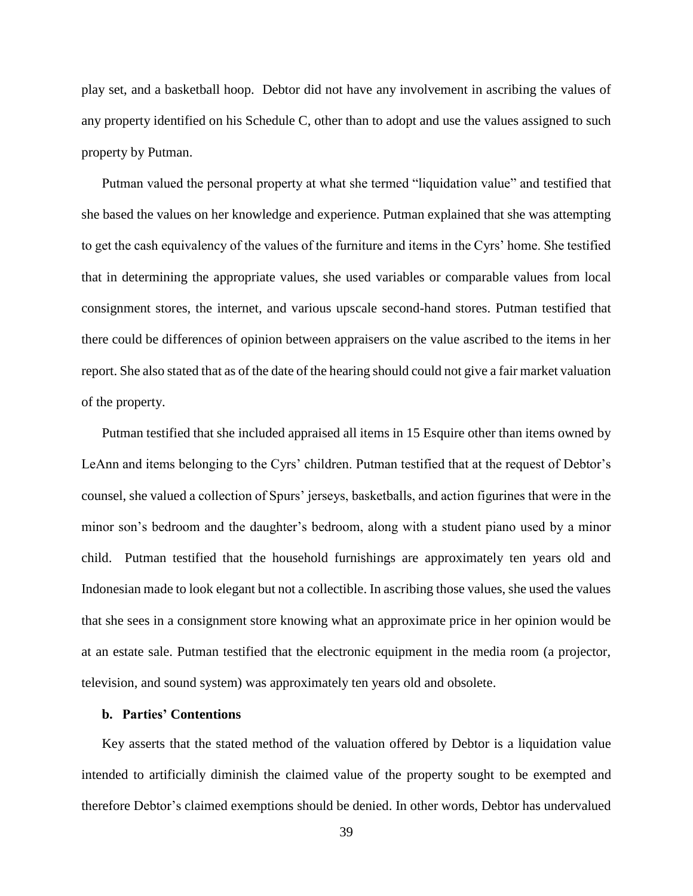play set, and a basketball hoop. Debtor did not have any involvement in ascribing the values of any property identified on his Schedule C, other than to adopt and use the values assigned to such property by Putman.

Putman valued the personal property at what she termed "liquidation value" and testified that she based the values on her knowledge and experience. Putman explained that she was attempting to get the cash equivalency of the values of the furniture and items in the Cyrs' home. She testified that in determining the appropriate values, she used variables or comparable values from local consignment stores, the internet, and various upscale second-hand stores. Putman testified that there could be differences of opinion between appraisers on the value ascribed to the items in her report. She also stated that as of the date of the hearing should could not give a fair market valuation of the property.

Putman testified that she included appraised all items in 15 Esquire other than items owned by LeAnn and items belonging to the Cyrs' children. Putman testified that at the request of Debtor's counsel, she valued a collection of Spurs' jerseys, basketballs, and action figurines that were in the minor son's bedroom and the daughter's bedroom, along with a student piano used by a minor child. Putman testified that the household furnishings are approximately ten years old and Indonesian made to look elegant but not a collectible. In ascribing those values, she used the values that she sees in a consignment store knowing what an approximate price in her opinion would be at an estate sale. Putman testified that the electronic equipment in the media room (a projector, television, and sound system) was approximately ten years old and obsolete.

**b. Parties' Contentions**

Key asserts that the stated method of the valuation offered by Debtor is a liquidation value intended to artificially diminish the claimed value of the property sought to be exempted and therefore Debtor's claimed exemptions should be denied. In other words, Debtor has undervalued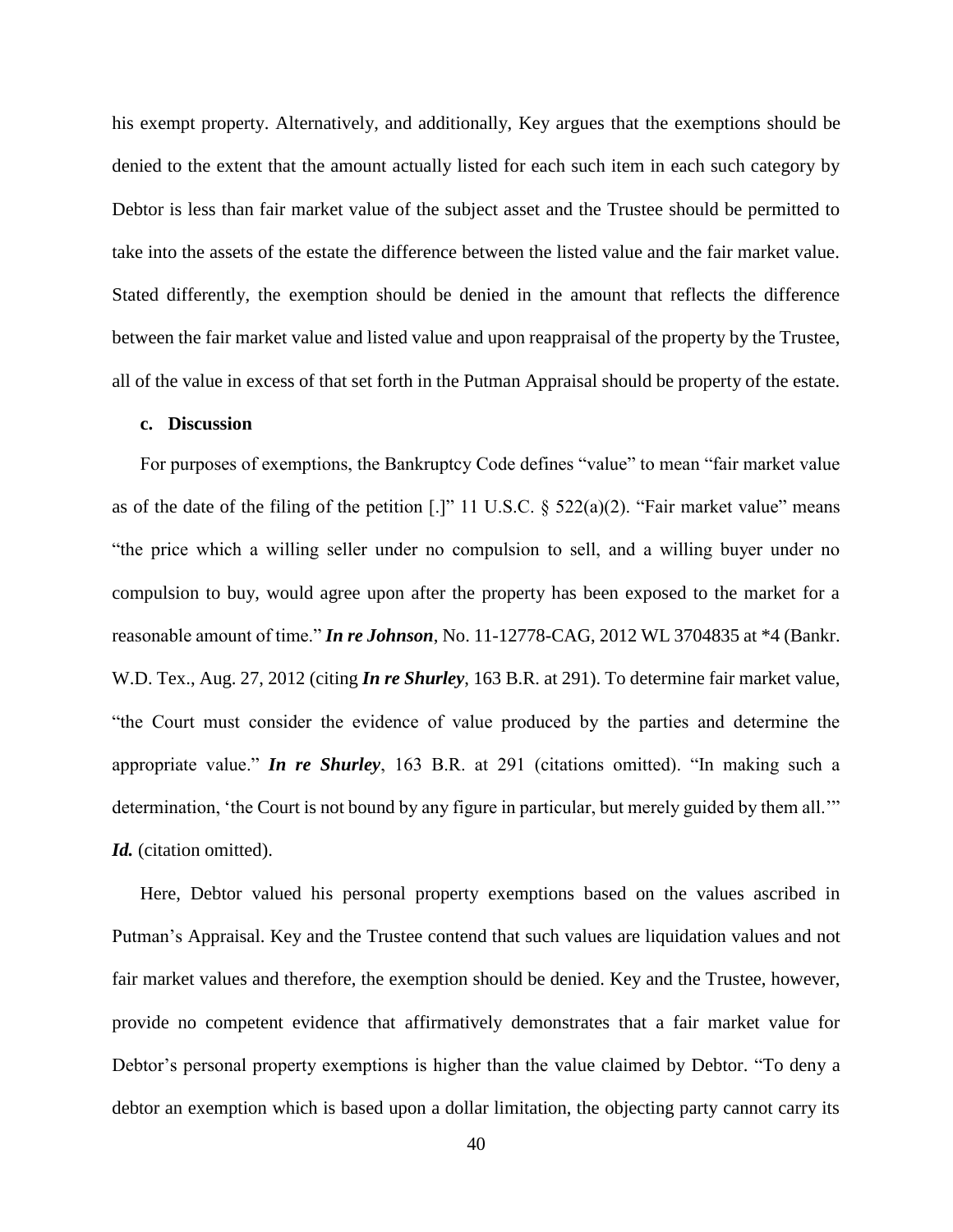his exempt property. Alternatively, and additionally, Key argues that the exemptions should be denied to the extent that the amount actually listed for each such item in each such category by Debtor is less than fair market value of the subject asset and the Trustee should be permitted to take into the assets of the estate the difference between the listed value and the fair market value. Stated differently, the exemption should be denied in the amount that reflects the difference between the fair market value and listed value and upon reappraisal of the property by the Trustee, all of the value in excess of that set forth in the Putman Appraisal should be property of the estate.

**c. Discussion**

For purposes of exemptions, the Bankruptcy Code defines "value" to mean "fair market value as of the date of the filing of the petition [.]" 11 U.S.C. § 522(a)(2). "Fair market value" means "the price which a willing seller under no compulsion to sell, and a willing buyer under no compulsion to buy, would agree upon after the property has been exposed to the market for a reasonable amount of time." ***In re Johnson***, No. 11-12778-CAG, 2012 WL 3704835 at *4 (Bankr. W.D. Tex., Aug. 27, 2012 (citing ***In re Shurley***, 163 B.R. at 291). To determine fair market value, "the Court must consider the evidence of value produced by the parties and determine the appropriate value." ***In re Shurley***, 163 B.R. at 291 (citations omitted). "In making such a determination, 'the Court is not bound by any figure in particular, but merely guided by them all.'" ***Id.*** (citation omitted).

Here, Debtor valued his personal property exemptions based on the values ascribed in Putman's Appraisal. Key and the Trustee contend that such values are liquidation values and not fair market values and therefore, the exemption should be denied. Key and the Trustee, however, provide no competent evidence that affirmatively demonstrates that a fair market value for Debtor's personal property exemptions is higher than the value claimed by Debtor. "To deny a debtor an exemption which is based upon a dollar limitation, the objecting party cannot carry its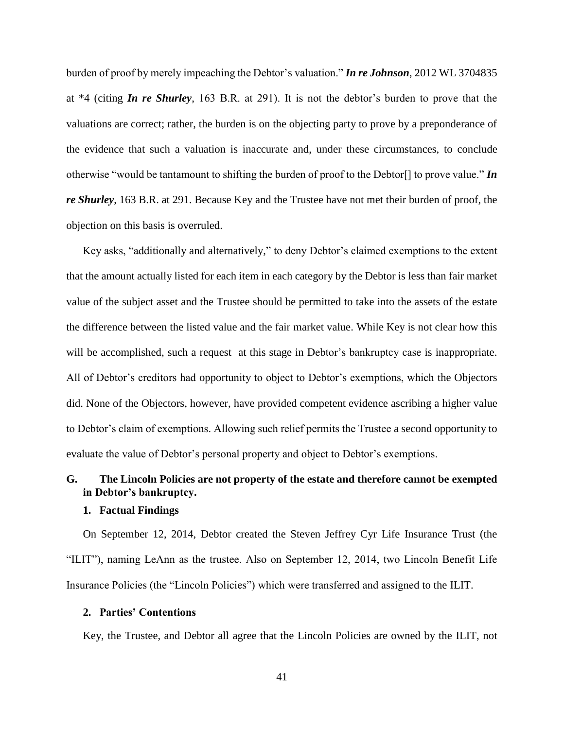burden of proof by merely impeaching the Debtor's valuation." ***In re Johnson***, 2012 WL 3704835 at *4 (citing ***In re Shurley***, 163 B.R. at 291). It is not the debtor's burden to prove that the valuations are correct; rather, the burden is on the objecting party to prove by a preponderance of the evidence that such a valuation is inaccurate and, under these circumstances, to conclude otherwise "would be tantamount to shifting the burden of proof to the Debtor[] to prove value." ***In re Shurley***, 163 B.R. at 291. Because Key and the Trustee have not met their burden of proof, the objection on this basis is overruled.

Key asks, "additionally and alternatively," to deny Debtor's claimed exemptions to the extent that the amount actually listed for each item in each category by the Debtor is less than fair market value of the subject asset and the Trustee should be permitted to take into the assets of the estate the difference between the listed value and the fair market value. While Key is not clear how this will be accomplished, such a request at this stage in Debtor's bankruptcy case is inappropriate. All of Debtor's creditors had opportunity to object to Debtor's exemptions, which the Objectors did. None of the Objectors, however, have provided competent evidence ascribing a higher value to Debtor's claim of exemptions. Allowing such relief permits the Trustee a second opportunity to evaluate the value of Debtor's personal property and object to Debtor's exemptions.

## G. The Lincoln Policies are not property of the estate and therefore cannot be exempted in Debtor's bankruptcy.

### 1. Factual Findings

On September 12, 2014, Debtor created the Steven Jeffrey Cyr Life Insurance Trust (the "ILIT"), naming LeAnn as the trustee. Also on September 12, 2014, two Lincoln Benefit Life Insurance Policies (the "Lincoln Policies") which were transferred and assigned to the ILIT.

### 2. Parties' Contentions

Key, the Trustee, and Debtor all agree that the Lincoln Policies are owned by the ILIT, not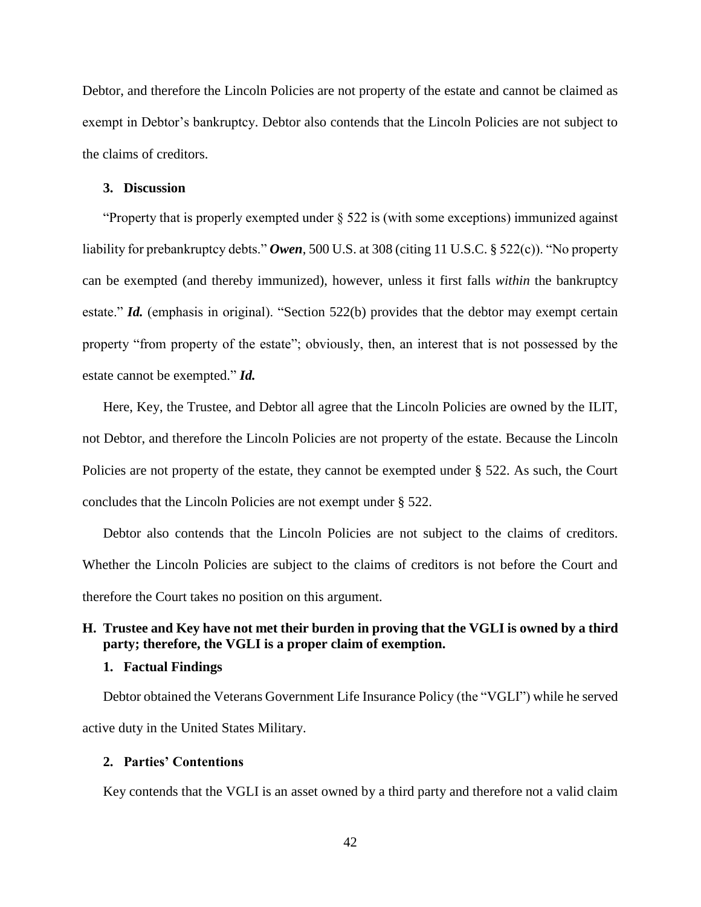Debtor, and therefore the Lincoln Policies are not property of the estate and cannot be claimed as exempt in Debtor's bankruptcy. Debtor also contends that the Lincoln Policies are not subject to the claims of creditors.

#### 3. Discussion

"Property that is properly exempted under § 522 is (with some exceptions) immunized against liability for prebankruptcy debts." ***Owen***, 500 U.S. at 308 (citing 11 U.S.C. § 522(c)). "No property can be exempted (and thereby immunized), however, unless it first falls *within* the bankruptcy estate." ***Id.*** (emphasis in original). "Section 522(b) provides that the debtor may exempt certain property "from property of the estate"; obviously, then, an interest that is not possessed by the estate cannot be exempted." ***Id.***

Here, Key, the Trustee, and Debtor all agree that the Lincoln Policies are owned by the ILIT, not Debtor, and therefore the Lincoln Policies are not property of the estate. Because the Lincoln Policies are not property of the estate, they cannot be exempted under § 522. As such, the Court concludes that the Lincoln Policies are not exempt under § 522.

Debtor also contends that the Lincoln Policies are not subject to the claims of creditors. Whether the Lincoln Policies are subject to the claims of creditors is not before the Court and therefore the Court takes no position on this argument.

### H. Trustee and Key have not met their burden in proving that the VGLI is owned by a third party; therefore, the VGLI is a proper claim of exemption.

#### 1. Factual Findings

Debtor obtained the Veterans Government Life Insurance Policy (the "VGLI") while he served active duty in the United States Military.

#### 2. Parties' Contentions

Key contends that the VGLI is an asset owned by a third party and therefore not a valid claim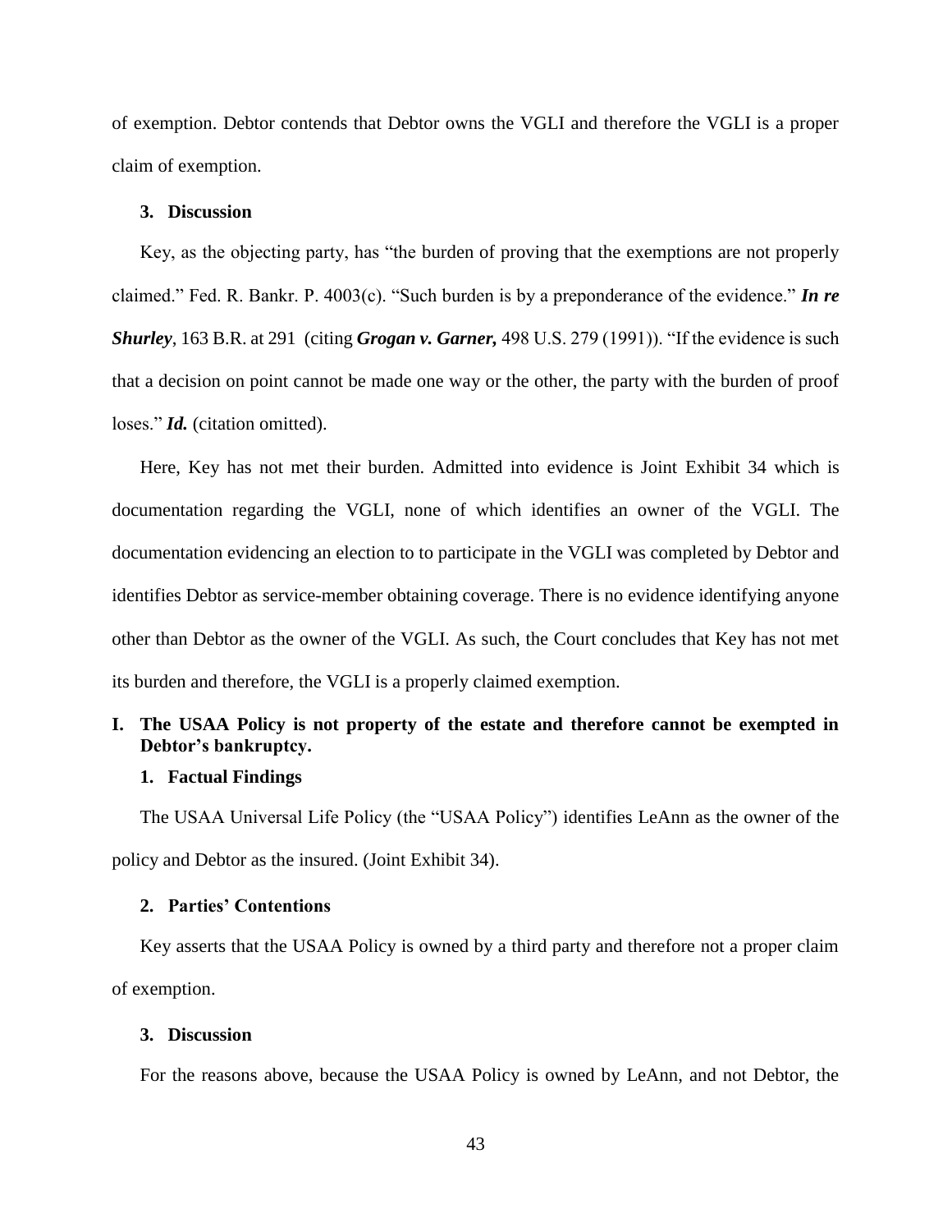of exemption. Debtor contends that Debtor owns the VGLI and therefore the VGLI is a proper claim of exemption.

### 3. Discussion

Key, as the objecting party, has "the burden of proving that the exemptions are not properly claimed." Fed. R. Bankr. P. 4003(c). "Such burden is by a preponderance of the evidence." ***In re Shurley***, 163 B.R. at 291 (citing ***Grogan v. Garner,*** 498 U.S. 279 (1991)). "If the evidence is such that a decision on point cannot be made one way or the other, the party with the burden of proof loses." ***Id.*** (citation omitted).

Here, Key has not met their burden. Admitted into evidence is Joint Exhibit 34 which is documentation regarding the VGLI, none of which identifies an owner of the VGLI. The documentation evidencing an election to to participate in the VGLI was completed by Debtor and identifies Debtor as service-member obtaining coverage. There is no evidence identifying anyone other than Debtor as the owner of the VGLI. As such, the Court concludes that Key has not met its burden and therefore, the VGLI is a properly claimed exemption.

## I. The USAA Policy is not property of the estate and therefore cannot be exempted in Debtor's bankruptcy.

### 1. Factual Findings

The USAA Universal Life Policy (the "USAA Policy") identifies LeAnn as the owner of the policy and Debtor as the insured. (Joint Exhibit 34).

### 2. Parties' Contentions

Key asserts that the USAA Policy is owned by a third party and therefore not a proper claim of exemption.

### 3. Discussion

For the reasons above, because the USAA Policy is owned by LeAnn, and not Debtor, the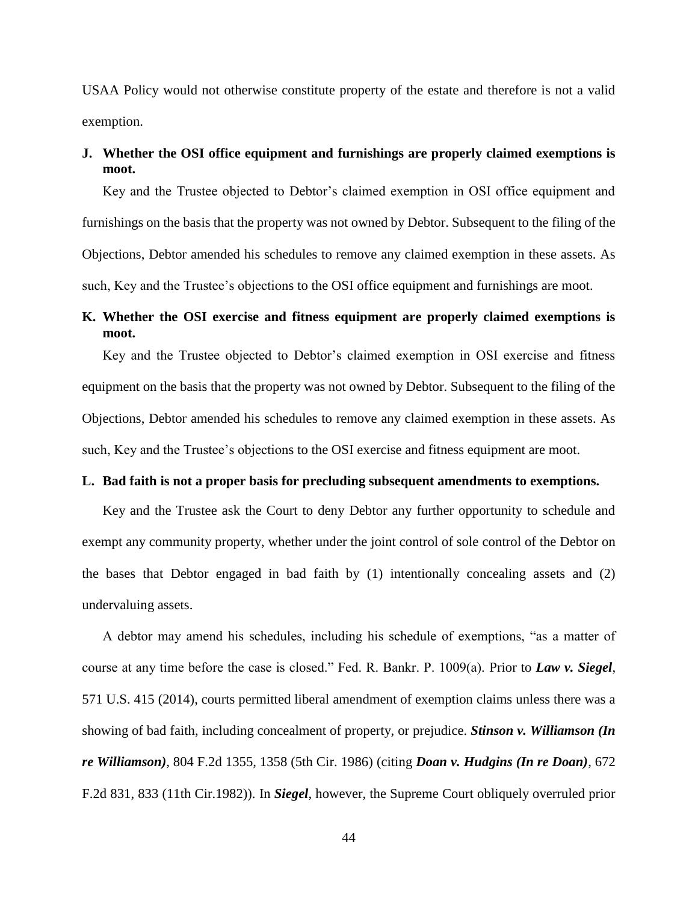USAA Policy would not otherwise constitute property of the estate and therefore is not a valid exemption.

### J. Whether the OSI office equipment and furnishings are properly claimed exemptions is moot.

Key and the Trustee objected to Debtor's claimed exemption in OSI office equipment and furnishings on the basis that the property was not owned by Debtor. Subsequent to the filing of the Objections, Debtor amended his schedules to remove any claimed exemption in these assets. As such, Key and the Trustee's objections to the OSI office equipment and furnishings are moot.

### K. Whether the OSI exercise and fitness equipment are properly claimed exemptions is moot.

Key and the Trustee objected to Debtor's claimed exemption in OSI exercise and fitness equipment on the basis that the property was not owned by Debtor. Subsequent to the filing of the Objections, Debtor amended his schedules to remove any claimed exemption in these assets. As such, Key and the Trustee's objections to the OSI exercise and fitness equipment are moot.

### L. Bad faith is not a proper basis for precluding subsequent amendments to exemptions.

Key and the Trustee ask the Court to deny Debtor any further opportunity to schedule and exempt any community property, whether under the joint control of sole control of the Debtor on the bases that Debtor engaged in bad faith by (1) intentionally concealing assets and (2) undervaluing assets.

A debtor may amend his schedules, including his schedule of exemptions, "as a matter of course at any time before the case is closed." Fed. R. Bankr. P. 1009(a). Prior to ***Law v. Siegel***, 571 U.S. 415 (2014), courts permitted liberal amendment of exemption claims unless there was a showing of bad faith, including concealment of property, or prejudice. ***Stinson v. Williamson (In re Williamson)***, 804 F.2d 1355, 1358 (5th Cir. 1986) (citing ***Doan v. Hudgins (In re Doan)***, 672 F.2d 831, 833 (11th Cir.1982)). In ***Siegel***, however, the Supreme Court obliquely overruled prior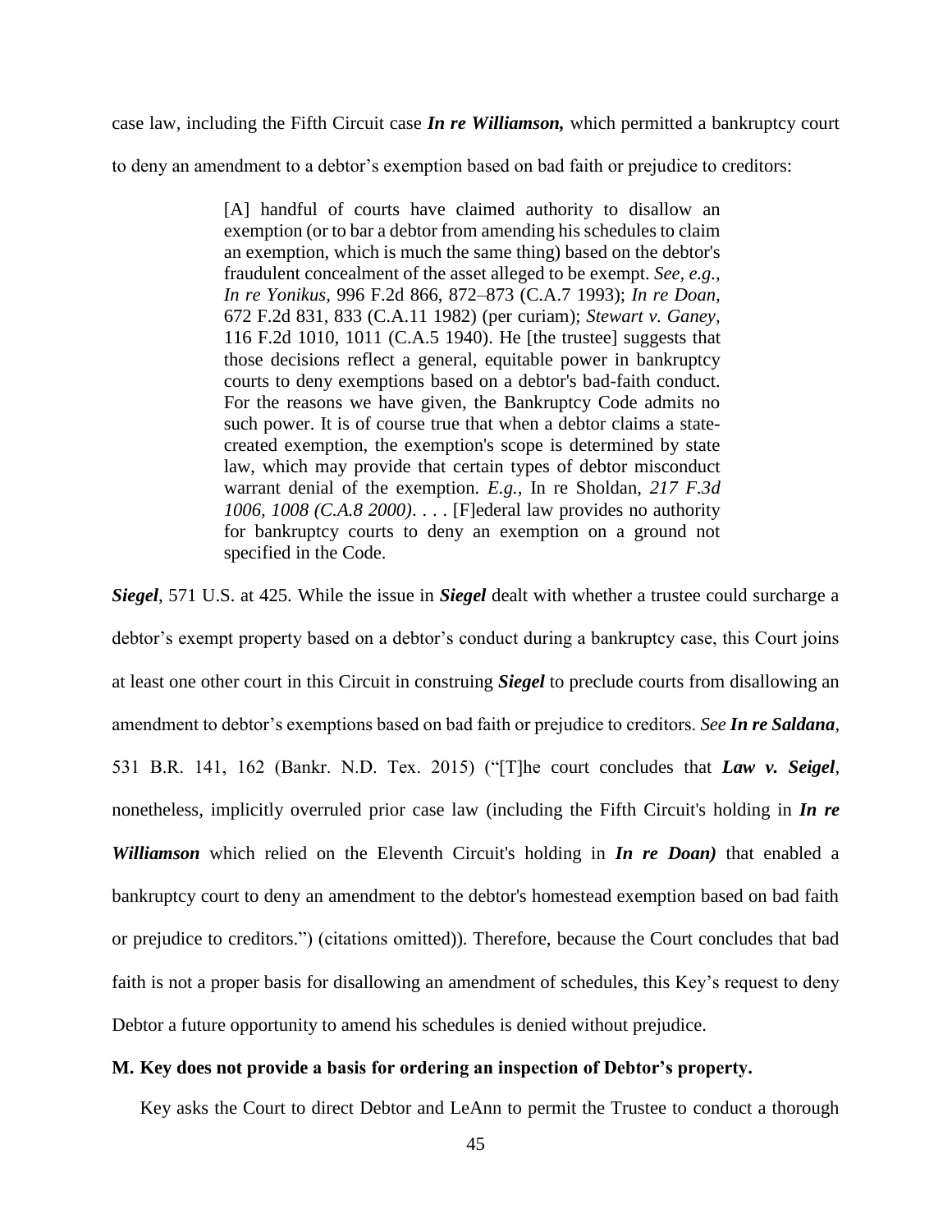case law, including the Fifth Circuit case ***In re Williamson,*** which permitted a bankruptcy court to deny an amendment to a debtor's exemption based on bad faith or prejudice to creditors:

> [A] handful of courts have claimed authority to disallow an exemption (or to bar a debtor from amending his schedules to claim an exemption, which is much the same thing) based on the debtor's fraudulent concealment of the asset alleged to be exempt. *See, e.g., In re Yonikus*, 996 F.2d 866, 872–873 (C.A.7 1993); *In re Doan*, 672 F.2d 831, 833 (C.A.11 1982) (per curiam); *Stewart v. Ganey*, 116 F.2d 1010, 1011 (C.A.5 1940). He [the trustee] suggests that those decisions reflect a general, equitable power in bankruptcy courts to deny exemptions based on a debtor's bad-faith conduct. For the reasons we have given, the Bankruptcy Code admits no such power. It is of course true that when a debtor claims a state-created exemption, the exemption's scope is determined by state law, which may provide that certain types of debtor misconduct warrant denial of the exemption. *E.g.,* In re Sholdan, *217 F.3d 1006, 1008 (C.A.8 2000)*. . . . [F]ederal law provides no authority for bankruptcy courts to deny an exemption on a ground not specified in the Code.

***Siegel***, 571 U.S. at 425. While the issue in ***Siegel*** dealt with whether a trustee could surcharge a debtor's exempt property based on a debtor's conduct during a bankruptcy case, this Court joins at least one other court in this Circuit in construing ***Siegel*** to preclude courts from disallowing an amendment to debtor's exemptions based on bad faith or prejudice to creditors. *See* ***In re Saldana***, 531 B.R. 141, 162 (Bankr. N.D. Tex. 2015) ("[T]he court concludes that ***Law v. Seigel***, nonetheless, implicitly overruled prior case law (including the Fifth Circuit's holding in ***In re Williamson*** which relied on the Eleventh Circuit's holding in ***In re Doan)*** that enabled a bankruptcy court to deny an amendment to the debtor's homestead exemption based on bad faith or prejudice to creditors.") (citations omitted)). Therefore, because the Court concludes that bad faith is not a proper basis for disallowing an amendment of schedules, this Key's request to deny Debtor a future opportunity to amend his schedules is denied without prejudice.

**M. Key does not provide a basis for ordering an inspection of Debtor's property.**

Key asks the Court to direct Debtor and LeAnn to permit the Trustee to conduct a thorough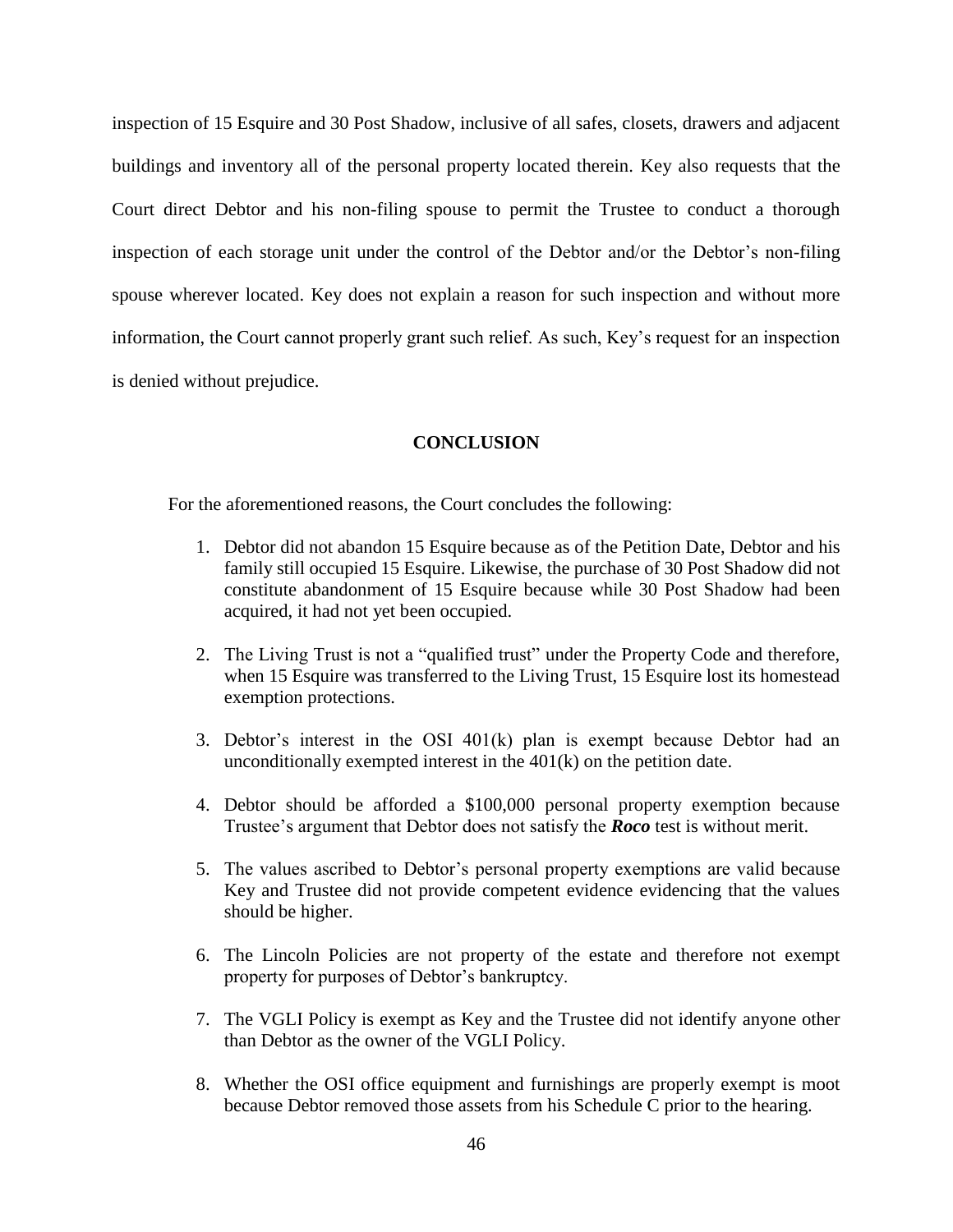inspection of 15 Esquire and 30 Post Shadow, inclusive of all safes, closets, drawers and adjacent buildings and inventory all of the personal property located therein. Key also requests that the Court direct Debtor and his non-filing spouse to permit the Trustee to conduct a thorough inspection of each storage unit under the control of the Debtor and/or the Debtor's non-filing spouse wherever located. Key does not explain a reason for such inspection and without more information, the Court cannot properly grant such relief. As such, Key's request for an inspection is denied without prejudice.

## CONCLUSION

For the aforementioned reasons, the Court concludes the following:

1. Debtor did not abandon 15 Esquire because as of the Petition Date, Debtor and his family still occupied 15 Esquire. Likewise, the purchase of 30 Post Shadow did not constitute abandonment of 15 Esquire because while 30 Post Shadow had been acquired, it had not yet been occupied.
2. The Living Trust is not a "qualified trust" under the Property Code and therefore, when 15 Esquire was transferred to the Living Trust, 15 Esquire lost its homestead exemption protections.
3. Debtor's interest in the OSI 401(k) plan is exempt because Debtor had an unconditionally exempted interest in the 401(k) on the petition date.
4. Debtor should be afforded a $100,000 personal property exemption because Trustee's argument that Debtor does not satisfy the ***Roco*** test is without merit.
5. The values ascribed to Debtor's personal property exemptions are valid because Key and Trustee did not provide competent evidence evidencing that the values should be higher.
6. The Lincoln Policies are not property of the estate and therefore not exempt property for purposes of Debtor's bankruptcy.
7. The VGLI Policy is exempt as Key and the Trustee did not identify anyone other than Debtor as the owner of the VGLI Policy.
8. Whether the OSI office equipment and furnishings are properly exempt is moot because Debtor removed those assets from his Schedule C prior to the hearing.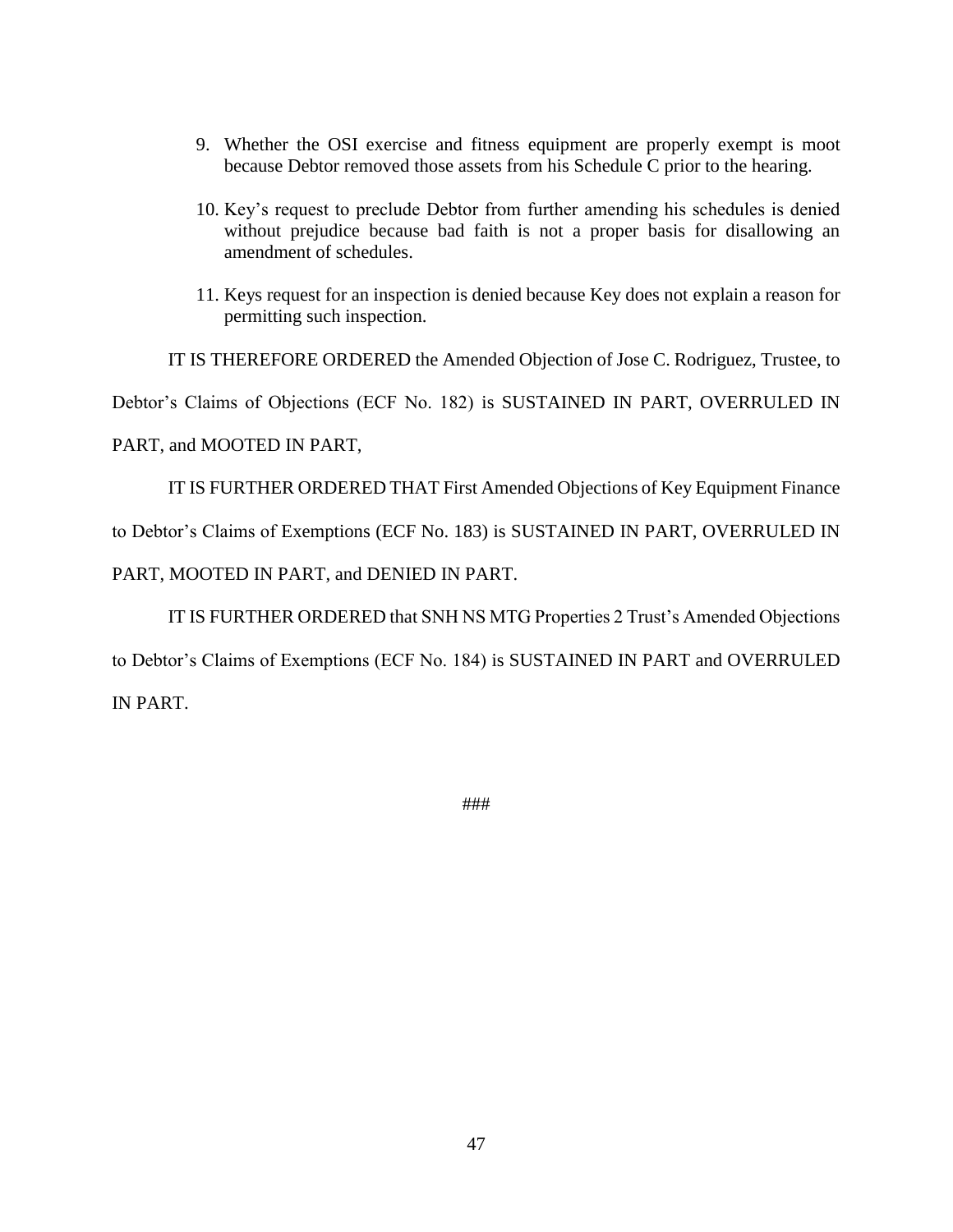9. Whether the OSI exercise and fitness equipment are properly exempt is moot because Debtor removed those assets from his Schedule C prior to the hearing.

10. Key's request to preclude Debtor from further amending his schedules is denied without prejudice because bad faith is not a proper basis for disallowing an amendment of schedules.

11. Keys request for an inspection is denied because Key does not explain a reason for permitting such inspection.

IT IS THEREFORE ORDERED the Amended Objection of Jose C. Rodriguez, Trustee, to Debtor's Claims of Objections (ECF No. 182) is SUSTAINED IN PART, OVERRULED IN PART, and MOOTED IN PART,

IT IS FURTHER ORDERED THAT First Amended Objections of Key Equipment Finance to Debtor's Claims of Exemptions (ECF No. 183) is SUSTAINED IN PART, OVERRULED IN PART, MOOTED IN PART, and DENIED IN PART.

IT IS FURTHER ORDERED that SNH NS MTG Properties 2 Trust's Amended Objections to Debtor's Claims of Exemptions (ECF No. 184) is SUSTAINED IN PART and OVERRULED IN PART.

###